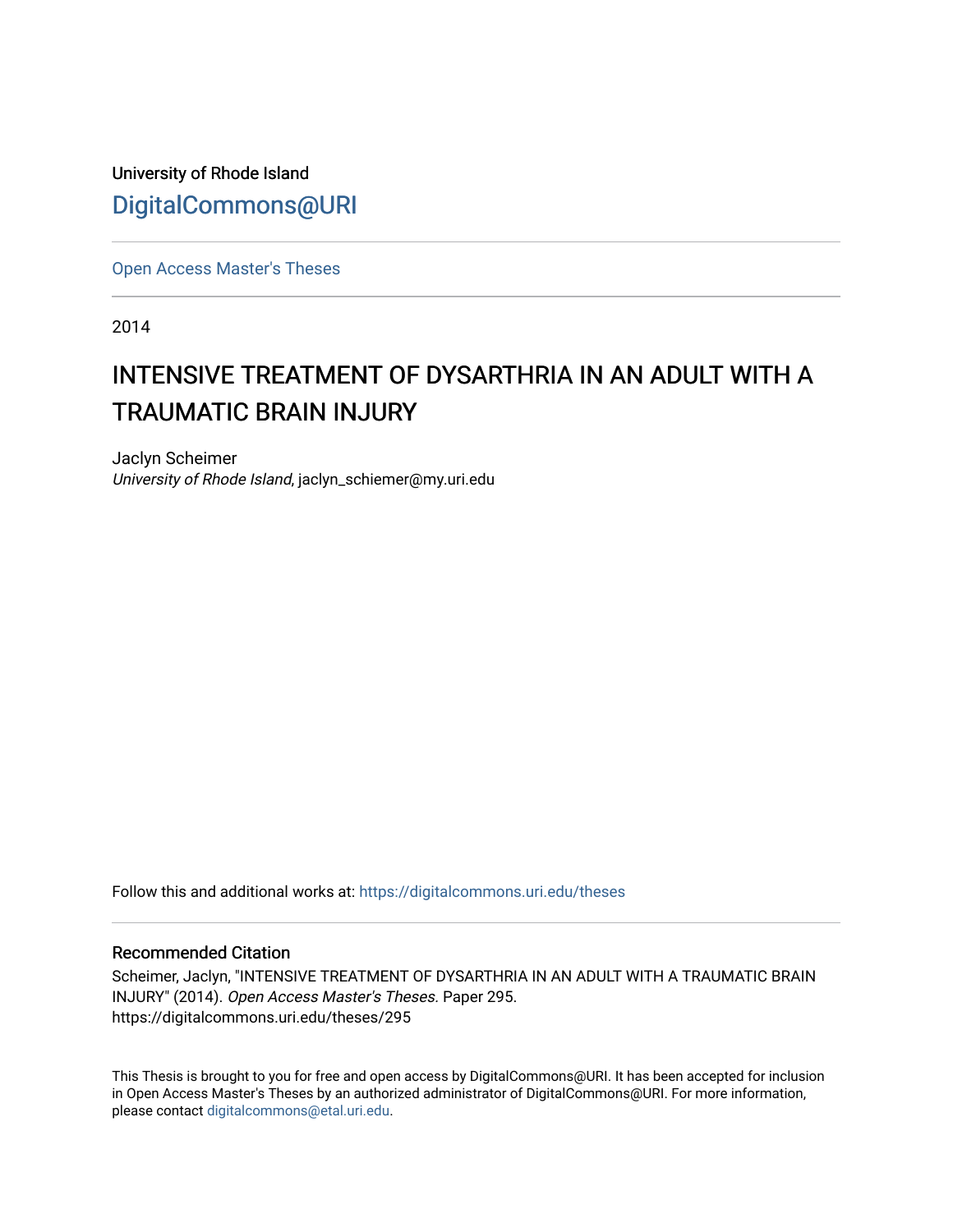University of Rhode Island

DigitalCommons@URI

Open Access Master's Theses

2014

# INTENSIVE TREATMENT OF DYSARTHRIA IN AN ADULT WITH A TRAUMATIC BRAIN INJURY

Jaclyn Scheimer

*University of Rhode Island*, jaclyn_schiemer@my.uri.edu

Follow this and additional works at: https://digitalcommons.uri.edu/theses

## Recommended Citation

Scheimer, Jaclyn, "INTENSIVE TREATMENT OF DYSARTHRIA IN AN ADULT WITH A TRAUMATIC BRAIN INJURY" (2014). *Open Access Master's Theses.* Paper 295.
https://digitalcommons.uri.edu/theses/295

This Thesis is brought to you for free and open access by DigitalCommons@URI. It has been accepted for inclusion in Open Access Master's Theses by an authorized administrator of DigitalCommons@URI. For more information, please contact digitalcommons@etal.uri.edu.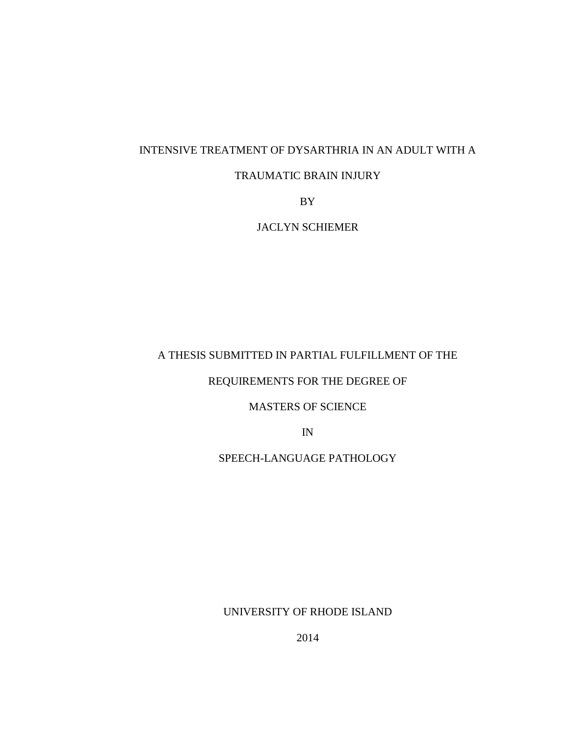INTENSIVE TREATMENT OF DYSARTHRIA IN AN ADULT WITH A

TRAUMATIC BRAIN INJURY

BY

JACLYN SCHIEMER

A THESIS SUBMITTED IN PARTIAL FULFILLMENT OF THE

REQUIREMENTS FOR THE DEGREE OF

MASTERS OF SCIENCE

IN

SPEECH-LANGUAGE PATHOLOGY

UNIVERSITY OF RHODE ISLAND

2014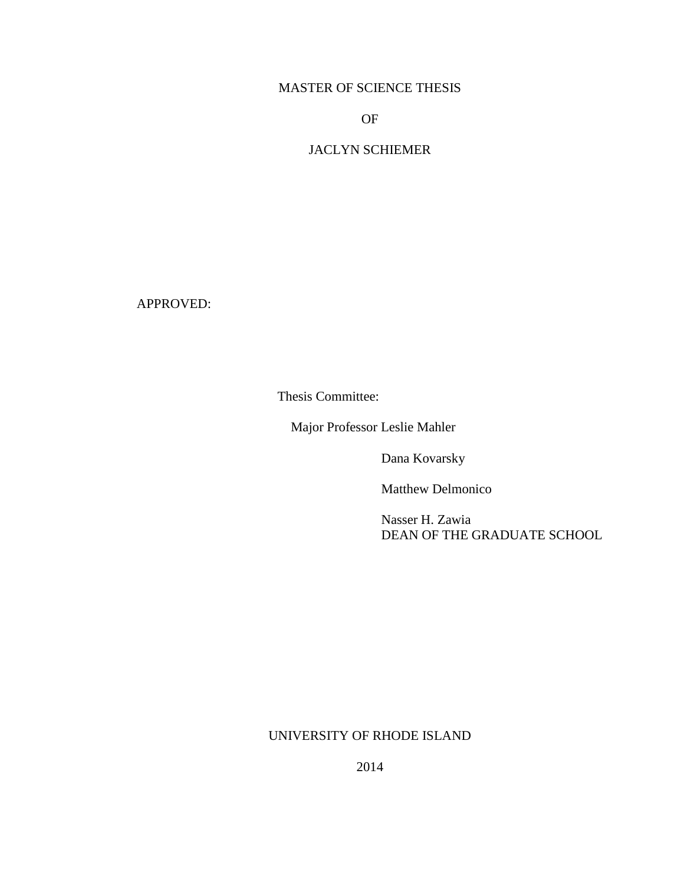MASTER OF SCIENCE THESIS

OF

JACLYN SCHIEMER

APPROVED:

Thesis Committee:

Major Professor Leslie Mahler

Dana Kovarsky

Matthew Delmonico

Nasser H. Zawia
DEAN OF THE GRADUATE SCHOOL

UNIVERSITY OF RHODE ISLAND

2014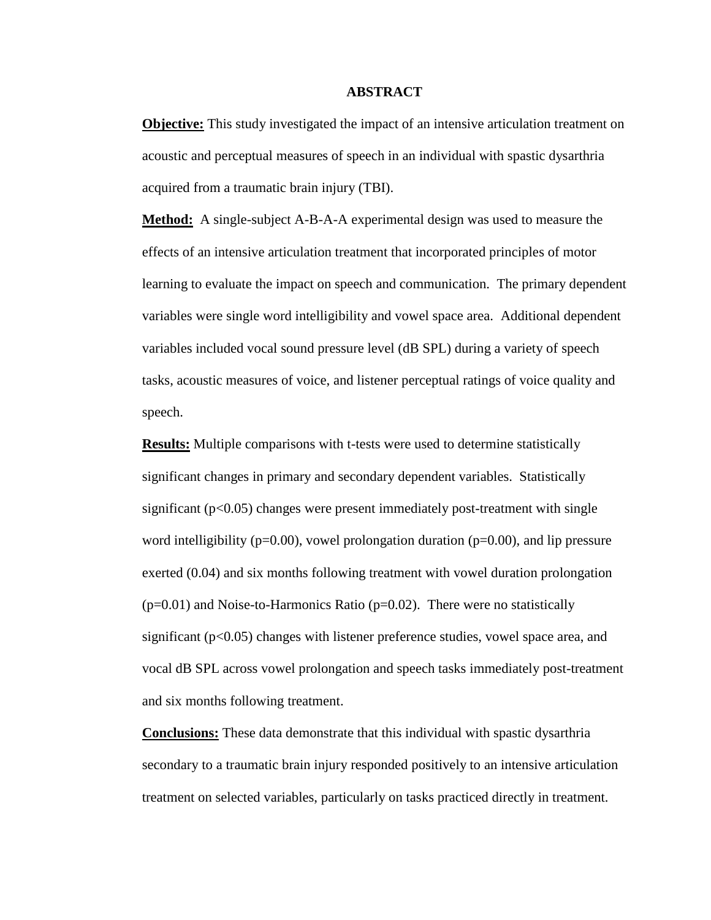# ABSTRACT

**Objective:** This study investigated the impact of an intensive articulation treatment on acoustic and perceptual measures of speech in an individual with spastic dysarthria acquired from a traumatic brain injury (TBI).

**Method:** A single-subject A-B-A-A experimental design was used to measure the effects of an intensive articulation treatment that incorporated principles of motor learning to evaluate the impact on speech and communication. The primary dependent variables were single word intelligibility and vowel space area. Additional dependent variables included vocal sound pressure level (dB SPL) during a variety of speech tasks, acoustic measures of voice, and listener perceptual ratings of voice quality and speech.

**Results:** Multiple comparisons with t-tests were used to determine statistically significant changes in primary and secondary dependent variables. Statistically significant ($p<0.05$) changes were present immediately post-treatment with single word intelligibility ($p=0.00$), vowel prolongation duration ($p=0.00$), and lip pressure exerted (0.04) and six months following treatment with vowel duration prolongation ($p=0.01$) and Noise-to-Harmonics Ratio ($p=0.02$). There were no statistically significant ($p<0.05$) changes with listener preference studies, vowel space area, and vocal dB SPL across vowel prolongation and speech tasks immediately post-treatment and six months following treatment.

**Conclusions:** These data demonstrate that this individual with spastic dysarthria secondary to a traumatic brain injury responded positively to an intensive articulation treatment on selected variables, particularly on tasks practiced directly in treatment.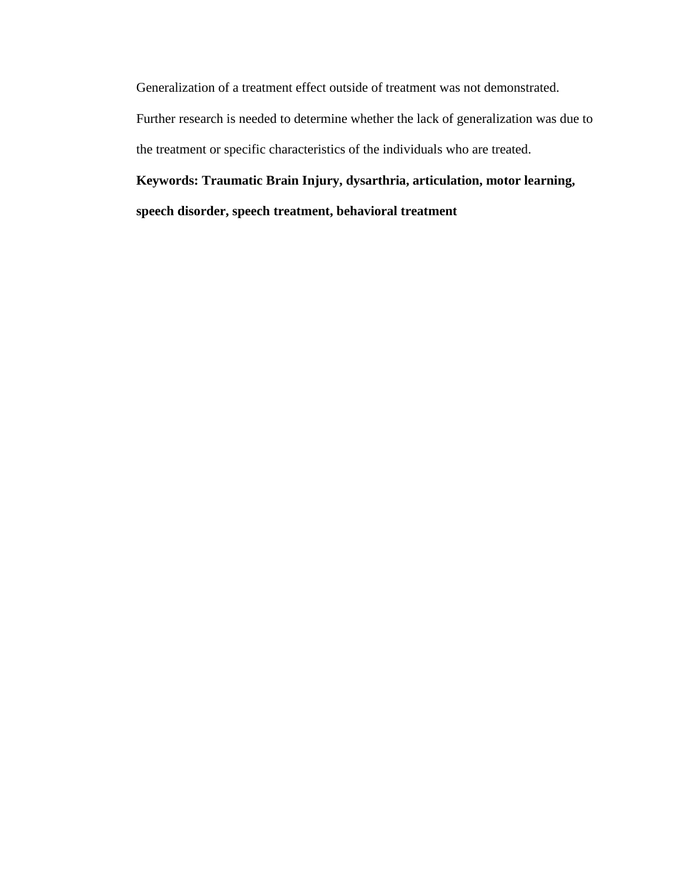Generalization of a treatment effect outside of treatment was not demonstrated. Further research is needed to determine whether the lack of generalization was due to the treatment or specific characteristics of the individuals who are treated.

**Keywords: Traumatic Brain Injury, dysarthria, articulation, motor learning, speech disorder, speech treatment, behavioral treatment**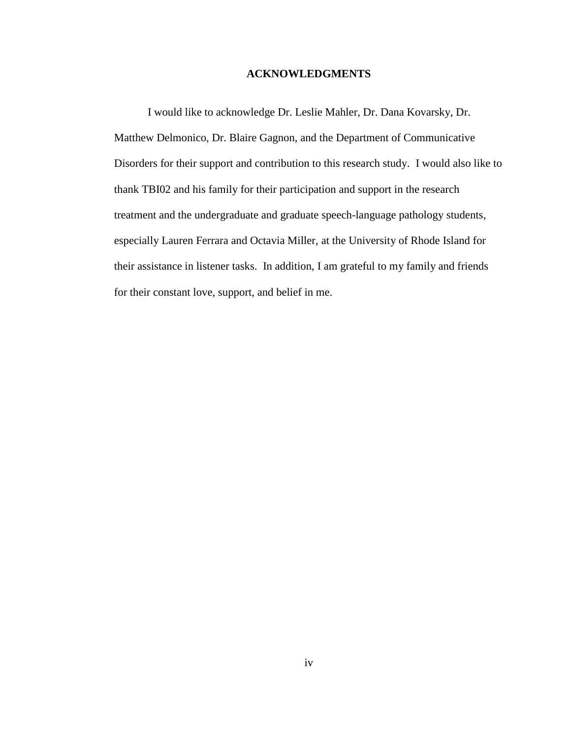# ACKNOWLEDGMENTS

I would like to acknowledge Dr. Leslie Mahler, Dr. Dana Kovarsky, Dr. Matthew Delmonico, Dr. Blaire Gagnon, and the Department of Communicative Disorders for their support and contribution to this research study. I would also like to thank TBI02 and his family for their participation and support in the research treatment and the undergraduate and graduate speech-language pathology students, especially Lauren Ferrara and Octavia Miller, at the University of Rhode Island for their assistance in listener tasks. In addition, I am grateful to my family and friends for their constant love, support, and belief in me.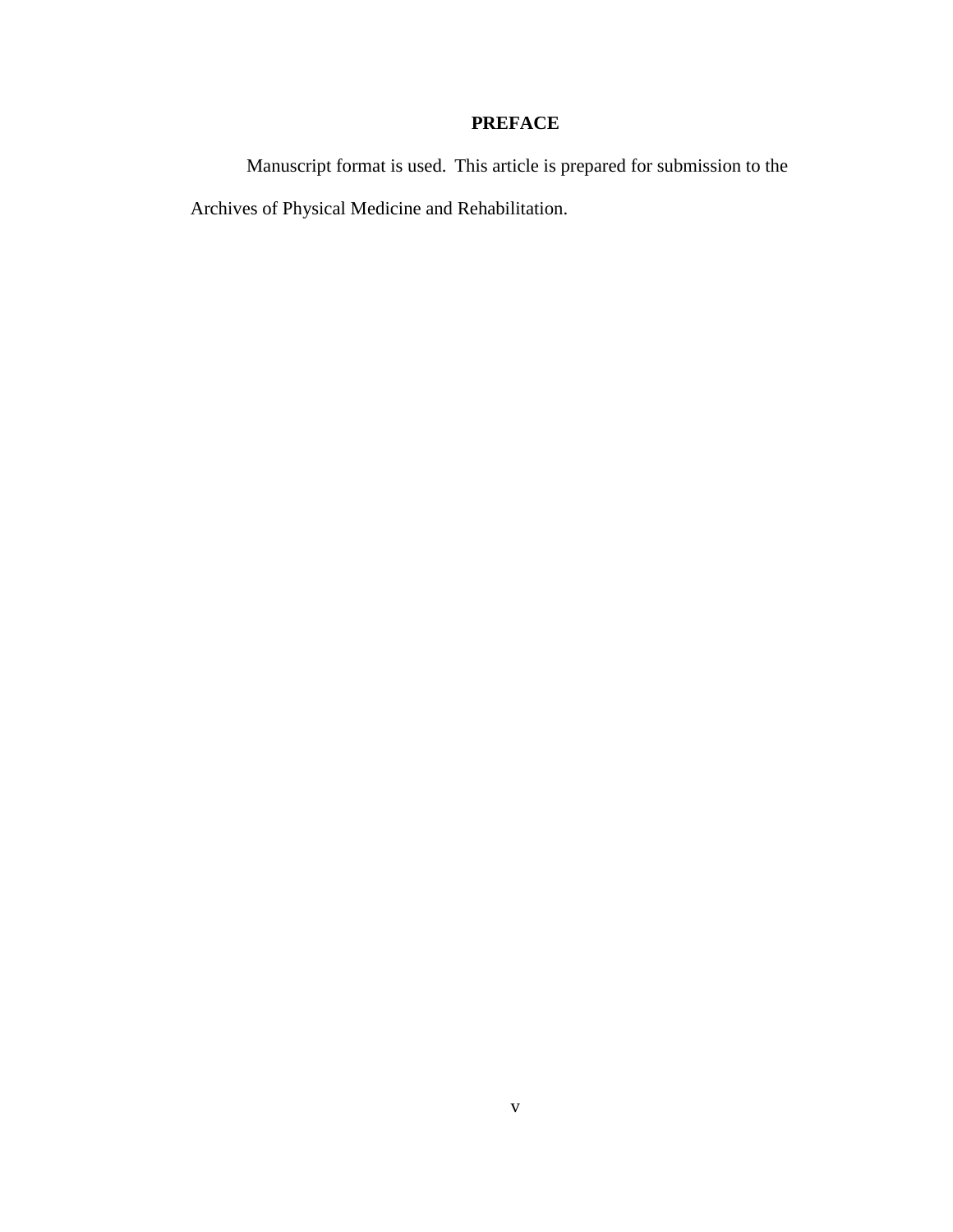# PREFACE

Manuscript format is used. This article is prepared for submission to the Archives of Physical Medicine and Rehabilitation.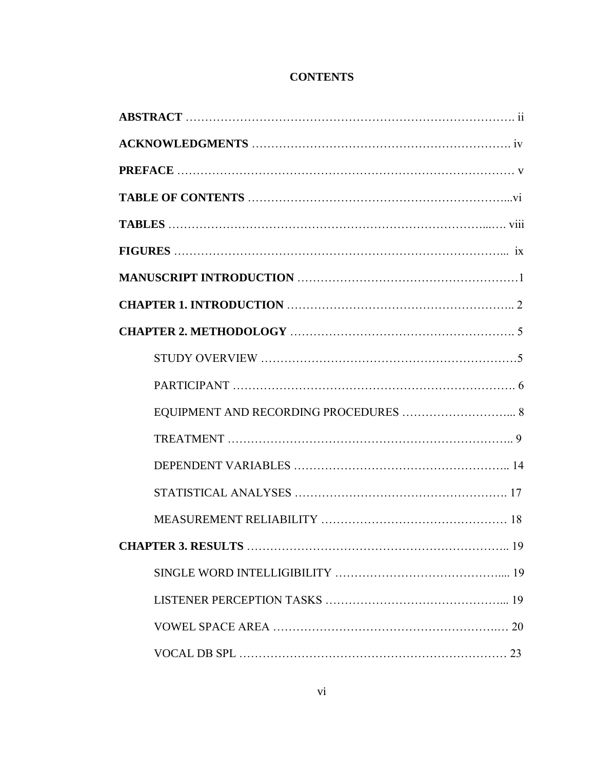# CONTENTS

**ABSTRACT** ………………………………………………………………………. ii

**ACKNOWLEDGMENTS** ………………………………………………………. iv

**PREFACE** ……………………………………………………………………… v

**TABLE OF CONTENTS** …………………………………………………...vi

**TABLES** …………………………………………………………………...…. viii

**FIGURES** ……………………………………………………………………... ix

**MANUSCRIPT INTRODUCTION** ………………………………………………1

**CHAPTER 1. INTRODUCTION** ……………………………………………….. 2

**CHAPTER 2. METHODOLOGY** ………………………………………………. 5

- STUDY OVERVIEW ……………………………………………………5
- PARTICIPANT ………………………………………………………. 6
- EQUIPMENT AND RECORDING PROCEDURES ……………………... 8
- TREATMENT …………………………………………………….. 9
- DEPENDENT VARIABLES ……………………………………….. 14
- STATISTICAL ANALYSES ……………………………………….. 17
- MEASUREMENT RELIABILITY ………………………………… 18

**CHAPTER 3. RESULTS** ……………………………………………………….. 19

- SINGLE WORD INTELLIGIBILITY ………………………………..... 19
- LISTENER PERCEPTION TASKS ……………………………………... 19
- VOWEL SPACE AREA ……………………………………………..… 20
- VOCAL DB SPL ……………………………………………………… 23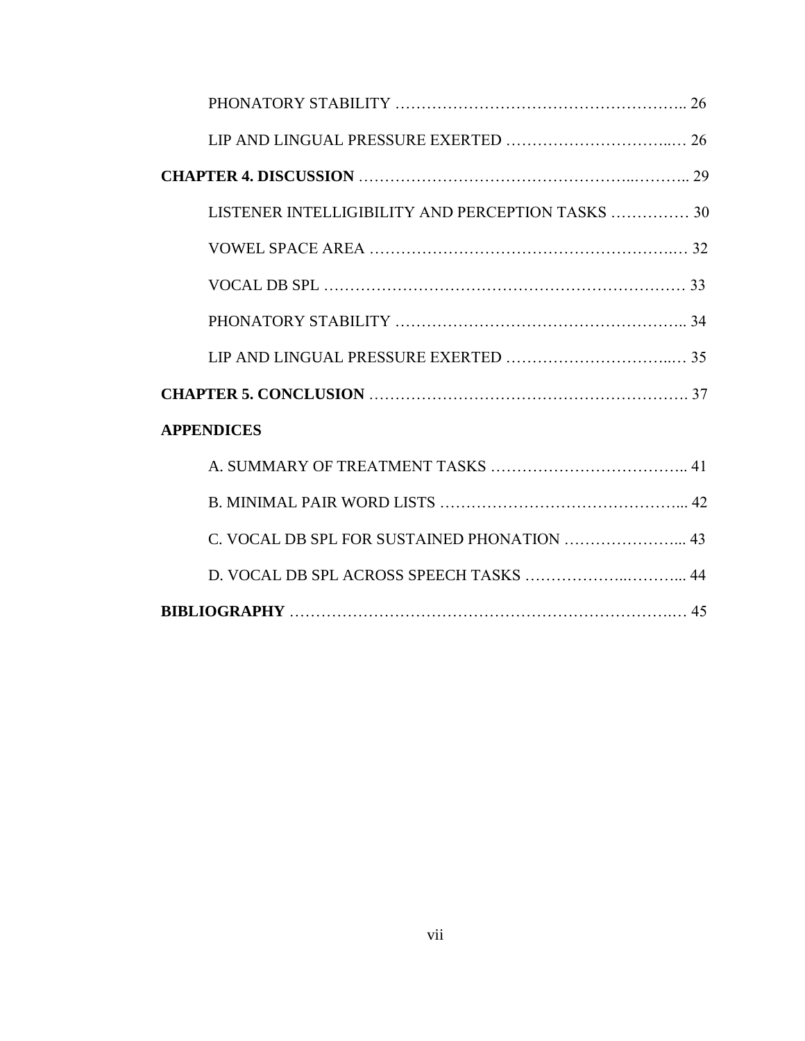PHONATORY STABILITY ……………………………………………….. 26

LIP AND LINGUAL PRESSURE EXERTED …………………………..… 26

**CHAPTER 4. DISCUSSION** …………………………………………..……….. 29

LISTENER INTELLIGIBILITY AND PERCEPTION TASKS …………… 30

VOWEL SPACE AREA ………………………………………………….… 32

VOCAL DB SPL …………………………………………………………… 33

PHONATORY STABILITY ……………………………………………….. 34

LIP AND LINGUAL PRESSURE EXERTED …………………………..… 35

**CHAPTER 5. CONCLUSION** …………………………………………………. 37

**APPENDICES**

A. SUMMARY OF TREATMENT TASKS ……………………………….. 41

B. MINIMAL PAIR WORD LISTS ……………………………………….... 42

C. VOCAL DB SPL FOR SUSTAINED PHONATION …………………... 43

D. VOCAL DB SPL ACROSS SPEECH TASKS ……………...………... 44

**BIBLIOGRAPHY** ……………………………………………………………..… 45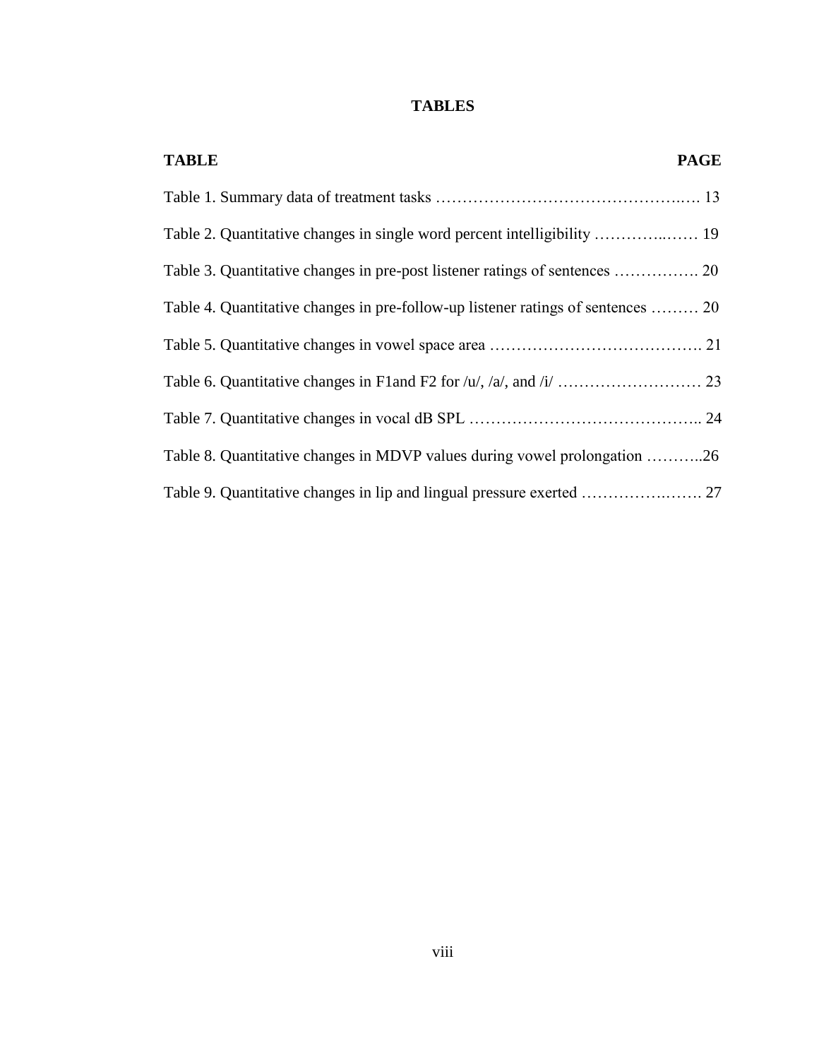# TABLES

| TABLE | PAGE |
|---|---|
| Table 1. Summary data of treatment tasks | 13 |
| Table 2. Quantitative changes in single word percent intelligibility | 19 |
| Table 3. Quantitative changes in pre-post listener ratings of sentences | 20 |
| Table 4. Quantitative changes in pre-follow-up listener ratings of sentences | 20 |
| Table 5. Quantitative changes in vowel space area | 21 |
| Table 6. Quantitative changes in F1and F2 for /u/, /a/, and /i/ | 23 |
| Table 7. Quantitative changes in vocal dB SPL | 24 |
| Table 8. Quantitative changes in MDVP values during vowel prolongation | 26 |
| Table 9. Quantitative changes in lip and lingual pressure exerted | 27 |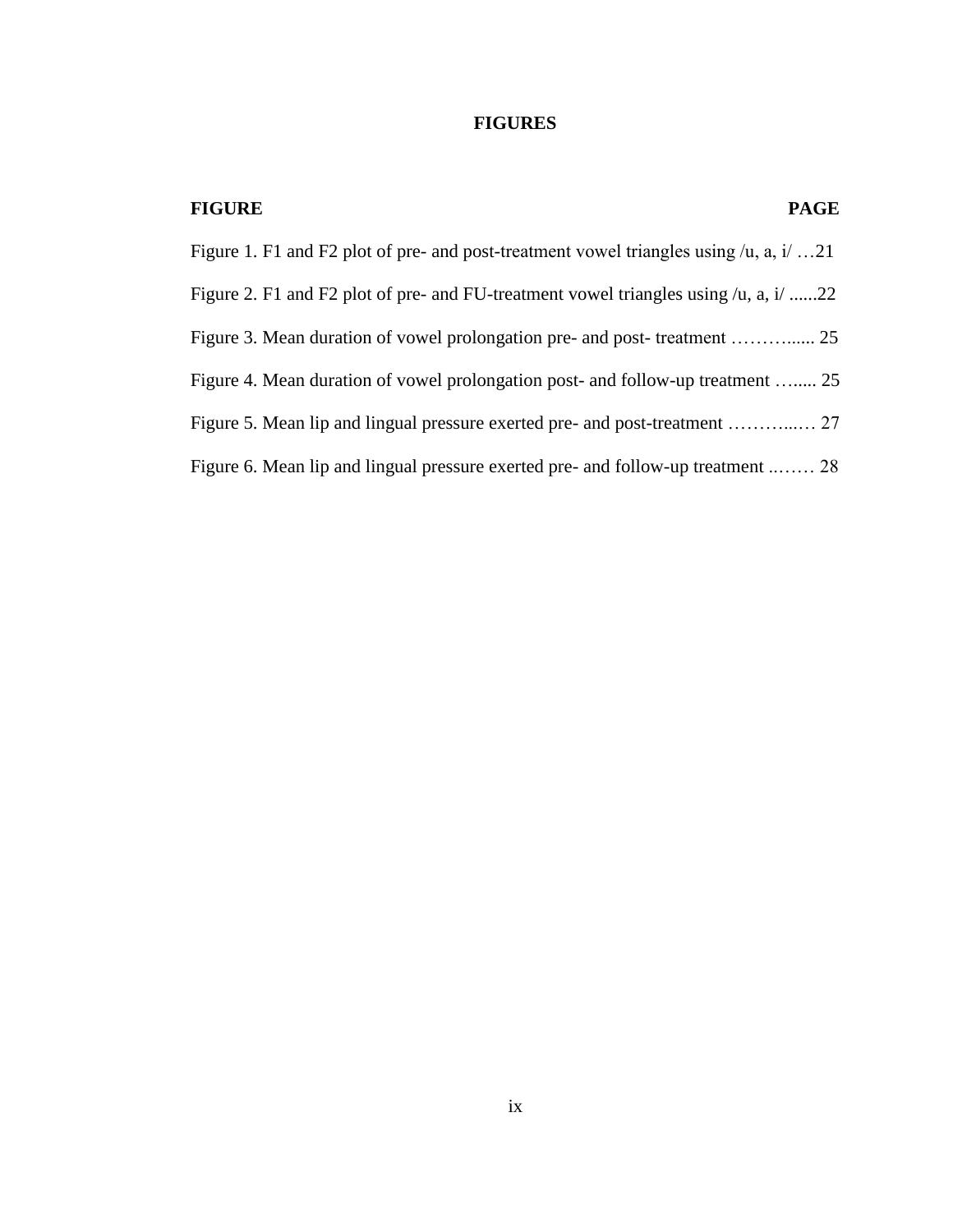# FIGURES

| FIGURE | PAGE |
|---|---|
| Figure 1. F1 and F2 plot of pre- and post-treatment vowel triangles using /u, a, i/ | 21 |
| Figure 2. F1 and F2 plot of pre- and FU-treatment vowel triangles using /u, a, i/ | 22 |
| Figure 3. Mean duration of vowel prolongation pre- and post- treatment | 25 |
| Figure 4. Mean duration of vowel prolongation post- and follow-up treatment | 25 |
| Figure 5. Mean lip and lingual pressure exerted pre- and post-treatment | 27 |
| Figure 6. Mean lip and lingual pressure exerted pre- and follow-up treatment | 28 |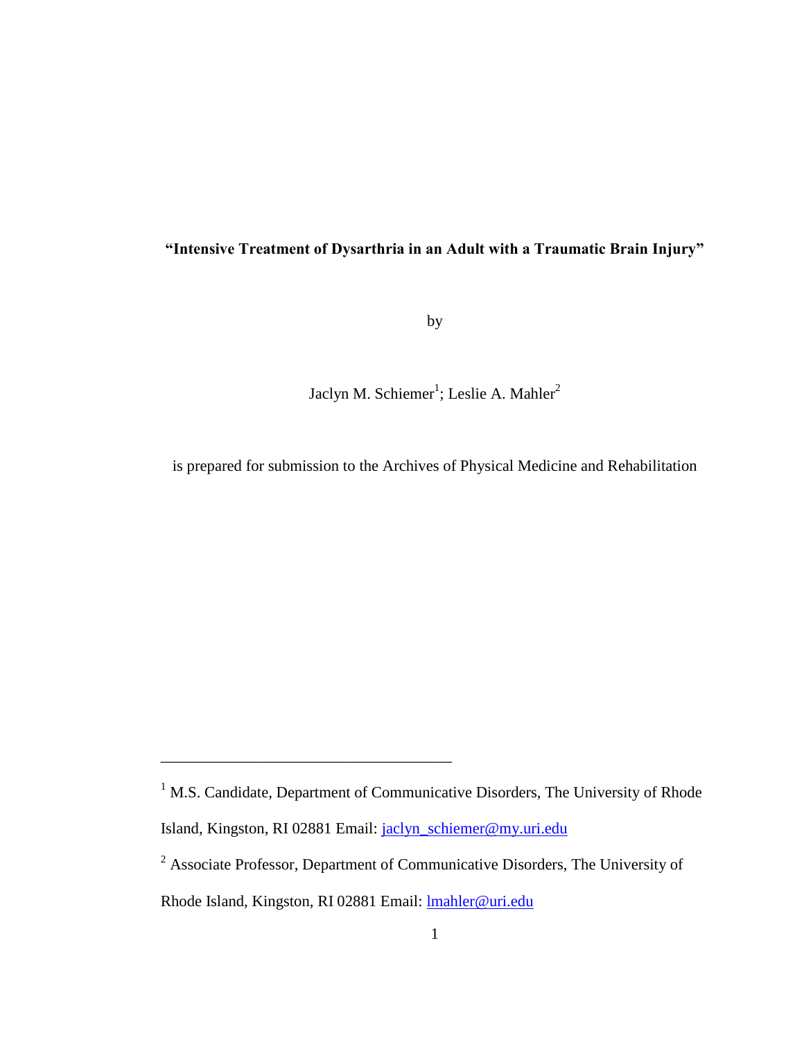**"Intensive Treatment of Dysarthria in an Adult with a Traumatic Brain Injury"**

by

Jaclyn M. Schiemer[1]; Leslie A. Mahler[2]

is prepared for submission to the Archives of Physical Medicine and Rehabilitation

---

[1] M.S. Candidate, Department of Communicative Disorders, The University of Rhode Island, Kingston, RI 02881 Email: jaclyn_schiemer@my.uri.edu

[2] Associate Professor, Department of Communicative Disorders, The University of Rhode Island, Kingston, RI 02881 Email: lmahler@uri.edu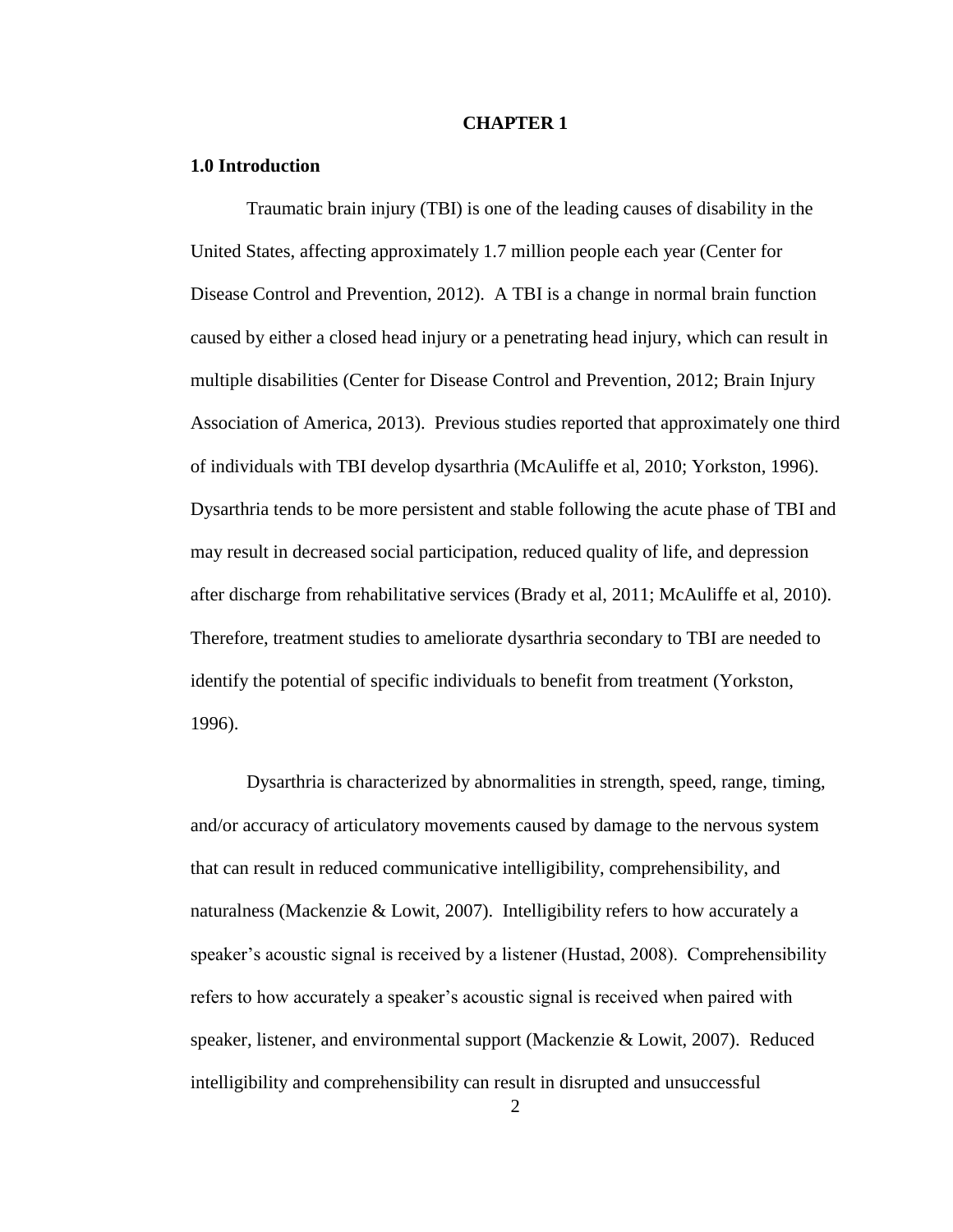# CHAPTER 1

## 1.0 Introduction

Traumatic brain injury (TBI) is one of the leading causes of disability in the United States, affecting approximately 1.7 million people each year (Center for Disease Control and Prevention, 2012). A TBI is a change in normal brain function caused by either a closed head injury or a penetrating head injury, which can result in multiple disabilities (Center for Disease Control and Prevention, 2012; Brain Injury Association of America, 2013). Previous studies reported that approximately one third of individuals with TBI develop dysarthria (McAuliffe et al, 2010; Yorkston, 1996). Dysarthria tends to be more persistent and stable following the acute phase of TBI and may result in decreased social participation, reduced quality of life, and depression after discharge from rehabilitative services (Brady et al, 2011; McAuliffe et al, 2010). Therefore, treatment studies to ameliorate dysarthria secondary to TBI are needed to identify the potential of specific individuals to benefit from treatment (Yorkston, 1996).

Dysarthria is characterized by abnormalities in strength, speed, range, timing, and/or accuracy of articulatory movements caused by damage to the nervous system that can result in reduced communicative intelligibility, comprehensibility, and naturalness (Mackenzie & Lowit, 2007). Intelligibility refers to how accurately a speaker's acoustic signal is received by a listener (Hustad, 2008). Comprehensibility refers to how accurately a speaker's acoustic signal is received when paired with speaker, listener, and environmental support (Mackenzie & Lowit, 2007). Reduced intelligibility and comprehensibility can result in disrupted and unsuccessful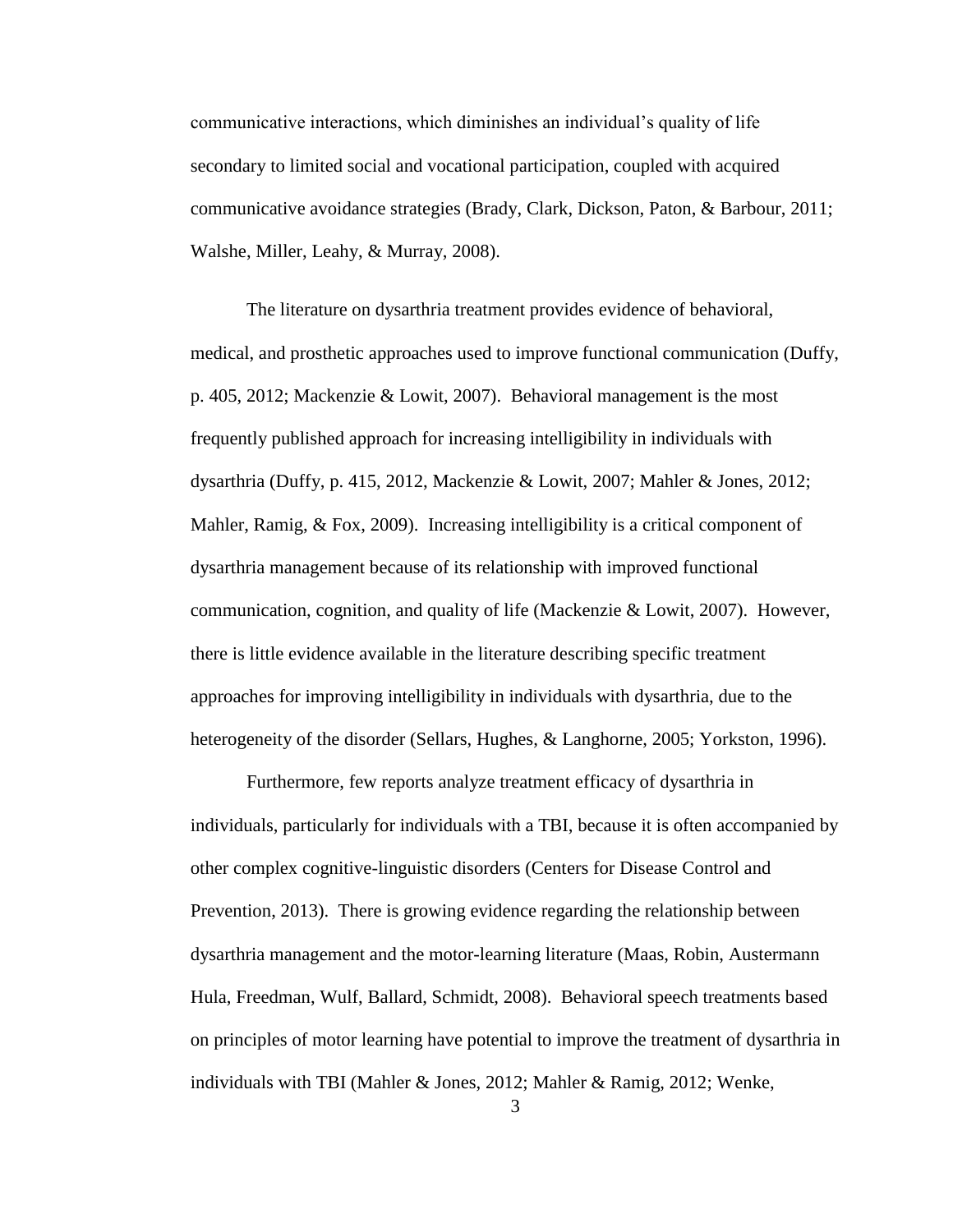communicative interactions, which diminishes an individual's quality of life secondary to limited social and vocational participation, coupled with acquired communicative avoidance strategies (Brady, Clark, Dickson, Paton, & Barbour, 2011; Walshe, Miller, Leahy, & Murray, 2008).

The literature on dysarthria treatment provides evidence of behavioral, medical, and prosthetic approaches used to improve functional communication (Duffy, p. 405, 2012; Mackenzie & Lowit, 2007). Behavioral management is the most frequently published approach for increasing intelligibility in individuals with dysarthria (Duffy, p. 415, 2012, Mackenzie & Lowit, 2007; Mahler & Jones, 2012; Mahler, Ramig, & Fox, 2009). Increasing intelligibility is a critical component of dysarthria management because of its relationship with improved functional communication, cognition, and quality of life (Mackenzie & Lowit, 2007). However, there is little evidence available in the literature describing specific treatment approaches for improving intelligibility in individuals with dysarthria, due to the heterogeneity of the disorder (Sellars, Hughes, & Langhorne, 2005; Yorkston, 1996).

Furthermore, few reports analyze treatment efficacy of dysarthria in individuals, particularly for individuals with a TBI, because it is often accompanied by other complex cognitive-linguistic disorders (Centers for Disease Control and Prevention, 2013). There is growing evidence regarding the relationship between dysarthria management and the motor-learning literature (Maas, Robin, Austermann Hula, Freedman, Wulf, Ballard, Schmidt, 2008). Behavioral speech treatments based on principles of motor learning have potential to improve the treatment of dysarthria in individuals with TBI (Mahler & Jones, 2012; Mahler & Ramig, 2012; Wenke,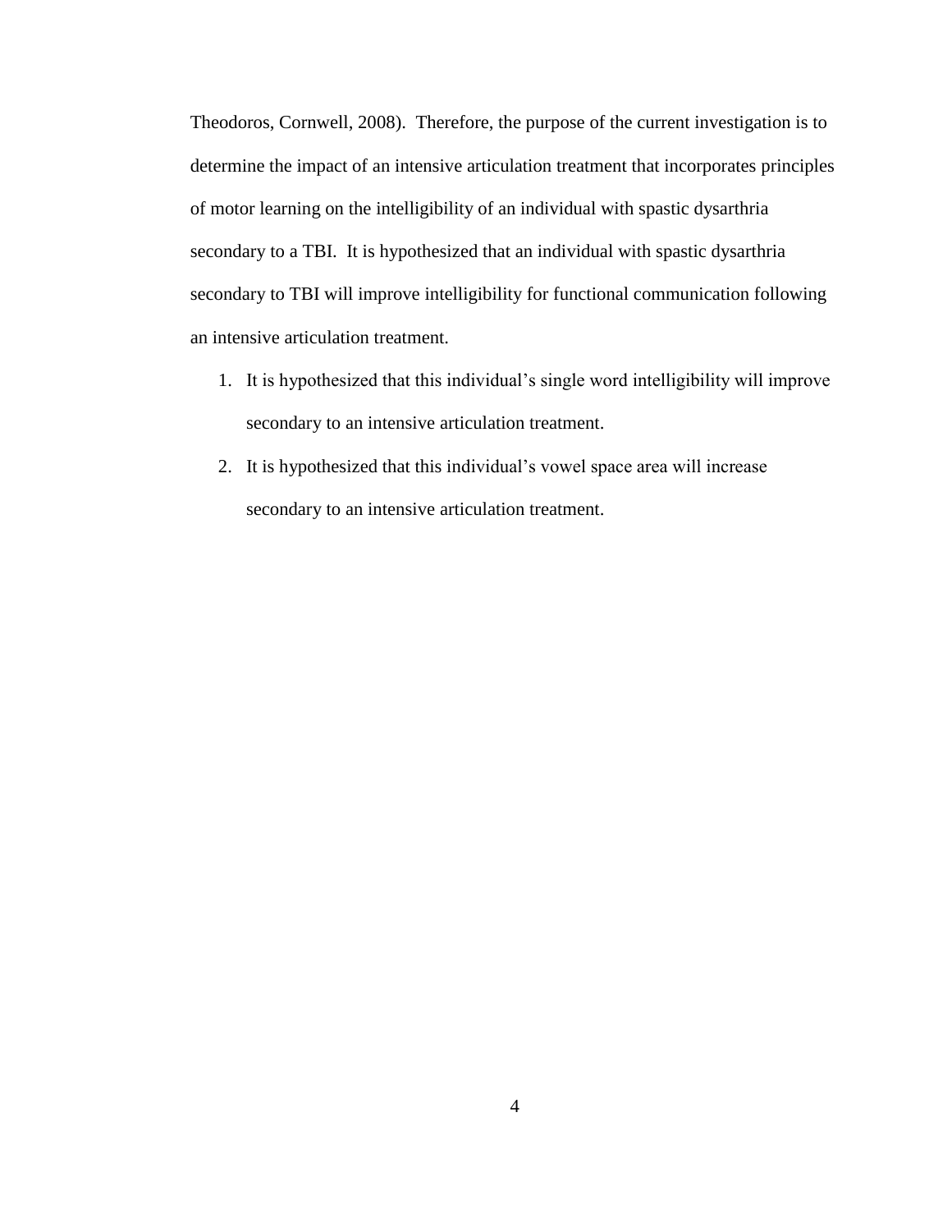Theodoros, Cornwell, 2008). Therefore, the purpose of the current investigation is to determine the impact of an intensive articulation treatment that incorporates principles of motor learning on the intelligibility of an individual with spastic dysarthria secondary to a TBI. It is hypothesized that an individual with spastic dysarthria secondary to TBI will improve intelligibility for functional communication following an intensive articulation treatment.

1. It is hypothesized that this individual's single word intelligibility will improve secondary to an intensive articulation treatment.
2. It is hypothesized that this individual's vowel space area will increase secondary to an intensive articulation treatment.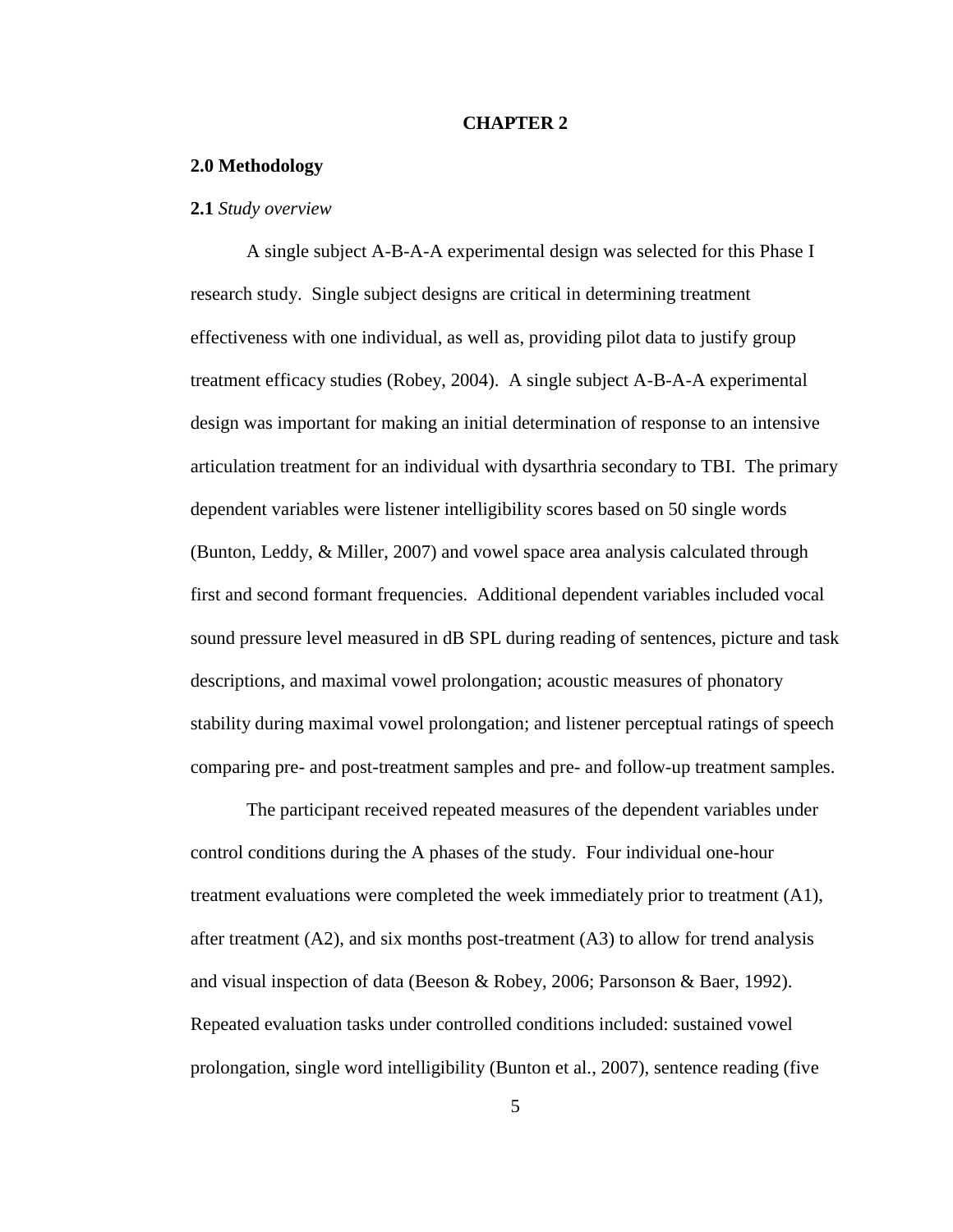# CHAPTER 2

## 2.0 Methodology

### **2.1** *Study overview*

A single subject A-B-A-A experimental design was selected for this Phase I research study. Single subject designs are critical in determining treatment effectiveness with one individual, as well as, providing pilot data to justify group treatment efficacy studies (Robey, 2004). A single subject A-B-A-A experimental design was important for making an initial determination of response to an intensive articulation treatment for an individual with dysarthria secondary to TBI. The primary dependent variables were listener intelligibility scores based on 50 single words (Bunton, Leddy, & Miller, 2007) and vowel space area analysis calculated through first and second formant frequencies. Additional dependent variables included vocal sound pressure level measured in dB SPL during reading of sentences, picture and task descriptions, and maximal vowel prolongation; acoustic measures of phonatory stability during maximal vowel prolongation; and listener perceptual ratings of speech comparing pre- and post-treatment samples and pre- and follow-up treatment samples.

The participant received repeated measures of the dependent variables under control conditions during the A phases of the study. Four individual one-hour treatment evaluations were completed the week immediately prior to treatment (A1), after treatment (A2), and six months post-treatment (A3) to allow for trend analysis and visual inspection of data (Beeson & Robey, 2006; Parsonson & Baer, 1992). Repeated evaluation tasks under controlled conditions included: sustained vowel prolongation, single word intelligibility (Bunton et al., 2007), sentence reading (five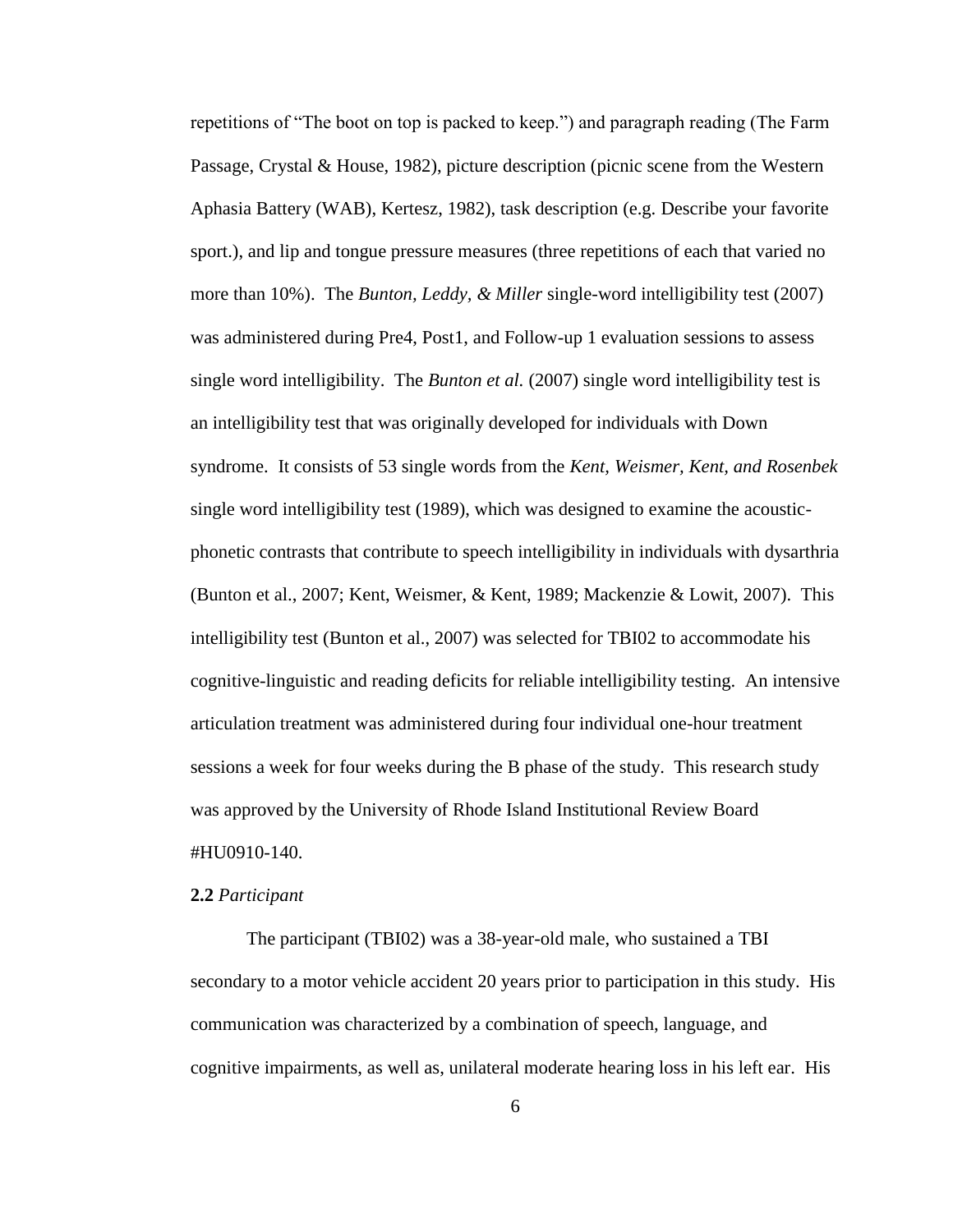repetitions of "The boot on top is packed to keep.") and paragraph reading (The Farm Passage, Crystal & House, 1982), picture description (picnic scene from the Western Aphasia Battery (WAB), Kertesz, 1982), task description (e.g. Describe your favorite sport.), and lip and tongue pressure measures (three repetitions of each that varied no more than 10%). The *Bunton, Leddy, & Miller* single-word intelligibility test (2007) was administered during Pre4, Post1, and Follow-up 1 evaluation sessions to assess single word intelligibility. The *Bunton et al.* (2007) single word intelligibility test is an intelligibility test that was originally developed for individuals with Down syndrome. It consists of 53 single words from the *Kent, Weismer, Kent, and Rosenbek* single word intelligibility test (1989), which was designed to examine the acoustic-phonetic contrasts that contribute to speech intelligibility in individuals with dysarthria (Bunton et al., 2007; Kent, Weismer, & Kent, 1989; Mackenzie & Lowit, 2007). This intelligibility test (Bunton et al., 2007) was selected for TBI02 to accommodate his cognitive-linguistic and reading deficits for reliable intelligibility testing. An intensive articulation treatment was administered during four individual one-hour treatment sessions a week for four weeks during the B phase of the study. This research study was approved by the University of Rhode Island Institutional Review Board #HU0910-140.

**2.2** *Participant*

The participant (TBI02) was a 38-year-old male, who sustained a TBI secondary to a motor vehicle accident 20 years prior to participation in this study. His communication was characterized by a combination of speech, language, and cognitive impairments, as well as, unilateral moderate hearing loss in his left ear. His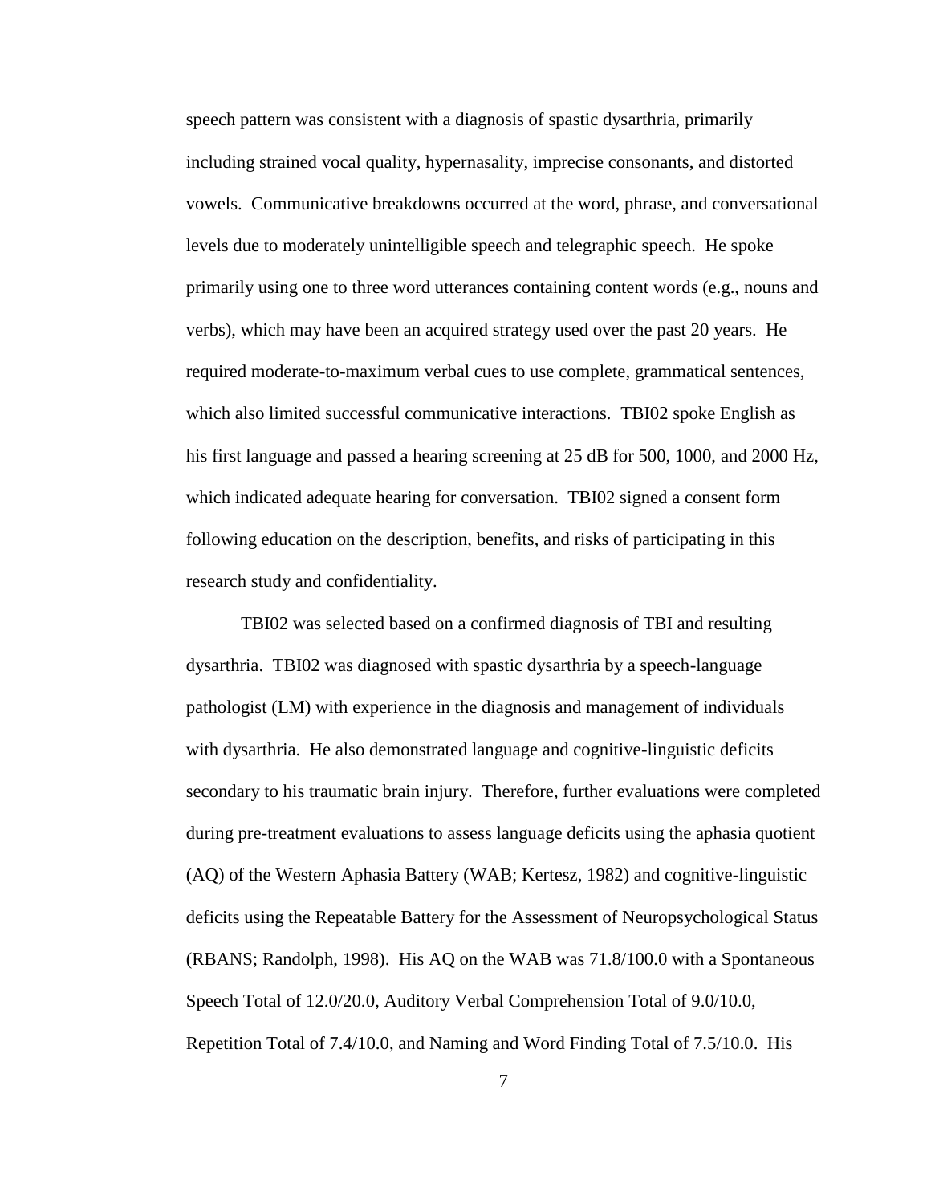speech pattern was consistent with a diagnosis of spastic dysarthria, primarily including strained vocal quality, hypernasality, imprecise consonants, and distorted vowels. Communicative breakdowns occurred at the word, phrase, and conversational levels due to moderately unintelligible speech and telegraphic speech. He spoke primarily using one to three word utterances containing content words (e.g., nouns and verbs), which may have been an acquired strategy used over the past 20 years. He required moderate-to-maximum verbal cues to use complete, grammatical sentences, which also limited successful communicative interactions. TBI02 spoke English as his first language and passed a hearing screening at 25 dB for 500, 1000, and 2000 Hz, which indicated adequate hearing for conversation. TBI02 signed a consent form following education on the description, benefits, and risks of participating in this research study and confidentiality.

TBI02 was selected based on a confirmed diagnosis of TBI and resulting dysarthria. TBI02 was diagnosed with spastic dysarthria by a speech-language pathologist (LM) with experience in the diagnosis and management of individuals with dysarthria. He also demonstrated language and cognitive-linguistic deficits secondary to his traumatic brain injury. Therefore, further evaluations were completed during pre-treatment evaluations to assess language deficits using the aphasia quotient (AQ) of the Western Aphasia Battery (WAB; Kertesz, 1982) and cognitive-linguistic deficits using the Repeatable Battery for the Assessment of Neuropsychological Status (RBANS; Randolph, 1998). His AQ on the WAB was 71.8/100.0 with a Spontaneous Speech Total of 12.0/20.0, Auditory Verbal Comprehension Total of 9.0/10.0, Repetition Total of 7.4/10.0, and Naming and Word Finding Total of 7.5/10.0. His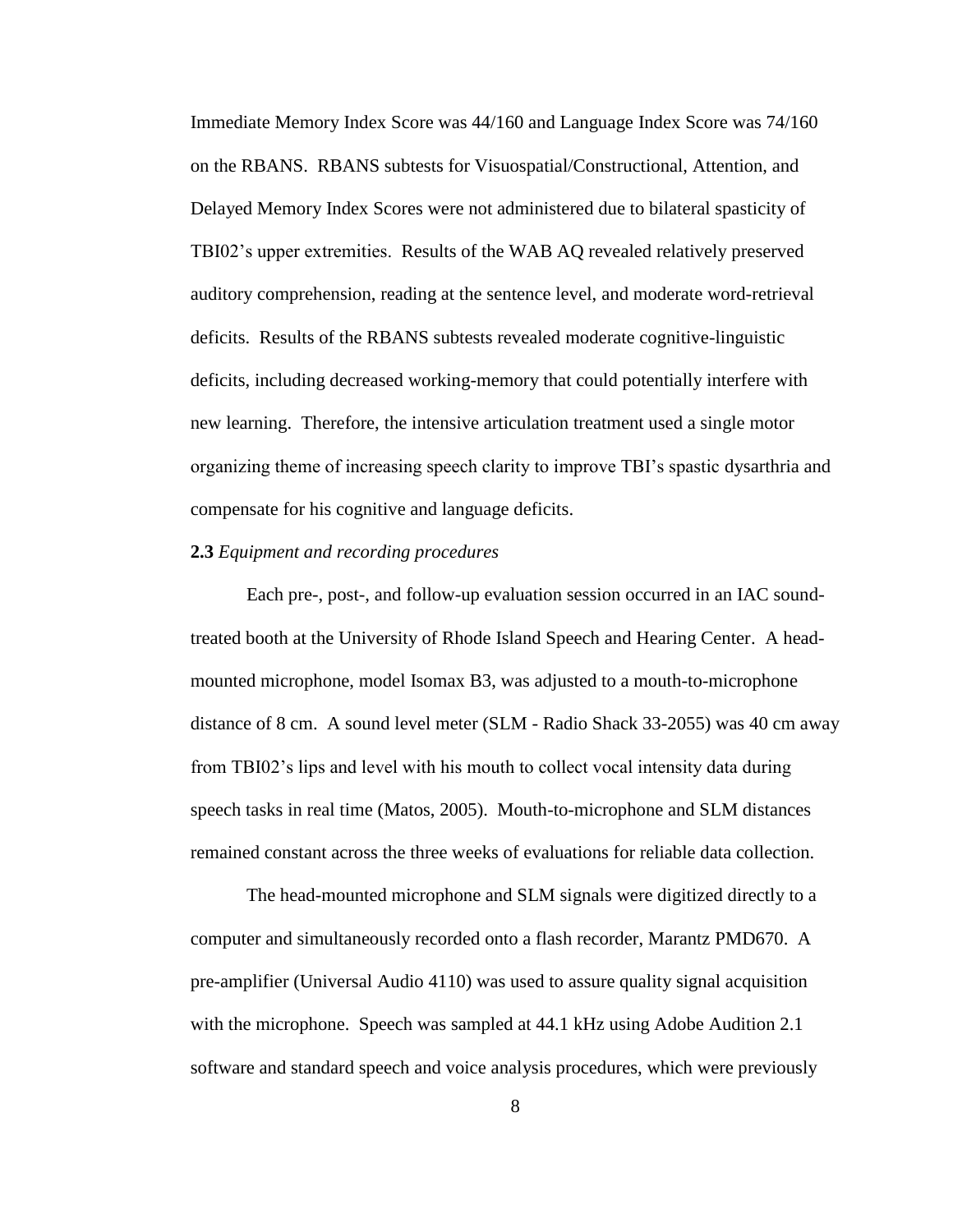Immediate Memory Index Score was 44/160 and Language Index Score was 74/160 on the RBANS. RBANS subtests for Visuospatial/Constructional, Attention, and Delayed Memory Index Scores were not administered due to bilateral spasticity of TBI02's upper extremities. Results of the WAB AQ revealed relatively preserved auditory comprehension, reading at the sentence level, and moderate word-retrieval deficits. Results of the RBANS subtests revealed moderate cognitive-linguistic deficits, including decreased working-memory that could potentially interfere with new learning. Therefore, the intensive articulation treatment used a single motor organizing theme of increasing speech clarity to improve TBI's spastic dysarthria and compensate for his cognitive and language deficits.

**2.3** *Equipment and recording procedures*

Each pre-, post-, and follow-up evaluation session occurred in an IAC sound-treated booth at the University of Rhode Island Speech and Hearing Center. A head-mounted microphone, model Isomax B3, was adjusted to a mouth-to-microphone distance of 8 cm. A sound level meter (SLM - Radio Shack 33-2055) was 40 cm away from TBI02's lips and level with his mouth to collect vocal intensity data during speech tasks in real time (Matos, 2005). Mouth-to-microphone and SLM distances remained constant across the three weeks of evaluations for reliable data collection.

The head-mounted microphone and SLM signals were digitized directly to a computer and simultaneously recorded onto a flash recorder, Marantz PMD670. A pre-amplifier (Universal Audio 4110) was used to assure quality signal acquisition with the microphone. Speech was sampled at 44.1 kHz using Adobe Audition 2.1 software and standard speech and voice analysis procedures, which were previously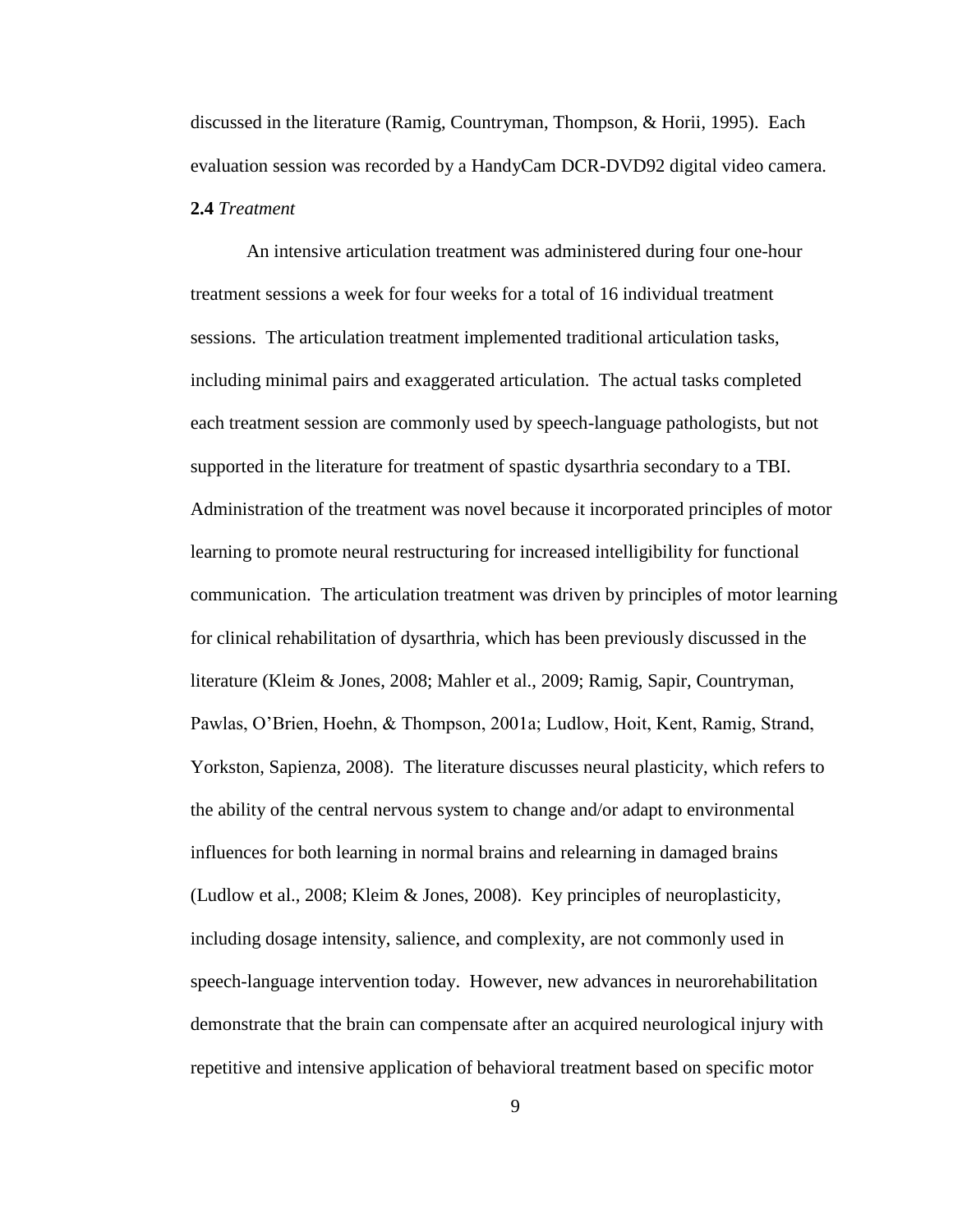discussed in the literature (Ramig, Countryman, Thompson, & Horii, 1995). Each evaluation session was recorded by a HandyCam DCR-DVD92 digital video camera.

**2.4** *Treatment*

An intensive articulation treatment was administered during four one-hour treatment sessions a week for four weeks for a total of 16 individual treatment sessions. The articulation treatment implemented traditional articulation tasks, including minimal pairs and exaggerated articulation. The actual tasks completed each treatment session are commonly used by speech-language pathologists, but not supported in the literature for treatment of spastic dysarthria secondary to a TBI. Administration of the treatment was novel because it incorporated principles of motor learning to promote neural restructuring for increased intelligibility for functional communication. The articulation treatment was driven by principles of motor learning for clinical rehabilitation of dysarthria, which has been previously discussed in the literature (Kleim & Jones, 2008; Mahler et al., 2009; Ramig, Sapir, Countryman, Pawlas, O'Brien, Hoehn, & Thompson, 2001a; Ludlow, Hoit, Kent, Ramig, Strand, Yorkston, Sapienza, 2008). The literature discusses neural plasticity, which refers to the ability of the central nervous system to change and/or adapt to environmental influences for both learning in normal brains and relearning in damaged brains (Ludlow et al., 2008; Kleim & Jones, 2008). Key principles of neuroplasticity, including dosage intensity, salience, and complexity, are not commonly used in speech-language intervention today. However, new advances in neurorehabilitation demonstrate that the brain can compensate after an acquired neurological injury with repetitive and intensive application of behavioral treatment based on specific motor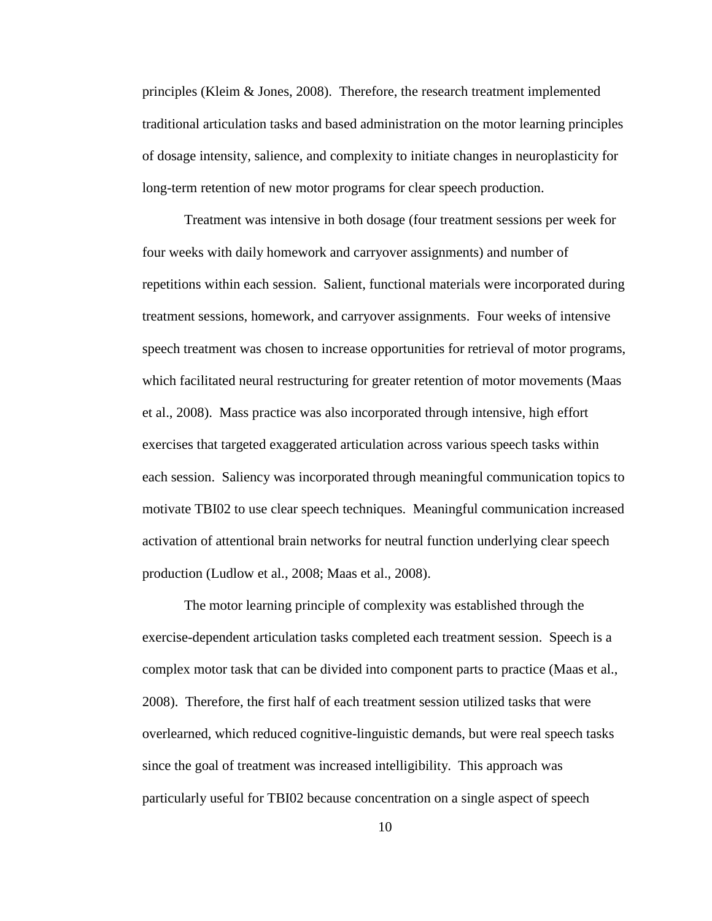principles (Kleim & Jones, 2008). Therefore, the research treatment implemented traditional articulation tasks and based administration on the motor learning principles of dosage intensity, salience, and complexity to initiate changes in neuroplasticity for long-term retention of new motor programs for clear speech production.

Treatment was intensive in both dosage (four treatment sessions per week for four weeks with daily homework and carryover assignments) and number of repetitions within each session. Salient, functional materials were incorporated during treatment sessions, homework, and carryover assignments. Four weeks of intensive speech treatment was chosen to increase opportunities for retrieval of motor programs, which facilitated neural restructuring for greater retention of motor movements (Maas et al., 2008). Mass practice was also incorporated through intensive, high effort exercises that targeted exaggerated articulation across various speech tasks within each session. Saliency was incorporated through meaningful communication topics to motivate TBI02 to use clear speech techniques. Meaningful communication increased activation of attentional brain networks for neutral function underlying clear speech production (Ludlow et al., 2008; Maas et al., 2008).

The motor learning principle of complexity was established through the exercise-dependent articulation tasks completed each treatment session. Speech is a complex motor task that can be divided into component parts to practice (Maas et al., 2008). Therefore, the first half of each treatment session utilized tasks that were overlearned, which reduced cognitive-linguistic demands, but were real speech tasks since the goal of treatment was increased intelligibility. This approach was particularly useful for TBI02 because concentration on a single aspect of speech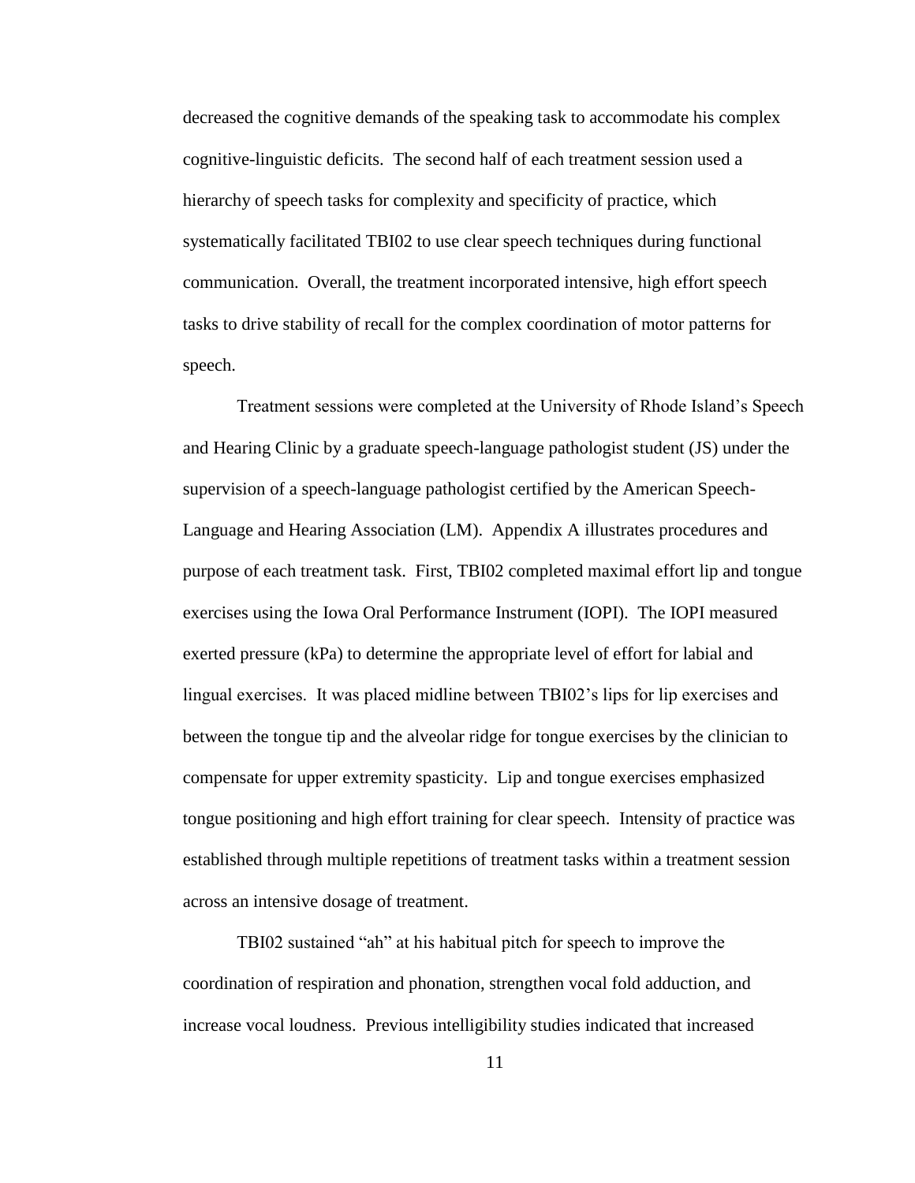decreased the cognitive demands of the speaking task to accommodate his complex cognitive-linguistic deficits. The second half of each treatment session used a hierarchy of speech tasks for complexity and specificity of practice, which systematically facilitated TBI02 to use clear speech techniques during functional communication. Overall, the treatment incorporated intensive, high effort speech tasks to drive stability of recall for the complex coordination of motor patterns for speech.

Treatment sessions were completed at the University of Rhode Island's Speech and Hearing Clinic by a graduate speech-language pathologist student (JS) under the supervision of a speech-language pathologist certified by the American Speech-Language and Hearing Association (LM). Appendix A illustrates procedures and purpose of each treatment task. First, TBI02 completed maximal effort lip and tongue exercises using the Iowa Oral Performance Instrument (IOPI). The IOPI measured exerted pressure (kPa) to determine the appropriate level of effort for labial and lingual exercises. It was placed midline between TBI02's lips for lip exercises and between the tongue tip and the alveolar ridge for tongue exercises by the clinician to compensate for upper extremity spasticity. Lip and tongue exercises emphasized tongue positioning and high effort training for clear speech. Intensity of practice was established through multiple repetitions of treatment tasks within a treatment session across an intensive dosage of treatment.

TBI02 sustained "ah" at his habitual pitch for speech to improve the coordination of respiration and phonation, strengthen vocal fold adduction, and increase vocal loudness. Previous intelligibility studies indicated that increased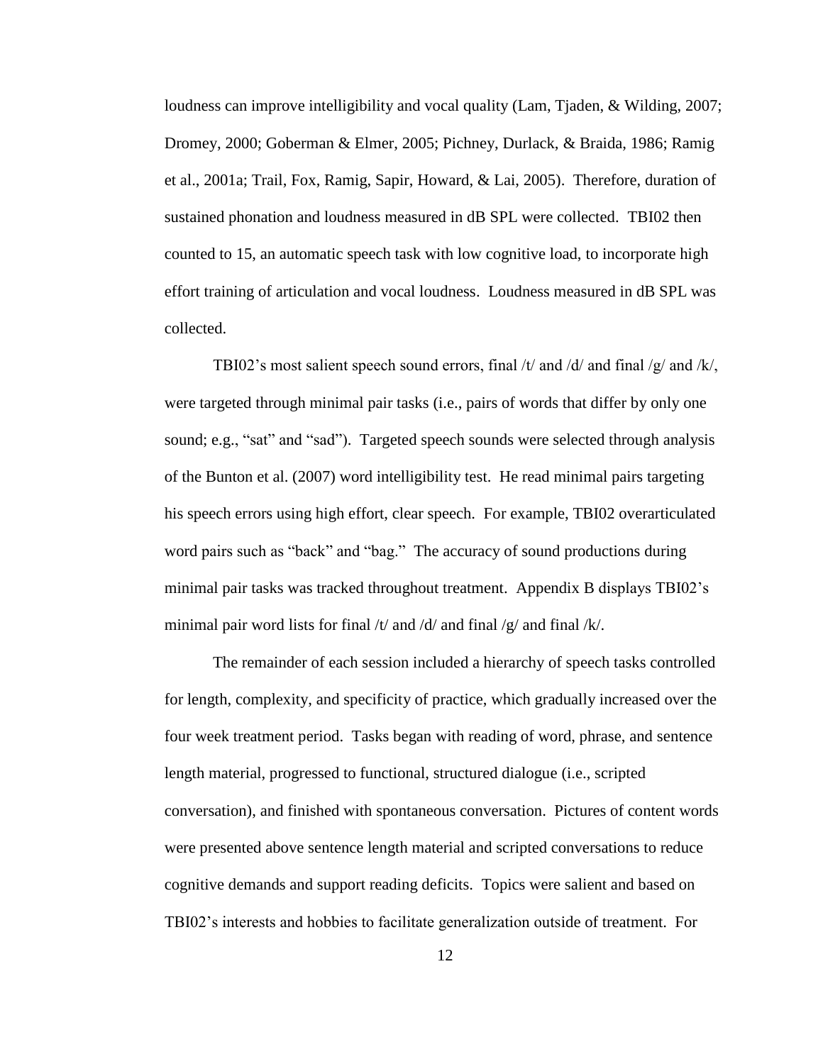loudness can improve intelligibility and vocal quality (Lam, Tjaden, & Wilding, 2007; Dromey, 2000; Goberman & Elmer, 2005; Pichney, Durlack, & Braida, 1986; Ramig et al., 2001a; Trail, Fox, Ramig, Sapir, Howard, & Lai, 2005). Therefore, duration of sustained phonation and loudness measured in dB SPL were collected. TBI02 then counted to 15, an automatic speech task with low cognitive load, to incorporate high effort training of articulation and vocal loudness. Loudness measured in dB SPL was collected.

TBI02's most salient speech sound errors, final /t/ and /d/ and final /g/ and /k/, were targeted through minimal pair tasks (i.e., pairs of words that differ by only one sound; e.g., "sat" and "sad"). Targeted speech sounds were selected through analysis of the Bunton et al. (2007) word intelligibility test. He read minimal pairs targeting his speech errors using high effort, clear speech. For example, TBI02 overarticulated word pairs such as "back" and "bag." The accuracy of sound productions during minimal pair tasks was tracked throughout treatment. Appendix B displays TBI02's minimal pair word lists for final /t/ and /d/ and final /g/ and final /k/.

The remainder of each session included a hierarchy of speech tasks controlled for length, complexity, and specificity of practice, which gradually increased over the four week treatment period. Tasks began with reading of word, phrase, and sentence length material, progressed to functional, structured dialogue (i.e., scripted conversation), and finished with spontaneous conversation. Pictures of content words were presented above sentence length material and scripted conversations to reduce cognitive demands and support reading deficits. Topics were salient and based on TBI02's interests and hobbies to facilitate generalization outside of treatment. For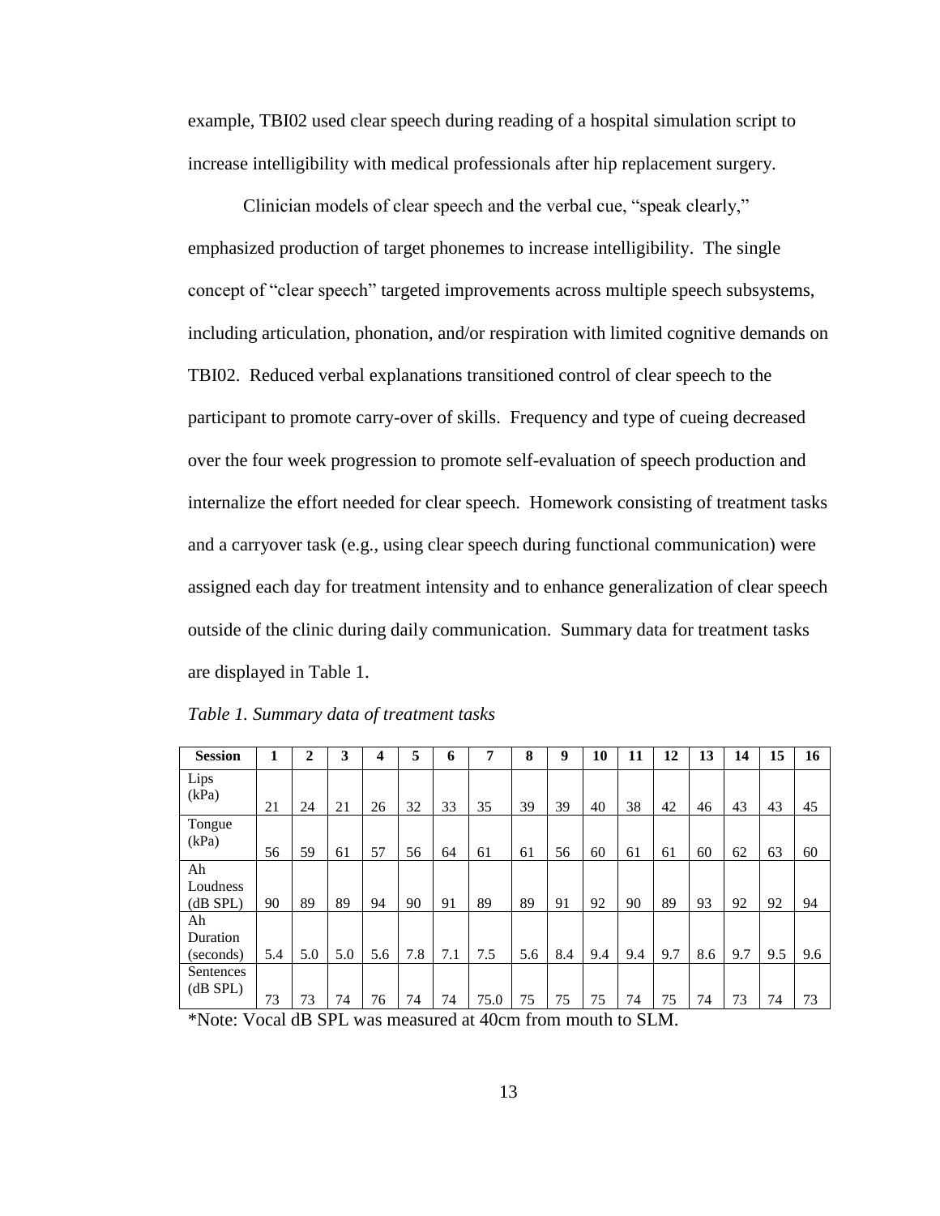example, TBI02 used clear speech during reading of a hospital simulation script to increase intelligibility with medical professionals after hip replacement surgery.

Clinician models of clear speech and the verbal cue, "speak clearly," emphasized production of target phonemes to increase intelligibility. The single concept of "clear speech" targeted improvements across multiple speech subsystems, including articulation, phonation, and/or respiration with limited cognitive demands on TBI02. Reduced verbal explanations transitioned control of clear speech to the participant to promote carry-over of skills. Frequency and type of cueing decreased over the four week progression to promote self-evaluation of speech production and internalize the effort needed for clear speech. Homework consisting of treatment tasks and a carryover task (e.g., using clear speech during functional communication) were assigned each day for treatment intensity and to enhance generalization of clear speech outside of the clinic during daily communication. Summary data for treatment tasks are displayed in Table 1.

*Table 1. Summary data of treatment tasks*

| Session | 1 | 2 | 3 | 4 | 5 | 6 | 7 | 8 | 9 | 10 | 11 | 12 | 13 | 14 | 15 | 16 |
|---|---|---|---|---|---|---|---|---|---|---|---|---|---|---|---|---|
| Lips (kPa) | 21 | 24 | 21 | 26 | 32 | 33 | 35 | 39 | 39 | 40 | 38 | 42 | 46 | 43 | 43 | 45 |
| Tongue (kPa) | 56 | 59 | 61 | 57 | 56 | 64 | 61 | 61 | 56 | 60 | 61 | 61 | 60 | 62 | 63 | 60 |
| Ah Loudness (dB SPL) | 90 | 89 | 89 | 94 | 90 | 91 | 89 | 89 | 91 | 92 | 90 | 89 | 93 | 92 | 92 | 94 |
| Ah Duration (seconds) | 5.4 | 5.0 | 5.0 | 5.6 | 7.8 | 7.1 | 7.5 | 5.6 | 8.4 | 9.4 | 9.4 | 9.7 | 8.6 | 9.7 | 9.5 | 9.6 |
| Sentences (dB SPL) | 73 | 73 | 74 | 76 | 74 | 74 | 75.0 | 75 | 75 | 75 | 74 | 75 | 74 | 73 | 74 | 73 |

*Note: Vocal dB SPL was measured at 40cm from mouth to SLM.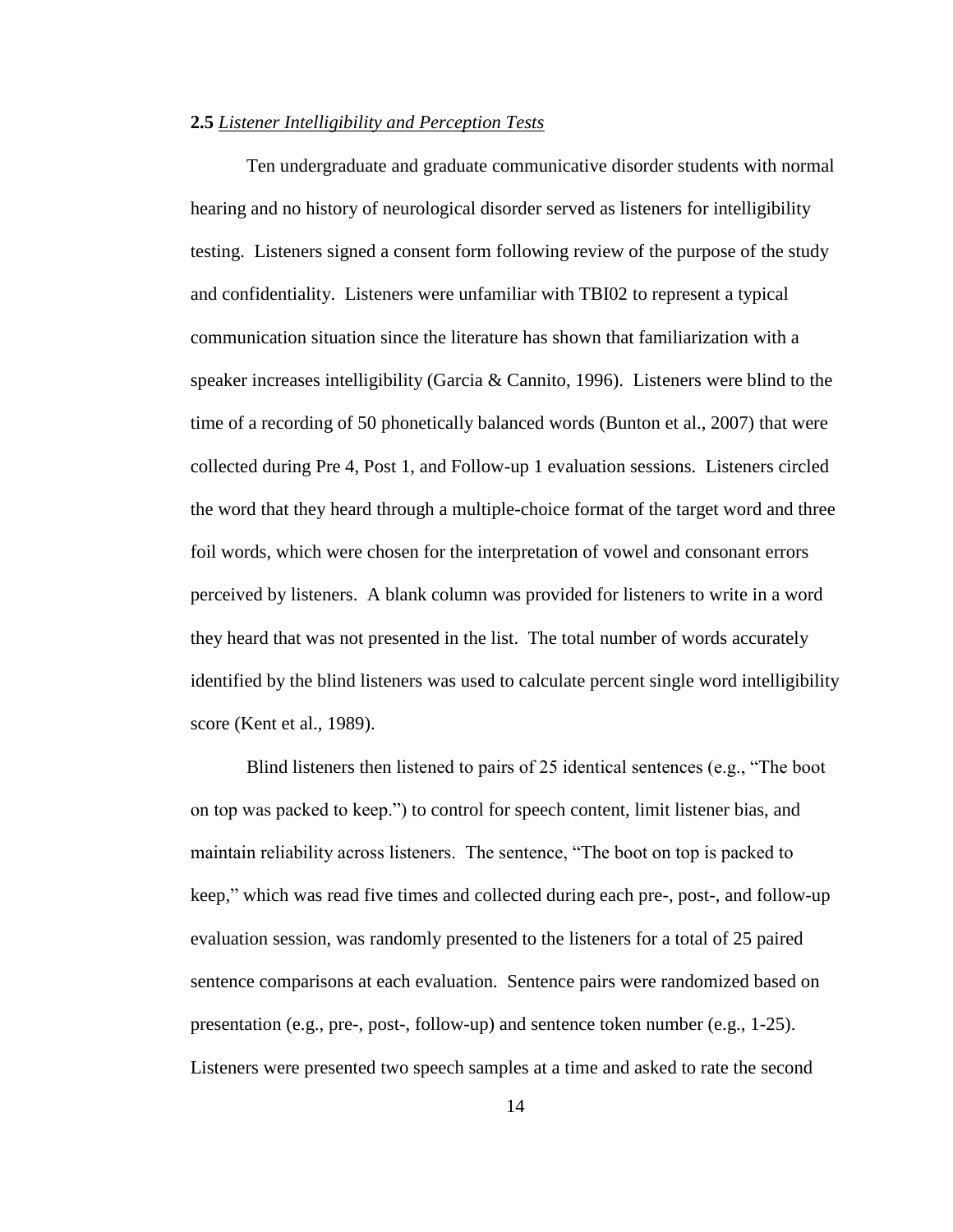**2.5** *Listener Intelligibility and Perception Tests*

Ten undergraduate and graduate communicative disorder students with normal hearing and no history of neurological disorder served as listeners for intelligibility testing. Listeners signed a consent form following review of the purpose of the study and confidentiality. Listeners were unfamiliar with TBI02 to represent a typical communication situation since the literature has shown that familiarization with a speaker increases intelligibility (Garcia & Cannito, 1996). Listeners were blind to the time of a recording of 50 phonetically balanced words (Bunton et al., 2007) that were collected during Pre 4, Post 1, and Follow-up 1 evaluation sessions. Listeners circled the word that they heard through a multiple-choice format of the target word and three foil words, which were chosen for the interpretation of vowel and consonant errors perceived by listeners. A blank column was provided for listeners to write in a word they heard that was not presented in the list. The total number of words accurately identified by the blind listeners was used to calculate percent single word intelligibility score (Kent et al., 1989).

Blind listeners then listened to pairs of 25 identical sentences (e.g., "The boot on top was packed to keep.") to control for speech content, limit listener bias, and maintain reliability across listeners. The sentence, "The boot on top is packed to keep," which was read five times and collected during each pre-, post-, and follow-up evaluation session, was randomly presented to the listeners for a total of 25 paired sentence comparisons at each evaluation. Sentence pairs were randomized based on presentation (e.g., pre-, post-, follow-up) and sentence token number (e.g., 1-25). Listeners were presented two speech samples at a time and asked to rate the second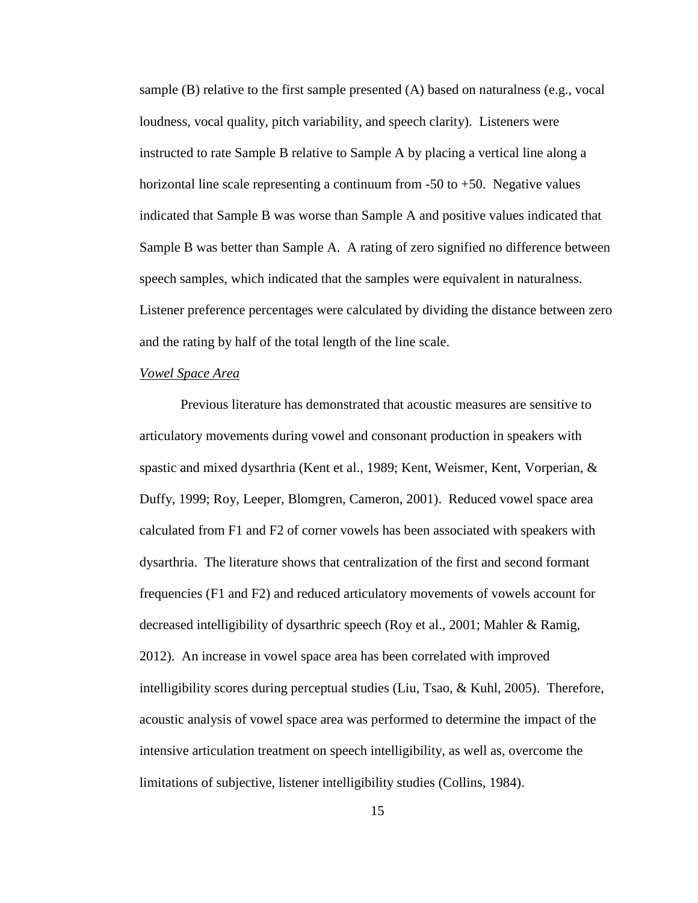sample (B) relative to the first sample presented (A) based on naturalness (e.g., vocal loudness, vocal quality, pitch variability, and speech clarity). Listeners were instructed to rate Sample B relative to Sample A by placing a vertical line along a horizontal line scale representing a continuum from -50 to +50. Negative values indicated that Sample B was worse than Sample A and positive values indicated that Sample B was better than Sample A. A rating of zero signified no difference between speech samples, which indicated that the samples were equivalent in naturalness. Listener preference percentages were calculated by dividing the distance between zero and the rating by half of the total length of the line scale.

### Vowel Space Area

Previous literature has demonstrated that acoustic measures are sensitive to articulatory movements during vowel and consonant production in speakers with spastic and mixed dysarthria (Kent et al., 1989; Kent, Weismer, Kent, Vorperian, & Duffy, 1999; Roy, Leeper, Blomgren, Cameron, 2001). Reduced vowel space area calculated from F1 and F2 of corner vowels has been associated with speakers with dysarthria. The literature shows that centralization of the first and second formant frequencies (F1 and F2) and reduced articulatory movements of vowels account for decreased intelligibility of dysarthric speech (Roy et al., 2001; Mahler & Ramig, 2012). An increase in vowel space area has been correlated with improved intelligibility scores during perceptual studies (Liu, Tsao, & Kuhl, 2005). Therefore, acoustic analysis of vowel space area was performed to determine the impact of the intensive articulation treatment on speech intelligibility, as well as, overcome the limitations of subjective, listener intelligibility studies (Collins, 1984).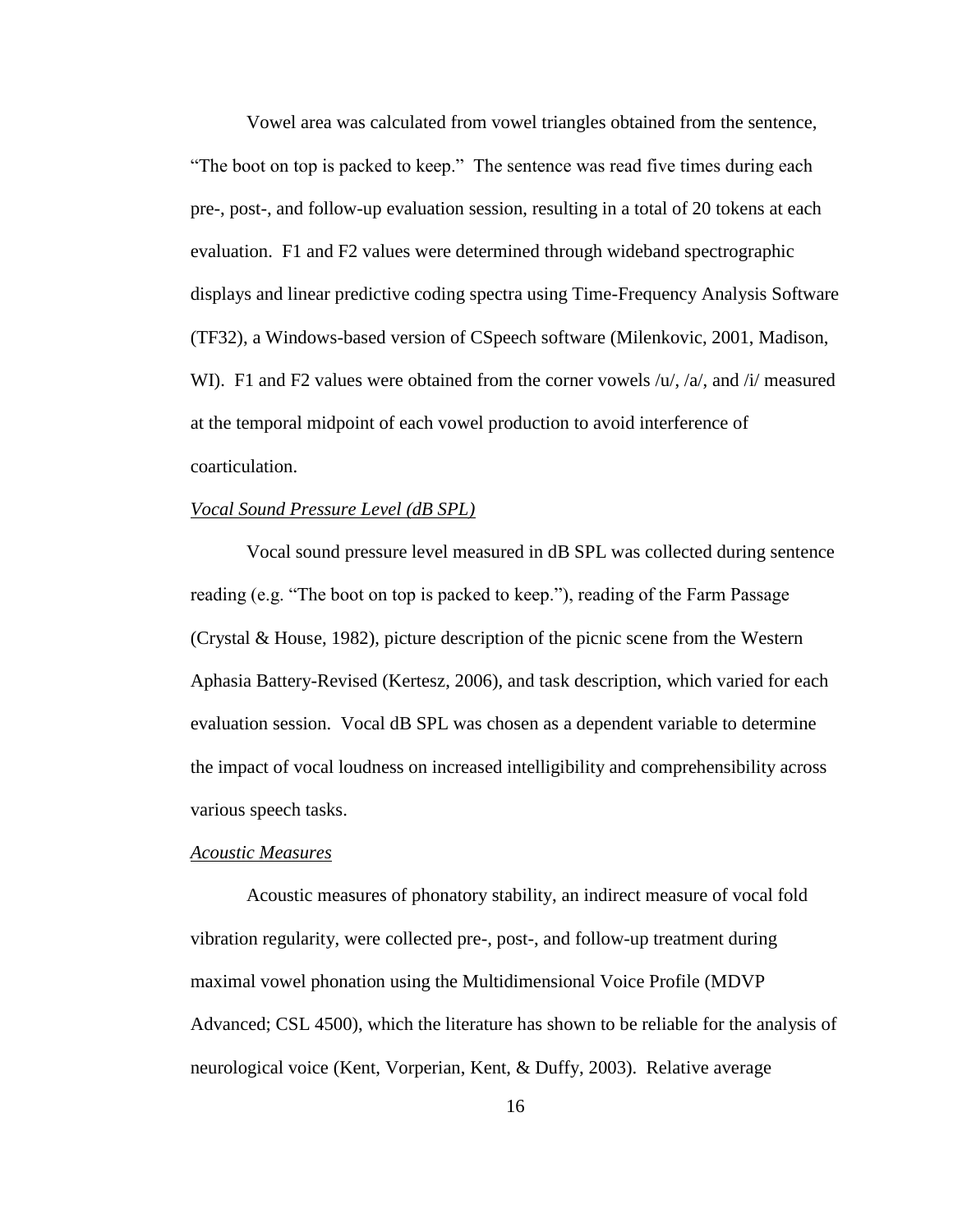Vowel area was calculated from vowel triangles obtained from the sentence, "The boot on top is packed to keep." The sentence was read five times during each pre-, post-, and follow-up evaluation session, resulting in a total of 20 tokens at each evaluation. F1 and F2 values were determined through wideband spectrographic displays and linear predictive coding spectra using Time-Frequency Analysis Software (TF32), a Windows-based version of CSpeech software (Milenkovic, 2001, Madison, WI). F1 and F2 values were obtained from the corner vowels /u/, /a/, and /i/ measured at the temporal midpoint of each vowel production to avoid interference of coarticulation.

*Vocal Sound Pressure Level (dB SPL)*

Vocal sound pressure level measured in dB SPL was collected during sentence reading (e.g. "The boot on top is packed to keep."), reading of the Farm Passage (Crystal & House, 1982), picture description of the picnic scene from the Western Aphasia Battery-Revised (Kertesz, 2006), and task description, which varied for each evaluation session. Vocal dB SPL was chosen as a dependent variable to determine the impact of vocal loudness on increased intelligibility and comprehensibility across various speech tasks.

*Acoustic Measures*

Acoustic measures of phonatory stability, an indirect measure of vocal fold vibration regularity, were collected pre-, post-, and follow-up treatment during maximal vowel phonation using the Multidimensional Voice Profile (MDVP Advanced; CSL 4500), which the literature has shown to be reliable for the analysis of neurological voice (Kent, Vorperian, Kent, & Duffy, 2003). Relative average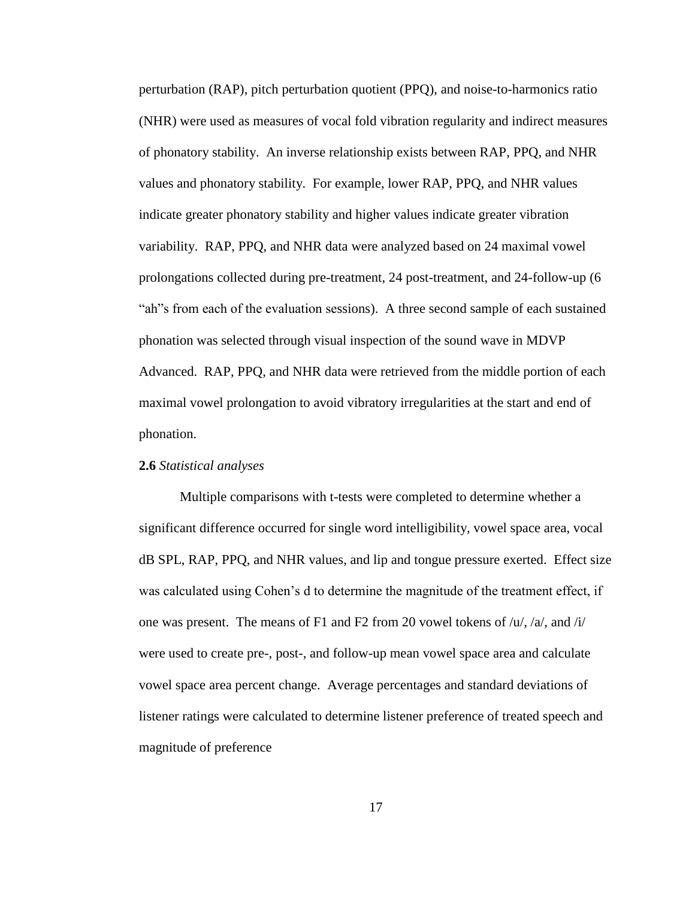perturbation (RAP), pitch perturbation quotient (PPQ), and noise-to-harmonics ratio (NHR) were used as measures of vocal fold vibration regularity and indirect measures of phonatory stability. An inverse relationship exists between RAP, PPQ, and NHR values and phonatory stability. For example, lower RAP, PPQ, and NHR values indicate greater phonatory stability and higher values indicate greater vibration variability. RAP, PPQ, and NHR data were analyzed based on 24 maximal vowel prolongations collected during pre-treatment, 24 post-treatment, and 24-follow-up (6 "ah"s from each of the evaluation sessions). A three second sample of each sustained phonation was selected through visual inspection of the sound wave in MDVP Advanced. RAP, PPQ, and NHR data were retrieved from the middle portion of each maximal vowel prolongation to avoid vibratory irregularities at the start and end of phonation.

**2.6** *Statistical analyses*

Multiple comparisons with t-tests were completed to determine whether a significant difference occurred for single word intelligibility, vowel space area, vocal dB SPL, RAP, PPQ, and NHR values, and lip and tongue pressure exerted. Effect size was calculated using Cohen's d to determine the magnitude of the treatment effect, if one was present. The means of F1 and F2 from 20 vowel tokens of /u/, /a/, and /i/ were used to create pre-, post-, and follow-up mean vowel space area and calculate vowel space area percent change. Average percentages and standard deviations of listener ratings were calculated to determine listener preference of treated speech and magnitude of preference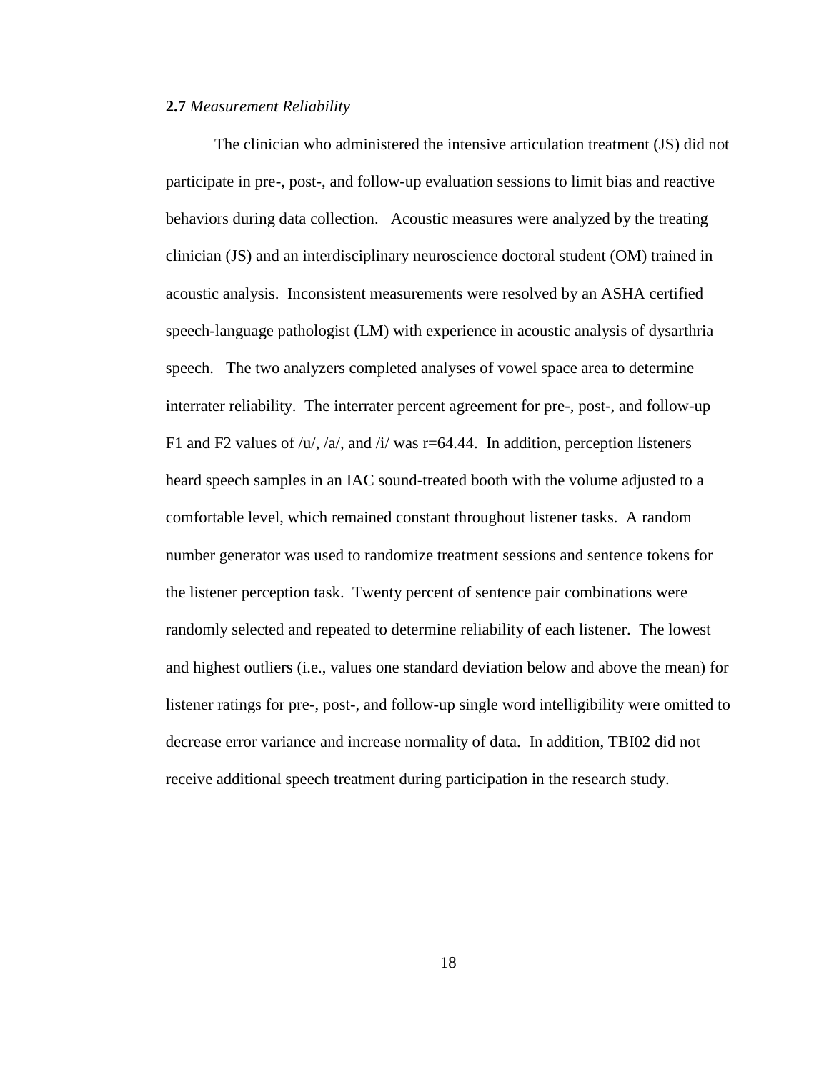**2.7** *Measurement Reliability*

The clinician who administered the intensive articulation treatment (JS) did not participate in pre-, post-, and follow-up evaluation sessions to limit bias and reactive behaviors during data collection. Acoustic measures were analyzed by the treating clinician (JS) and an interdisciplinary neuroscience doctoral student (OM) trained in acoustic analysis. Inconsistent measurements were resolved by an ASHA certified speech-language pathologist (LM) with experience in acoustic analysis of dysarthria speech. The two analyzers completed analyses of vowel space area to determine interrater reliability. The interrater percent agreement for pre-, post-, and follow-up F1 and F2 values of /u/, /a/, and /i/ was $r=64.44$. In addition, perception listeners heard speech samples in an IAC sound-treated booth with the volume adjusted to a comfortable level, which remained constant throughout listener tasks. A random number generator was used to randomize treatment sessions and sentence tokens for the listener perception task. Twenty percent of sentence pair combinations were randomly selected and repeated to determine reliability of each listener. The lowest and highest outliers (i.e., values one standard deviation below and above the mean) for listener ratings for pre-, post-, and follow-up single word intelligibility were omitted to decrease error variance and increase normality of data. In addition, TBI02 did not receive additional speech treatment during participation in the research study.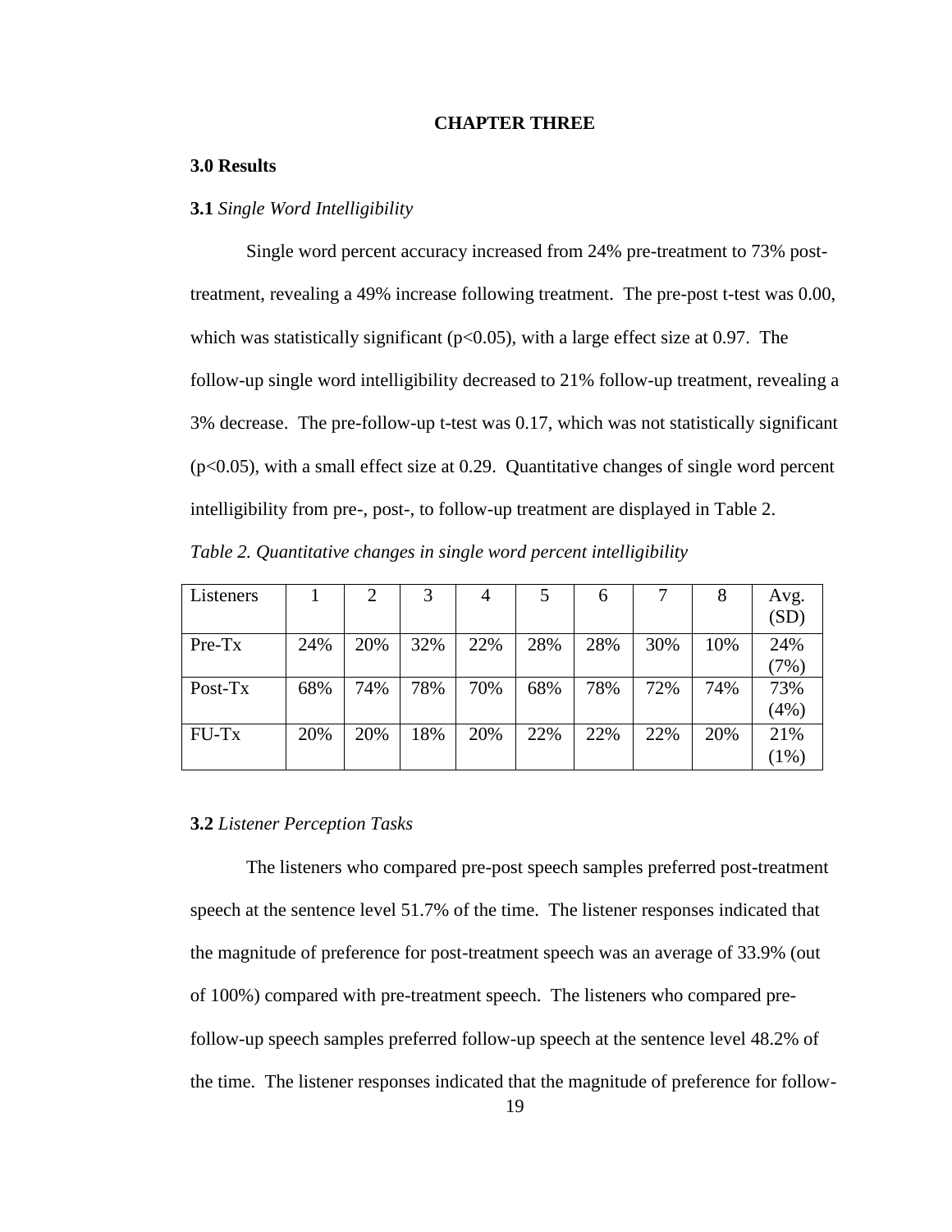# CHAPTER THREE

## 3.0 Results

### **3.1** *Single Word Intelligibility*

Single word percent accuracy increased from 24% pre-treatment to 73% post-treatment, revealing a 49% increase following treatment. The pre-post t-test was 0.00, which was statistically significant ($p<0.05$), with a large effect size at 0.97. The follow-up single word intelligibility decreased to 21% follow-up treatment, revealing a 3% decrease. The pre-follow-up t-test was 0.17, which was not statistically significant ($p<0.05$), with a small effect size at 0.29. Quantitative changes of single word percent intelligibility from pre-, post-, to follow-up treatment are displayed in Table 2.

*Table 2. Quantitative changes in single word percent intelligibility*

| Listeners | 1 | 2 | 3 | 4 | 5 | 6 | 7 | 8 | Avg. (SD) |
|---|---|---|---|---|---|---|---|---|---|
| Pre-Tx | 24% | 20% | 32% | 22% | 28% | 28% | 30% | 10% | 24% (7%) |
| Post-Tx | 68% | 74% | 78% | 70% | 68% | 78% | 72% | 74% | 73% (4%) |
| FU-Tx | 20% | 20% | 18% | 20% | 22% | 22% | 22% | 20% | 21% (1%) |

### **3.2** *Listener Perception Tasks*

The listeners who compared pre-post speech samples preferred post-treatment speech at the sentence level 51.7% of the time. The listener responses indicated that the magnitude of preference for post-treatment speech was an average of 33.9% (out of 100%) compared with pre-treatment speech. The listeners who compared pre-follow-up speech samples preferred follow-up speech at the sentence level 48.2% of the time. The listener responses indicated that the magnitude of preference for follow-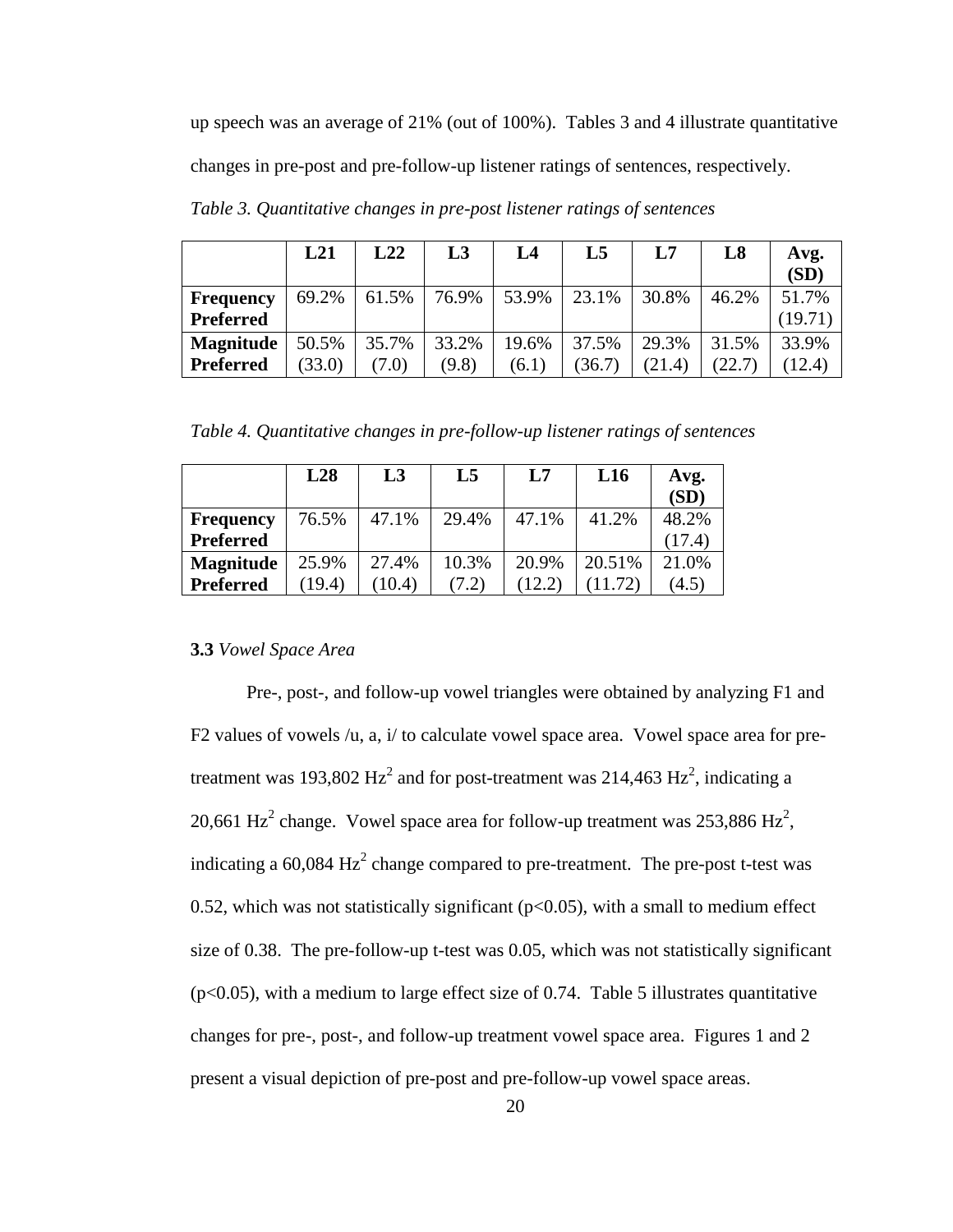up speech was an average of 21% (out of 100%). Tables 3 and 4 illustrate quantitative changes in pre-post and pre-follow-up listener ratings of sentences, respectively.

*Table 3. Quantitative changes in pre-post listener ratings of sentences*

| | **L21** | **L22** | **L3** | **L4** | **L5** | **L7** | **L8** | **Avg. (SD)** |
|---|---|---|---|---|---|---|---|---|
| **Frequency Preferred** | 69.2% | 61.5% | 76.9% | 53.9% | 23.1% | 30.8% | 46.2% | 51.7% (19.71) |
| **Magnitude Preferred** | 50.5% (33.0) | 35.7% (7.0) | 33.2% (9.8) | 19.6% (6.1) | 37.5% (36.7) | 29.3% (21.4) | 31.5% (22.7) | 33.9% (12.4) |

*Table 4. Quantitative changes in pre-follow-up listener ratings of sentences*

| | **L28** | **L3** | **L5** | **L7** | **L16** | **Avg. (SD)** |
|---|---|---|---|---|---|---|
| **Frequency Preferred** | 76.5% | 47.1% | 29.4% | 47.1% | 41.2% | 48.2% (17.4) |
| **Magnitude Preferred** | 25.9% (19.4) | 27.4% (10.4) | 10.3% (7.2) | 20.9% (12.2) | 20.51% (11.72) | 21.0% (4.5) |

**3.3** *Vowel Space Area*

Pre-, post-, and follow-up vowel triangles were obtained by analyzing F1 and F2 values of vowels /u, a, i/ to calculate vowel space area. Vowel space area for pre-treatment was 193,802 $Hz^2$ and for post-treatment was 214,463 $Hz^2$, indicating a 20,661 $Hz^2$ change. Vowel space area for follow-up treatment was 253,886 $Hz^2$, indicating a 60,084 $Hz^2$ change compared to pre-treatment. The pre-post t-test was 0.52, which was not statistically significant ($p<0.05$), with a small to medium effect size of 0.38. The pre-follow-up t-test was 0.05, which was not statistically significant ($p<0.05$), with a medium to large effect size of 0.74. Table 5 illustrates quantitative changes for pre-, post-, and follow-up treatment vowel space area. Figures 1 and 2 present a visual depiction of pre-post and pre-follow-up vowel space areas.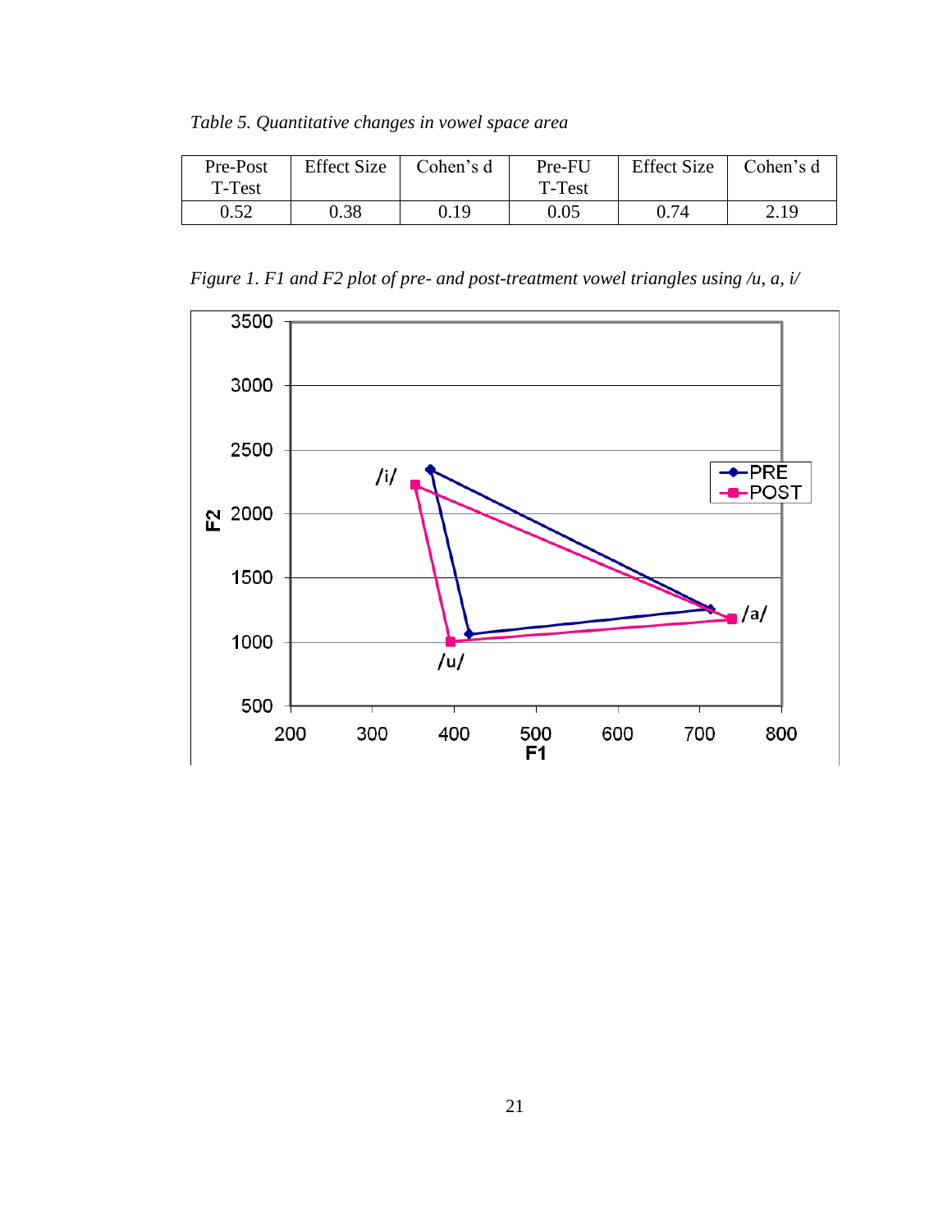*Table 5. Quantitative changes in vowel space area*

| Pre-Post T-Test | Effect Size | Cohen's d | Pre-FU T-Test | Effect Size | Cohen's d |
|---|---|---|---|---|---|
| 0.52 | 0.38 | 0.19 | 0.05 | 0.74 | 2.19 |

*Figure 1. F1 and F2 plot of pre- and post-treatment vowel triangles using /u, a, i/*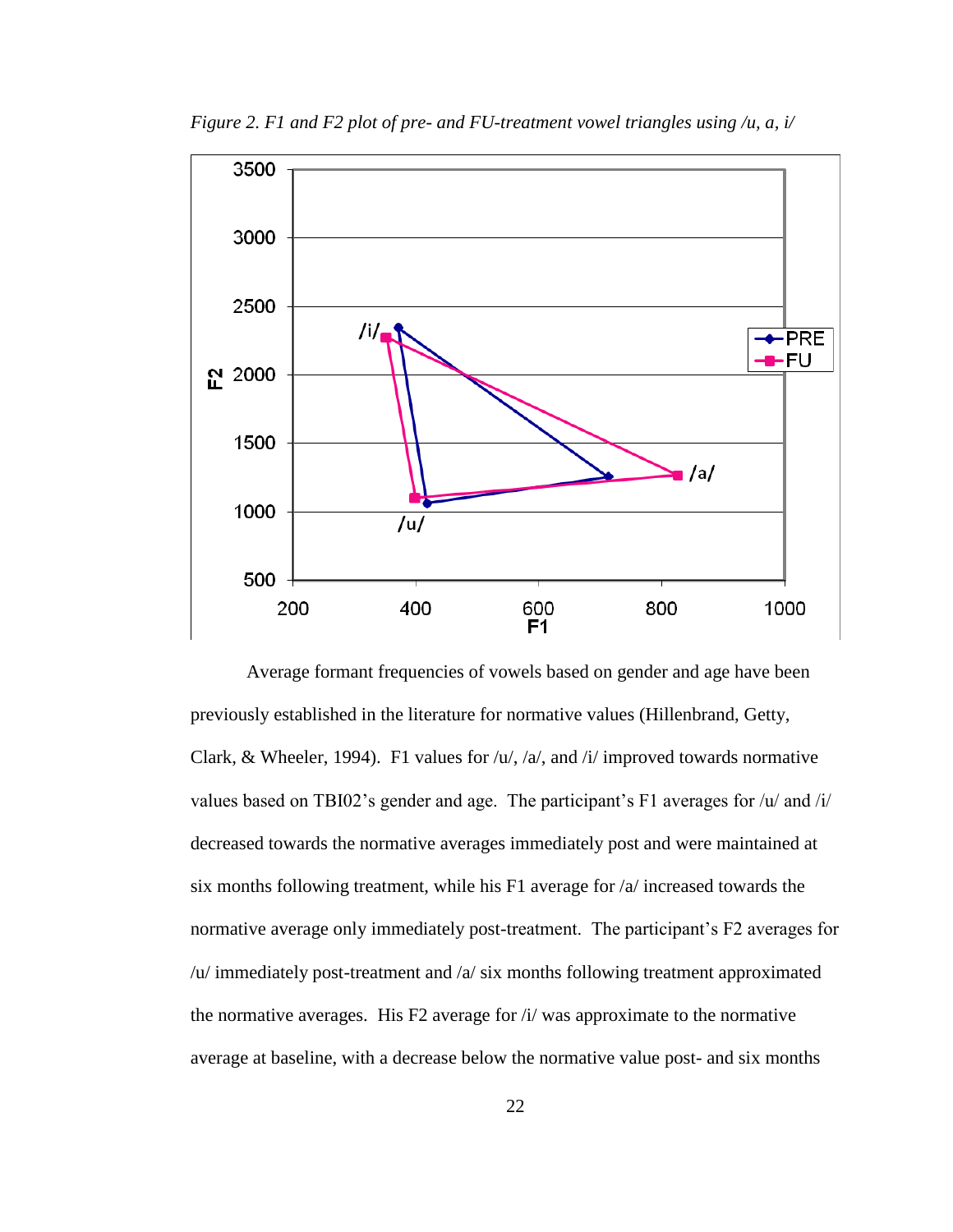*Figure 2. F1 and F2 plot of pre- and FU-treatment vowel triangles using /u, a, i/*

Average formant frequencies of vowels based on gender and age have been previously established in the literature for normative values (Hillenbrand, Getty, Clark, & Wheeler, 1994). F1 values for /u/, /a/, and /i/ improved towards normative values based on TBI02's gender and age. The participant's F1 averages for /u/ and /i/ decreased towards the normative averages immediately post and were maintained at six months following treatment, while his F1 average for /a/ increased towards the normative average only immediately post-treatment. The participant's F2 averages for /u/ immediately post-treatment and /a/ six months following treatment approximated the normative averages. His F2 average for /i/ was approximate to the normative average at baseline, with a decrease below the normative value post- and six months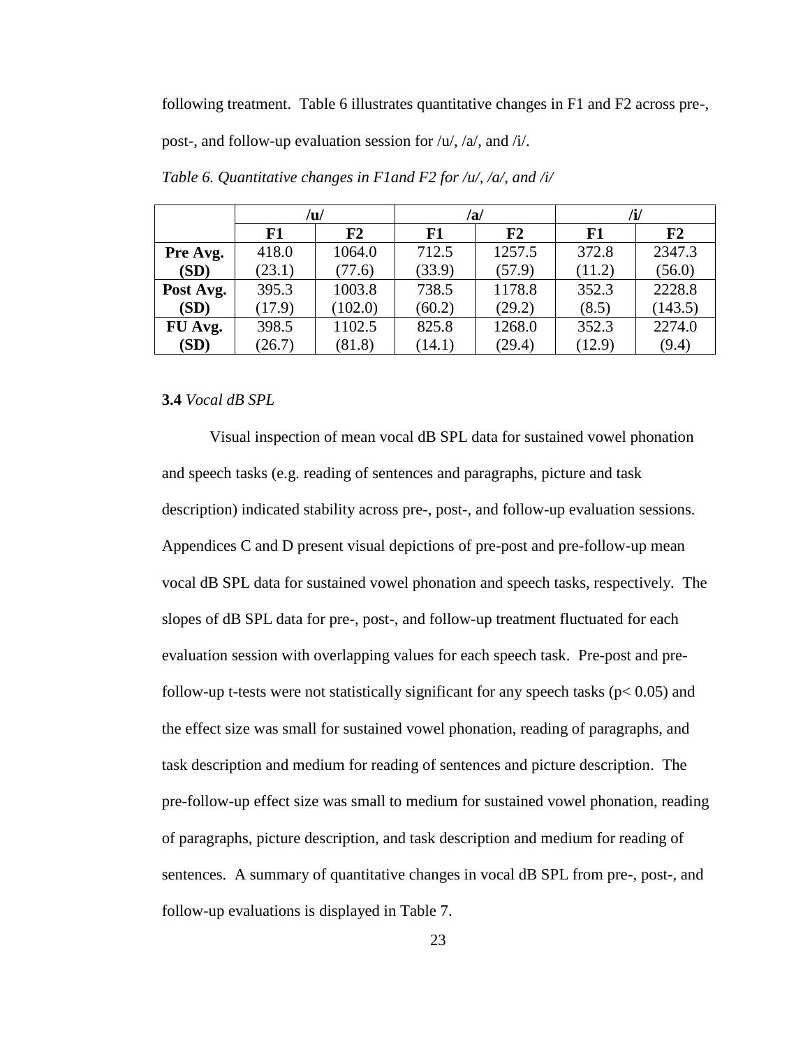following treatment. Table 6 illustrates quantitative changes in F1 and F2 across pre-, post-, and follow-up evaluation session for /u/, /a/, and /i/.

*Table 6. Quantitative changes in F1and F2 for /u/, /a/, and /i/*

| | **/u/** | | **/a/** | | **/i/** | |
|---|---|---|---|---|---|---|
| | **F1** | **F2** | **F1** | **F2** | **F1** | **F2** |
| **Pre Avg. (SD)** | 418.0 (23.1) | 1064.0 (77.6) | 712.5 (33.9) | 1257.5 (57.9) | 372.8 (11.2) | 2347.3 (56.0) |
| **Post Avg. (SD)** | 395.3 (17.9) | 1003.8 (102.0) | 738.5 (60.2) | 1178.8 (29.2) | 352.3 (8.5) | 2228.8 (143.5) |
| **FU Avg. (SD)** | 398.5 (26.7) | 1102.5 (81.8) | 825.8 (14.1) | 1268.0 (29.4) | 352.3 (12.9) | 2274.0 (9.4) |

**3.4** *Vocal dB SPL*

Visual inspection of mean vocal dB SPL data for sustained vowel phonation and speech tasks (e.g. reading of sentences and paragraphs, picture and task description) indicated stability across pre-, post-, and follow-up evaluation sessions. Appendices C and D present visual depictions of pre-post and pre-follow-up mean vocal dB SPL data for sustained vowel phonation and speech tasks, respectively. The slopes of dB SPL data for pre-, post-, and follow-up treatment fluctuated for each evaluation session with overlapping values for each speech task. Pre-post and pre-follow-up t-tests were not statistically significant for any speech tasks ($p < 0.05$) and the effect size was small for sustained vowel phonation, reading of paragraphs, and task description and medium for reading of sentences and picture description. The pre-follow-up effect size was small to medium for sustained vowel phonation, reading of paragraphs, picture description, and task description and medium for reading of sentences. A summary of quantitative changes in vocal dB SPL from pre-, post-, and follow-up evaluations is displayed in Table 7.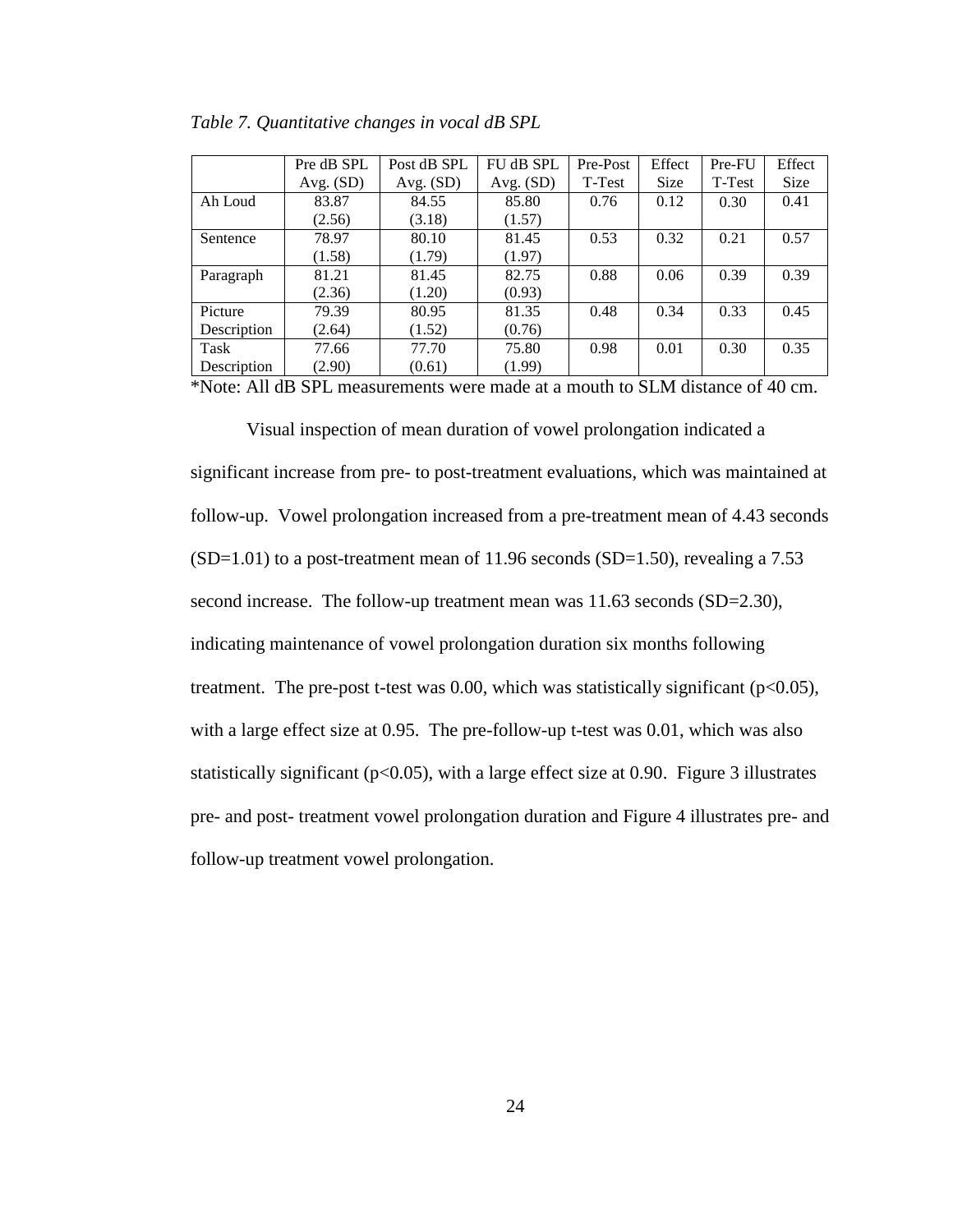*Table 7. Quantitative changes in vocal dB SPL*

| | Pre dB SPL Avg. (SD) | Post dB SPL Avg. (SD) | FU dB SPL Avg. (SD) | Pre-Post T-Test | Effect Size | Pre-FU T-Test | Effect Size |
|---|---|---|---|---|---|---|---|
| Ah Loud | 83.87 (2.56) | 84.55 (3.18) | 85.80 (1.57) | 0.76 | 0.12 | 0.30 | 0.41 |
| Sentence | 78.97 (1.58) | 80.10 (1.79) | 81.45 (1.97) | 0.53 | 0.32 | 0.21 | 0.57 |
| Paragraph | 81.21 (2.36) | 81.45 (1.20) | 82.75 (0.93) | 0.88 | 0.06 | 0.39 | 0.39 |
| Picture Description | 79.39 (2.64) | 80.95 (1.52) | 81.35 (0.76) | 0.48 | 0.34 | 0.33 | 0.45 |
| Task Description | 77.66 (2.90) | 77.70 (0.61) | 75.80 (1.99) | 0.98 | 0.01 | 0.30 | 0.35 |

*Note: All dB SPL measurements were made at a mouth to SLM distance of 40 cm.

Visual inspection of mean duration of vowel prolongation indicated a significant increase from pre- to post-treatment evaluations, which was maintained at follow-up. Vowel prolongation increased from a pre-treatment mean of 4.43 seconds (SD=1.01) to a post-treatment mean of 11.96 seconds (SD=1.50), revealing a 7.53 second increase. The follow-up treatment mean was 11.63 seconds (SD=2.30), indicating maintenance of vowel prolongation duration six months following treatment. The pre-post t-test was 0.00, which was statistically significant ($p<0.05$), with a large effect size at 0.95. The pre-follow-up t-test was 0.01, which was also statistically significant ($p<0.05$), with a large effect size at 0.90. Figure 3 illustrates pre- and post- treatment vowel prolongation duration and Figure 4 illustrates pre- and follow-up treatment vowel prolongation.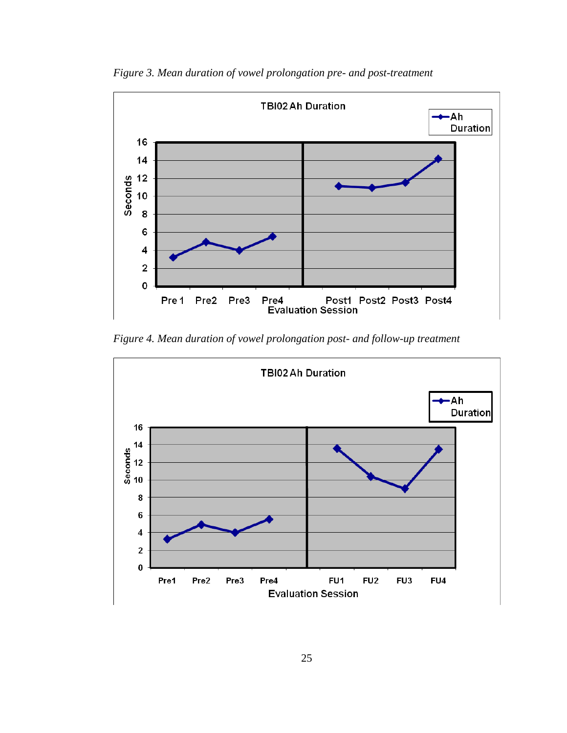*Figure 3. Mean duration of vowel prolongation pre- and post-treatment*

*Figure 4. Mean duration of vowel prolongation post- and follow-up treatment*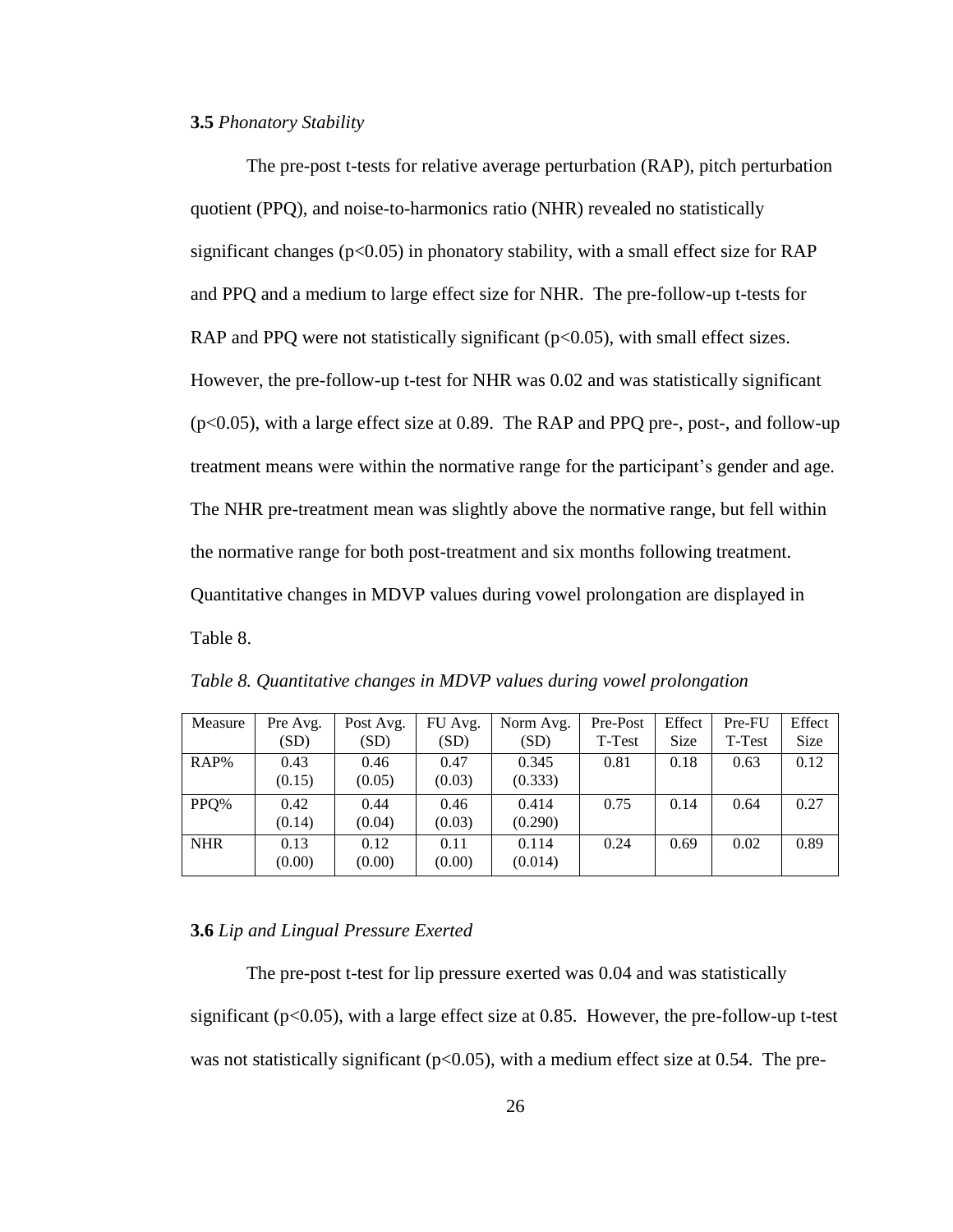**3.5** *Phonatory Stability*

The pre-post t-tests for relative average perturbation (RAP), pitch perturbation quotient (PPQ), and noise-to-harmonics ratio (NHR) revealed no statistically significant changes ($p<0.05$) in phonatory stability, with a small effect size for RAP and PPQ and a medium to large effect size for NHR. The pre-follow-up t-tests for RAP and PPQ were not statistically significant ($p<0.05$), with small effect sizes. However, the pre-follow-up t-test for NHR was 0.02 and was statistically significant ($p<0.05$), with a large effect size at 0.89. The RAP and PPQ pre-, post-, and follow-up treatment means were within the normative range for the participant's gender and age. The NHR pre-treatment mean was slightly above the normative range, but fell within the normative range for both post-treatment and six months following treatment. Quantitative changes in MDVP values during vowel prolongation are displayed in Table 8.

*Table 8. Quantitative changes in MDVP values during vowel prolongation*

| Measure | Pre Avg. (SD) | Post Avg. (SD) | FU Avg. (SD) | Norm Avg. (SD) | Pre-Post T-Test | Effect Size | Pre-FU T-Test | Effect Size |
|---|---|---|---|---|---|---|---|---|
| RAP% | 0.43 (0.15) | 0.46 (0.05) | 0.47 (0.03) | 0.345 (0.333) | 0.81 | 0.18 | 0.63 | 0.12 |
| PPQ% | 0.42 (0.14) | 0.44 (0.04) | 0.46 (0.03) | 0.414 (0.290) | 0.75 | 0.14 | 0.64 | 0.27 |
| NHR | 0.13 (0.00) | 0.12 (0.00) | 0.11 (0.00) | 0.114 (0.014) | 0.24 | 0.69 | 0.02 | 0.89 |

**3.6** *Lip and Lingual Pressure Exerted*

The pre-post t-test for lip pressure exerted was 0.04 and was statistically significant ($p<0.05$), with a large effect size at 0.85. However, the pre-follow-up t-test was not statistically significant ($p<0.05$), with a medium effect size at 0.54. The pre-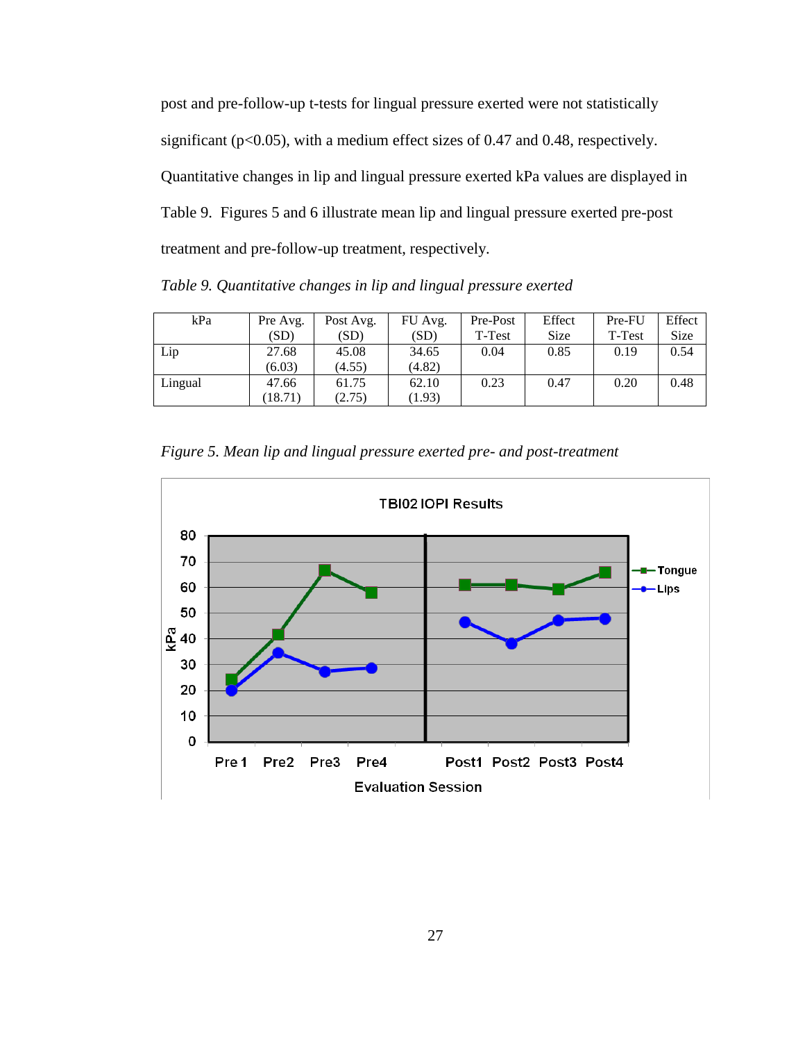post and pre-follow-up t-tests for lingual pressure exerted were not statistically significant ($p<0.05$), with a medium effect sizes of 0.47 and 0.48, respectively. Quantitative changes in lip and lingual pressure exerted kPa values are displayed in Table 9. Figures 5 and 6 illustrate mean lip and lingual pressure exerted pre-post treatment and pre-follow-up treatment, respectively.

*Table 9. Quantitative changes in lip and lingual pressure exerted*

| kPa | Pre Avg. (SD) | Post Avg. (SD) | FU Avg. (SD) | Pre-Post T-Test | Effect Size | Pre-FU T-Test | Effect Size |
|---|---|---|---|---|---|---|---|
| Lip | 27.68 (6.03) | 45.08 (4.55) | 34.65 (4.82) | 0.04 | 0.85 | 0.19 | 0.54 |
| Lingual | 47.66 (18.71) | 61.75 (2.75) | 62.10 (1.93) | 0.23 | 0.47 | 0.20 | 0.48 |

*Figure 5. Mean lip and lingual pressure exerted pre- and post-treatment*

TBI02 IOPI Results

(Chart: kPa (0–80) by Evaluation Session — Pre 1, Pre2, Pre3, Pre4, Post1, Post2, Post3, Post4; series: Tongue, Lips)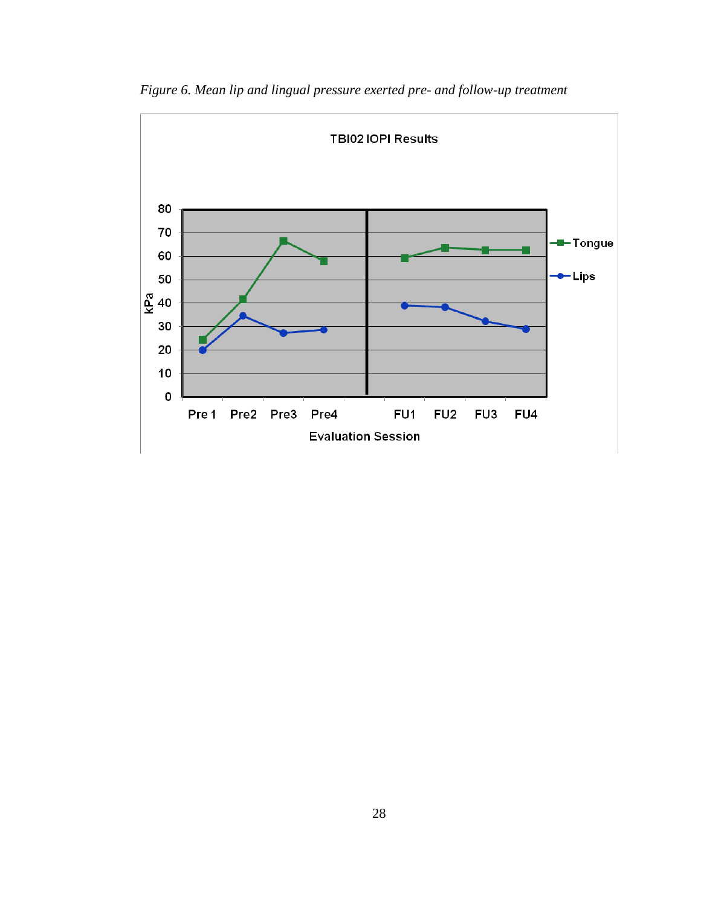*Figure 6. Mean lip and lingual pressure exerted pre- and follow-up treatment*

TBI02 IOPI Results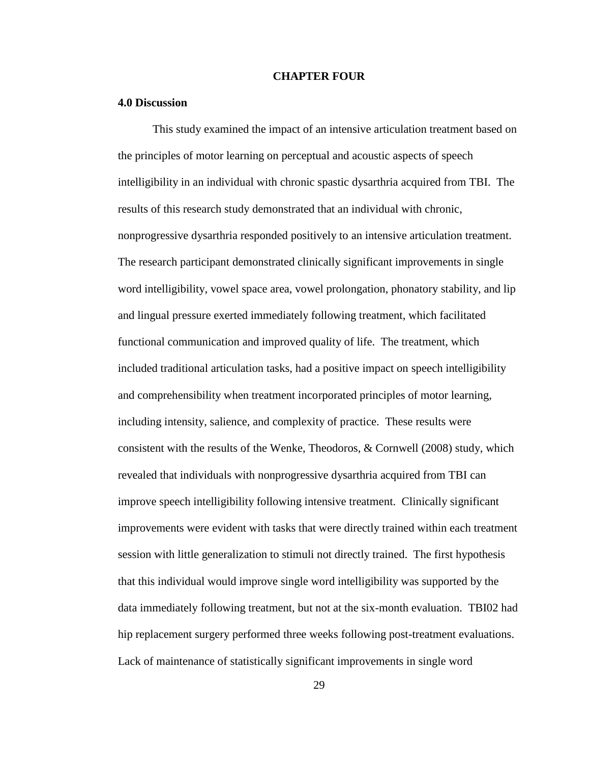**CHAPTER FOUR**

## 4.0 Discussion

This study examined the impact of an intensive articulation treatment based on the principles of motor learning on perceptual and acoustic aspects of speech intelligibility in an individual with chronic spastic dysarthria acquired from TBI. The results of this research study demonstrated that an individual with chronic, nonprogressive dysarthria responded positively to an intensive articulation treatment. The research participant demonstrated clinically significant improvements in single word intelligibility, vowel space area, vowel prolongation, phonatory stability, and lip and lingual pressure exerted immediately following treatment, which facilitated functional communication and improved quality of life. The treatment, which included traditional articulation tasks, had a positive impact on speech intelligibility and comprehensibility when treatment incorporated principles of motor learning, including intensity, salience, and complexity of practice. These results were consistent with the results of the Wenke, Theodoros, & Cornwell (2008) study, which revealed that individuals with nonprogressive dysarthria acquired from TBI can improve speech intelligibility following intensive treatment. Clinically significant improvements were evident with tasks that were directly trained within each treatment session with little generalization to stimuli not directly trained. The first hypothesis that this individual would improve single word intelligibility was supported by the data immediately following treatment, but not at the six-month evaluation. TBI02 had hip replacement surgery performed three weeks following post-treatment evaluations. Lack of maintenance of statistically significant improvements in single word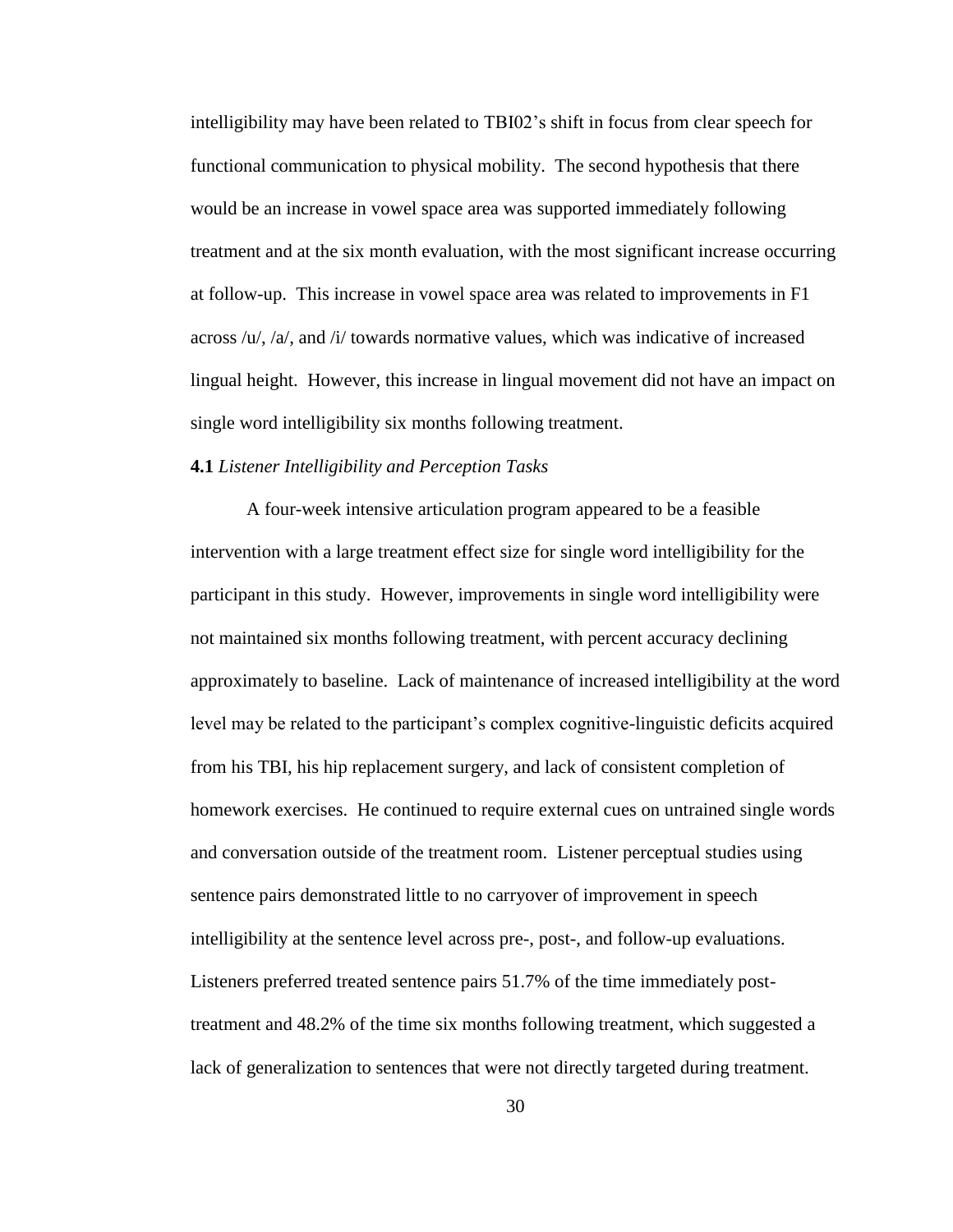intelligibility may have been related to TBI02's shift in focus from clear speech for functional communication to physical mobility. The second hypothesis that there would be an increase in vowel space area was supported immediately following treatment and at the six month evaluation, with the most significant increase occurring at follow-up. This increase in vowel space area was related to improvements in F1 across /u/, /a/, and /i/ towards normative values, which was indicative of increased lingual height. However, this increase in lingual movement did not have an impact on single word intelligibility six months following treatment.

**4.1** *Listener Intelligibility and Perception Tasks*

A four-week intensive articulation program appeared to be a feasible intervention with a large treatment effect size for single word intelligibility for the participant in this study. However, improvements in single word intelligibility were not maintained six months following treatment, with percent accuracy declining approximately to baseline. Lack of maintenance of increased intelligibility at the word level may be related to the participant's complex cognitive-linguistic deficits acquired from his TBI, his hip replacement surgery, and lack of consistent completion of homework exercises. He continued to require external cues on untrained single words and conversation outside of the treatment room. Listener perceptual studies using sentence pairs demonstrated little to no carryover of improvement in speech intelligibility at the sentence level across pre-, post-, and follow-up evaluations. Listeners preferred treated sentence pairs 51.7% of the time immediately post-treatment and 48.2% of the time six months following treatment, which suggested a lack of generalization to sentences that were not directly targeted during treatment.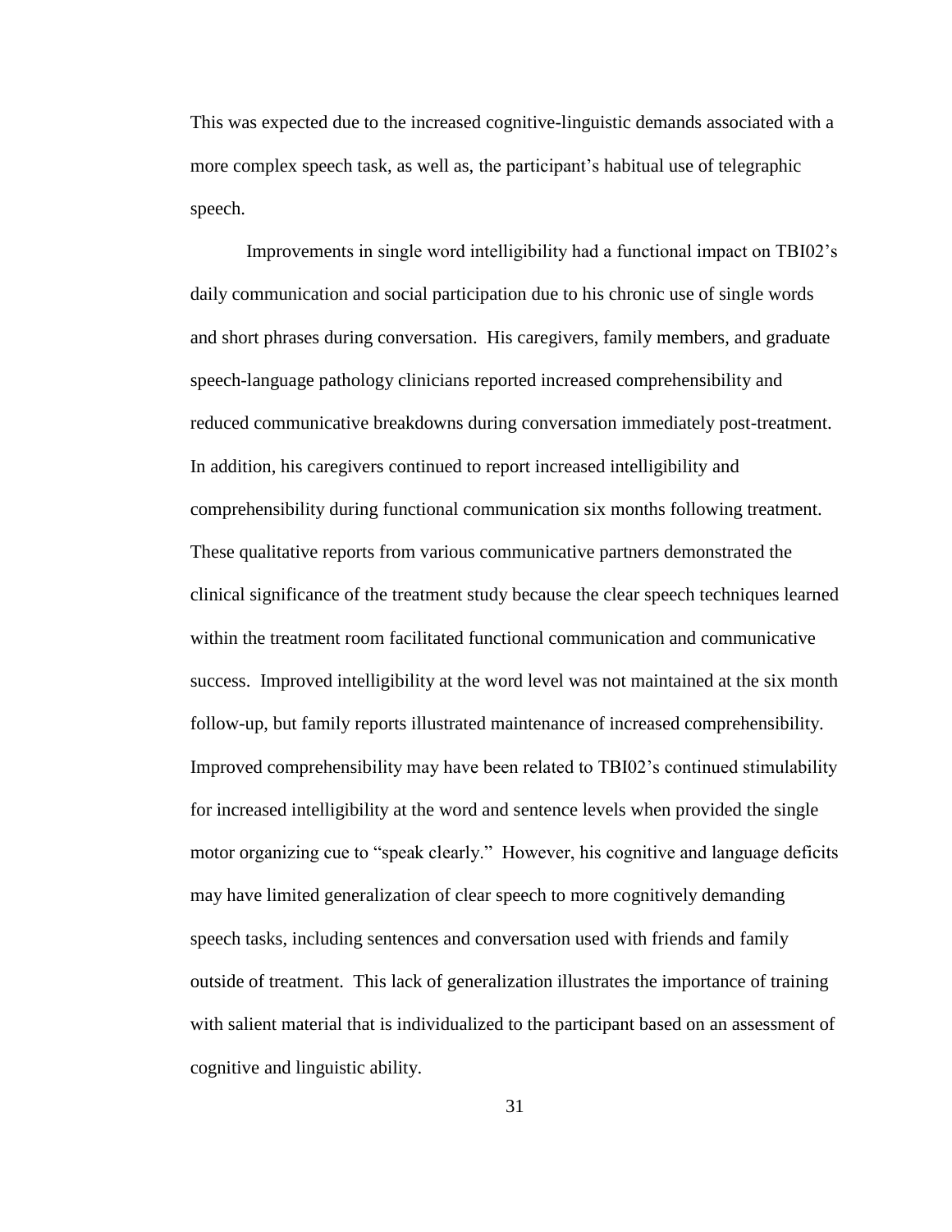This was expected due to the increased cognitive-linguistic demands associated with a more complex speech task, as well as, the participant's habitual use of telegraphic speech.

Improvements in single word intelligibility had a functional impact on TBI02's daily communication and social participation due to his chronic use of single words and short phrases during conversation. His caregivers, family members, and graduate speech-language pathology clinicians reported increased comprehensibility and reduced communicative breakdowns during conversation immediately post-treatment. In addition, his caregivers continued to report increased intelligibility and comprehensibility during functional communication six months following treatment. These qualitative reports from various communicative partners demonstrated the clinical significance of the treatment study because the clear speech techniques learned within the treatment room facilitated functional communication and communicative success. Improved intelligibility at the word level was not maintained at the six month follow-up, but family reports illustrated maintenance of increased comprehensibility. Improved comprehensibility may have been related to TBI02's continued stimulability for increased intelligibility at the word and sentence levels when provided the single motor organizing cue to "speak clearly." However, his cognitive and language deficits may have limited generalization of clear speech to more cognitively demanding speech tasks, including sentences and conversation used with friends and family outside of treatment. This lack of generalization illustrates the importance of training with salient material that is individualized to the participant based on an assessment of cognitive and linguistic ability.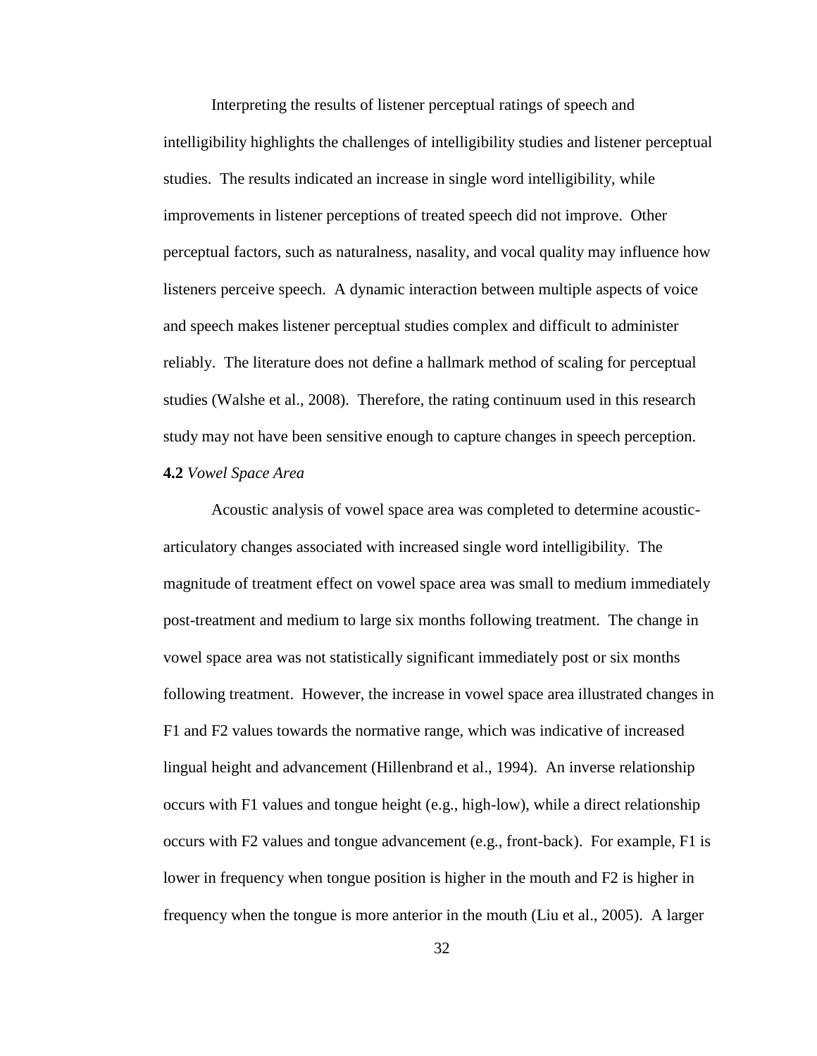Interpreting the results of listener perceptual ratings of speech and intelligibility highlights the challenges of intelligibility studies and listener perceptual studies. The results indicated an increase in single word intelligibility, while improvements in listener perceptions of treated speech did not improve. Other perceptual factors, such as naturalness, nasality, and vocal quality may influence how listeners perceive speech. A dynamic interaction between multiple aspects of voice and speech makes listener perceptual studies complex and difficult to administer reliably. The literature does not define a hallmark method of scaling for perceptual studies (Walshe et al., 2008). Therefore, the rating continuum used in this research study may not have been sensitive enough to capture changes in speech perception.

**4.2** *Vowel Space Area*

Acoustic analysis of vowel space area was completed to determine acoustic-articulatory changes associated with increased single word intelligibility. The magnitude of treatment effect on vowel space area was small to medium immediately post-treatment and medium to large six months following treatment. The change in vowel space area was not statistically significant immediately post or six months following treatment. However, the increase in vowel space area illustrated changes in F1 and F2 values towards the normative range, which was indicative of increased lingual height and advancement (Hillenbrand et al., 1994). An inverse relationship occurs with F1 values and tongue height (e.g., high-low), while a direct relationship occurs with F2 values and tongue advancement (e.g., front-back). For example, F1 is lower in frequency when tongue position is higher in the mouth and F2 is higher in frequency when the tongue is more anterior in the mouth (Liu et al., 2005). A larger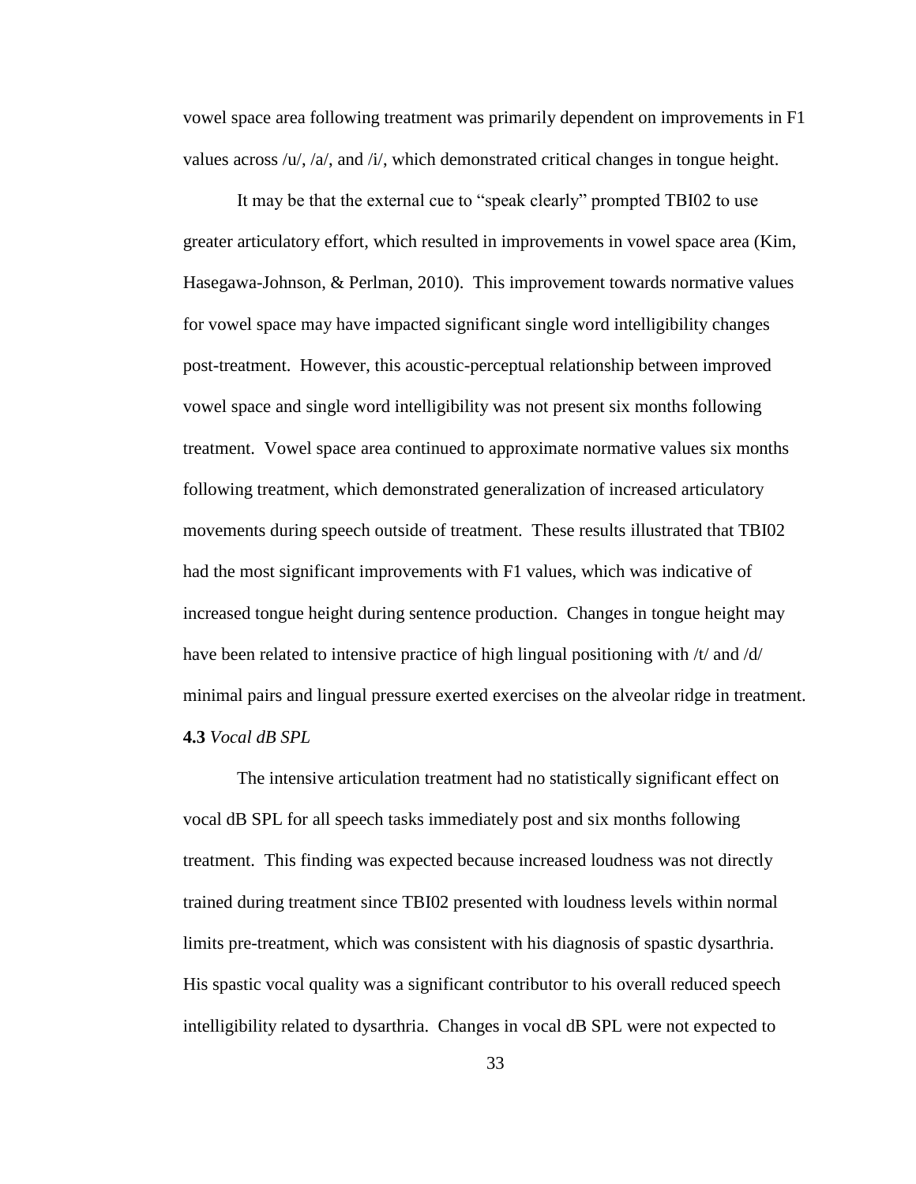vowel space area following treatment was primarily dependent on improvements in F1 values across /u/, /a/, and /i/, which demonstrated critical changes in tongue height.

It may be that the external cue to "speak clearly" prompted TBI02 to use greater articulatory effort, which resulted in improvements in vowel space area (Kim, Hasegawa-Johnson, & Perlman, 2010). This improvement towards normative values for vowel space may have impacted significant single word intelligibility changes post-treatment. However, this acoustic-perceptual relationship between improved vowel space and single word intelligibility was not present six months following treatment. Vowel space area continued to approximate normative values six months following treatment, which demonstrated generalization of increased articulatory movements during speech outside of treatment. These results illustrated that TBI02 had the most significant improvements with F1 values, which was indicative of increased tongue height during sentence production. Changes in tongue height may have been related to intensive practice of high lingual positioning with /t/ and /d/ minimal pairs and lingual pressure exerted exercises on the alveolar ridge in treatment.

### **4.3** *Vocal dB SPL*

The intensive articulation treatment had no statistically significant effect on vocal dB SPL for all speech tasks immediately post and six months following treatment. This finding was expected because increased loudness was not directly trained during treatment since TBI02 presented with loudness levels within normal limits pre-treatment, which was consistent with his diagnosis of spastic dysarthria. His spastic vocal quality was a significant contributor to his overall reduced speech intelligibility related to dysarthria. Changes in vocal dB SPL were not expected to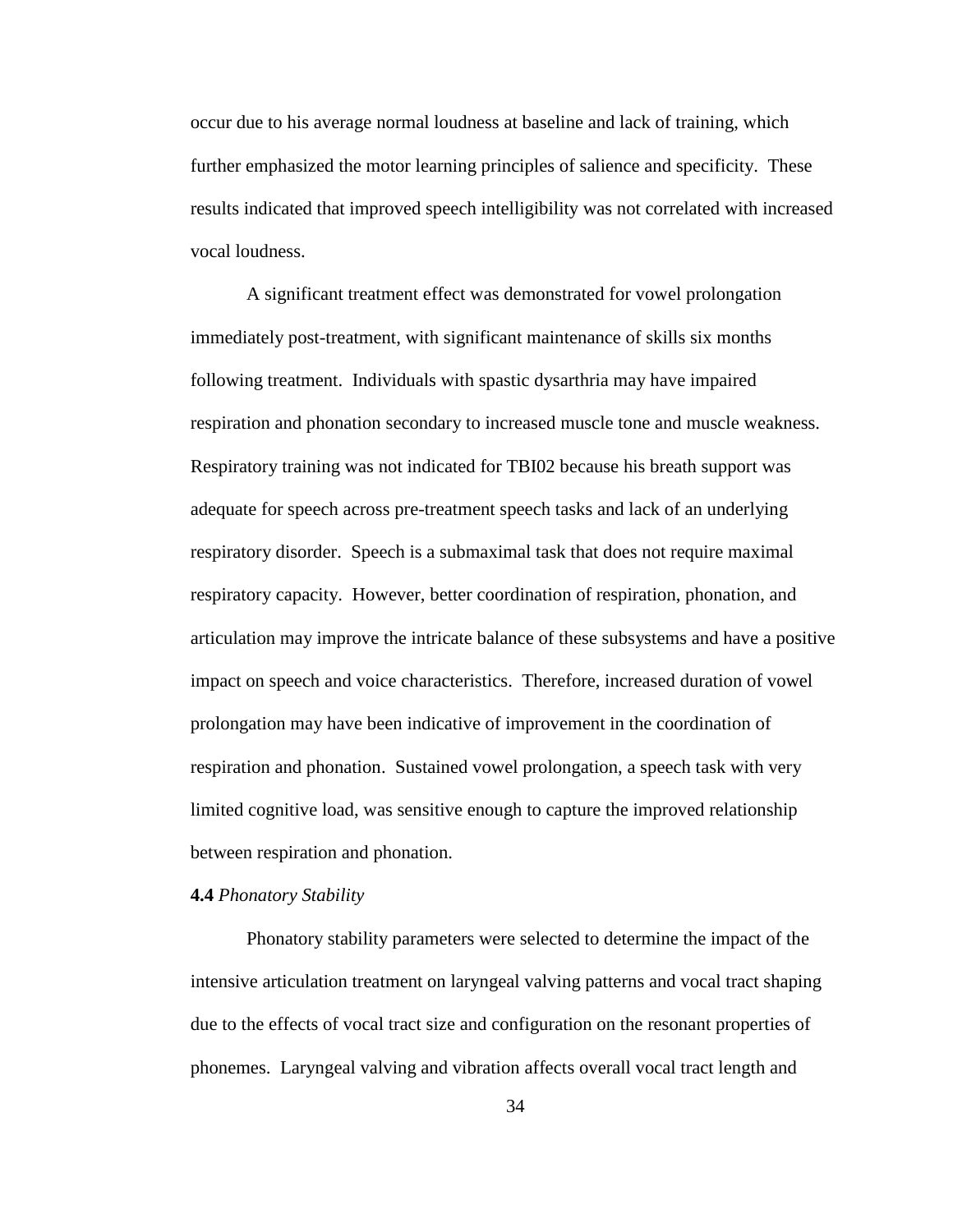occur due to his average normal loudness at baseline and lack of training, which further emphasized the motor learning principles of salience and specificity. These results indicated that improved speech intelligibility was not correlated with increased vocal loudness.

A significant treatment effect was demonstrated for vowel prolongation immediately post-treatment, with significant maintenance of skills six months following treatment. Individuals with spastic dysarthria may have impaired respiration and phonation secondary to increased muscle tone and muscle weakness. Respiratory training was not indicated for TBI02 because his breath support was adequate for speech across pre-treatment speech tasks and lack of an underlying respiratory disorder. Speech is a submaximal task that does not require maximal respiratory capacity. However, better coordination of respiration, phonation, and articulation may improve the intricate balance of these subsystems and have a positive impact on speech and voice characteristics. Therefore, increased duration of vowel prolongation may have been indicative of improvement in the coordination of respiration and phonation. Sustained vowel prolongation, a speech task with very limited cognitive load, was sensitive enough to capture the improved relationship between respiration and phonation.

### **4.4** *Phonatory Stability*

Phonatory stability parameters were selected to determine the impact of the intensive articulation treatment on laryngeal valving patterns and vocal tract shaping due to the effects of vocal tract size and configuration on the resonant properties of phonemes. Laryngeal valving and vibration affects overall vocal tract length and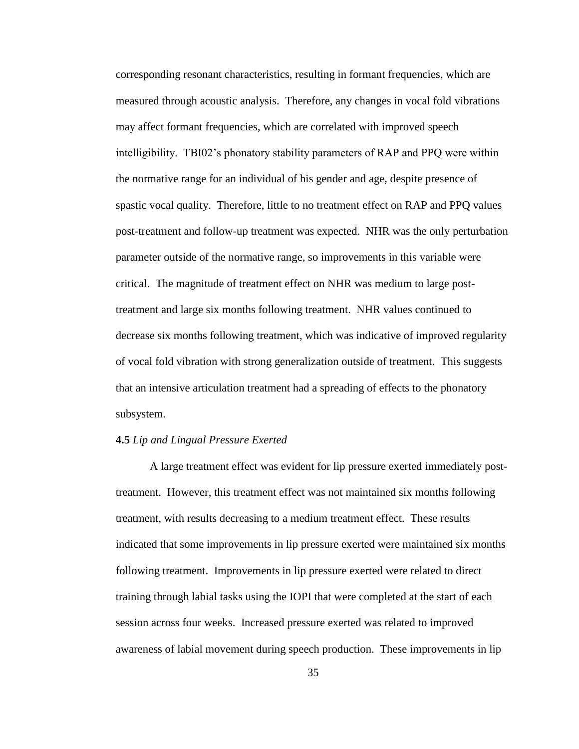corresponding resonant characteristics, resulting in formant frequencies, which are measured through acoustic analysis. Therefore, any changes in vocal fold vibrations may affect formant frequencies, which are correlated with improved speech intelligibility. TBI02's phonatory stability parameters of RAP and PPQ were within the normative range for an individual of his gender and age, despite presence of spastic vocal quality. Therefore, little to no treatment effect on RAP and PPQ values post-treatment and follow-up treatment was expected. NHR was the only perturbation parameter outside of the normative range, so improvements in this variable were critical. The magnitude of treatment effect on NHR was medium to large post-treatment and large six months following treatment. NHR values continued to decrease six months following treatment, which was indicative of improved regularity of vocal fold vibration with strong generalization outside of treatment. This suggests that an intensive articulation treatment had a spreading of effects to the phonatory subsystem.

### **4.5** *Lip and Lingual Pressure Exerted*

A large treatment effect was evident for lip pressure exerted immediately post-treatment. However, this treatment effect was not maintained six months following treatment, with results decreasing to a medium treatment effect. These results indicated that some improvements in lip pressure exerted were maintained six months following treatment. Improvements in lip pressure exerted were related to direct training through labial tasks using the IOPI that were completed at the start of each session across four weeks. Increased pressure exerted was related to improved awareness of labial movement during speech production. These improvements in lip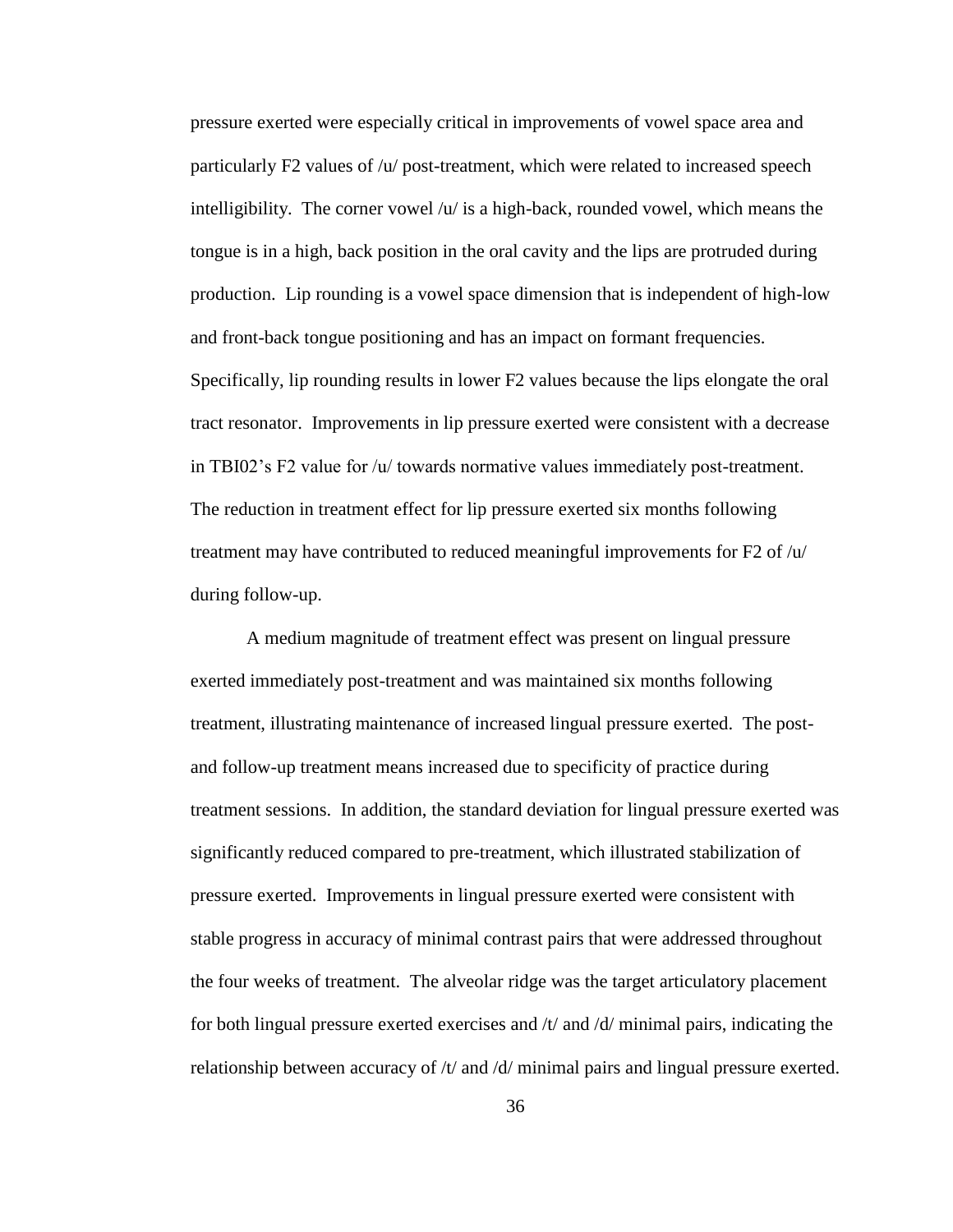pressure exerted were especially critical in improvements of vowel space area and particularly F2 values of /u/ post-treatment, which were related to increased speech intelligibility. The corner vowel /u/ is a high-back, rounded vowel, which means the tongue is in a high, back position in the oral cavity and the lips are protruded during production. Lip rounding is a vowel space dimension that is independent of high-low and front-back tongue positioning and has an impact on formant frequencies. Specifically, lip rounding results in lower F2 values because the lips elongate the oral tract resonator. Improvements in lip pressure exerted were consistent with a decrease in TBI02's F2 value for /u/ towards normative values immediately post-treatment. The reduction in treatment effect for lip pressure exerted six months following treatment may have contributed to reduced meaningful improvements for F2 of /u/ during follow-up.

A medium magnitude of treatment effect was present on lingual pressure exerted immediately post-treatment and was maintained six months following treatment, illustrating maintenance of increased lingual pressure exerted. The post- and follow-up treatment means increased due to specificity of practice during treatment sessions. In addition, the standard deviation for lingual pressure exerted was significantly reduced compared to pre-treatment, which illustrated stabilization of pressure exerted. Improvements in lingual pressure exerted were consistent with stable progress in accuracy of minimal contrast pairs that were addressed throughout the four weeks of treatment. The alveolar ridge was the target articulatory placement for both lingual pressure exerted exercises and /t/ and /d/ minimal pairs, indicating the relationship between accuracy of /t/ and /d/ minimal pairs and lingual pressure exerted.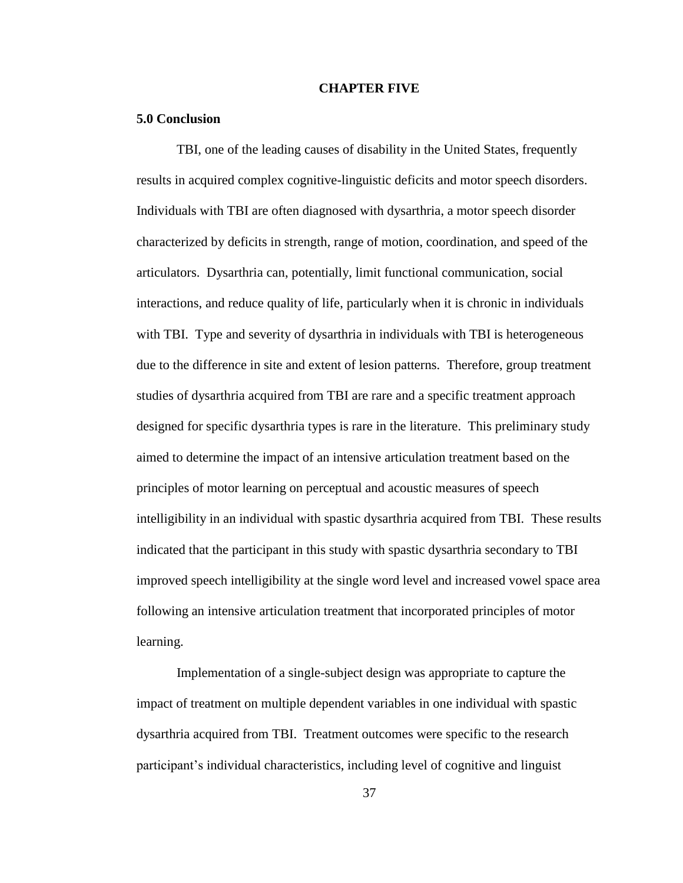# CHAPTER FIVE

## 5.0 Conclusion

TBI, one of the leading causes of disability in the United States, frequently results in acquired complex cognitive-linguistic deficits and motor speech disorders. Individuals with TBI are often diagnosed with dysarthria, a motor speech disorder characterized by deficits in strength, range of motion, coordination, and speed of the articulators. Dysarthria can, potentially, limit functional communication, social interactions, and reduce quality of life, particularly when it is chronic in individuals with TBI. Type and severity of dysarthria in individuals with TBI is heterogeneous due to the difference in site and extent of lesion patterns. Therefore, group treatment studies of dysarthria acquired from TBI are rare and a specific treatment approach designed for specific dysarthria types is rare in the literature. This preliminary study aimed to determine the impact of an intensive articulation treatment based on the principles of motor learning on perceptual and acoustic measures of speech intelligibility in an individual with spastic dysarthria acquired from TBI. These results indicated that the participant in this study with spastic dysarthria secondary to TBI improved speech intelligibility at the single word level and increased vowel space area following an intensive articulation treatment that incorporated principles of motor learning.

Implementation of a single-subject design was appropriate to capture the impact of treatment on multiple dependent variables in one individual with spastic dysarthria acquired from TBI. Treatment outcomes were specific to the research participant's individual characteristics, including level of cognitive and linguist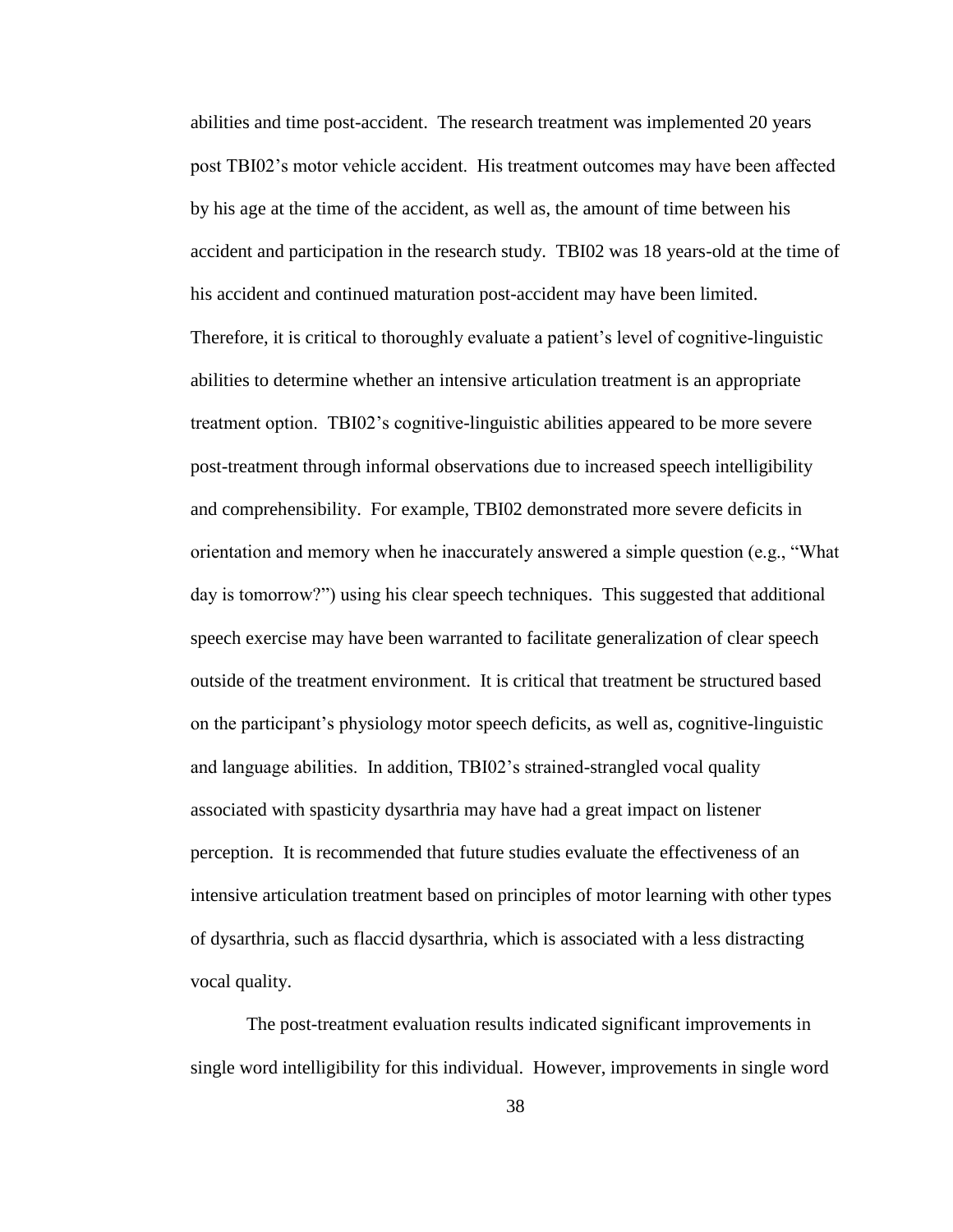abilities and time post-accident. The research treatment was implemented 20 years post TBI02's motor vehicle accident. His treatment outcomes may have been affected by his age at the time of the accident, as well as, the amount of time between his accident and participation in the research study. TBI02 was 18 years-old at the time of his accident and continued maturation post-accident may have been limited. Therefore, it is critical to thoroughly evaluate a patient's level of cognitive-linguistic abilities to determine whether an intensive articulation treatment is an appropriate treatment option. TBI02's cognitive-linguistic abilities appeared to be more severe post-treatment through informal observations due to increased speech intelligibility and comprehensibility. For example, TBI02 demonstrated more severe deficits in orientation and memory when he inaccurately answered a simple question (e.g., "What day is tomorrow?") using his clear speech techniques. This suggested that additional speech exercise may have been warranted to facilitate generalization of clear speech outside of the treatment environment. It is critical that treatment be structured based on the participant's physiology motor speech deficits, as well as, cognitive-linguistic and language abilities. In addition, TBI02's strained-strangled vocal quality associated with spasticity dysarthria may have had a great impact on listener perception. It is recommended that future studies evaluate the effectiveness of an intensive articulation treatment based on principles of motor learning with other types of dysarthria, such as flaccid dysarthria, which is associated with a less distracting vocal quality.

The post-treatment evaluation results indicated significant improvements in single word intelligibility for this individual. However, improvements in single word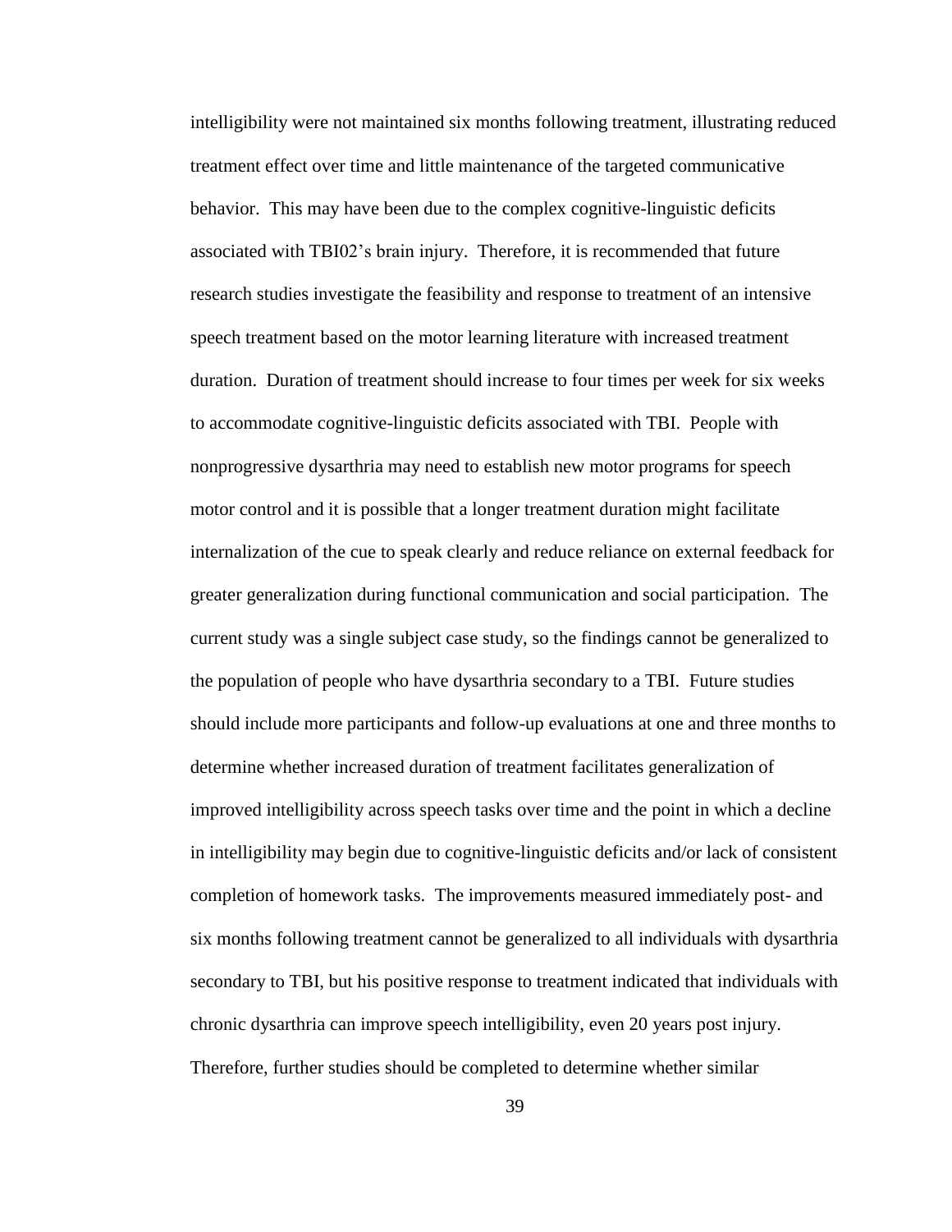intelligibility were not maintained six months following treatment, illustrating reduced treatment effect over time and little maintenance of the targeted communicative behavior. This may have been due to the complex cognitive-linguistic deficits associated with TBI02's brain injury. Therefore, it is recommended that future research studies investigate the feasibility and response to treatment of an intensive speech treatment based on the motor learning literature with increased treatment duration. Duration of treatment should increase to four times per week for six weeks to accommodate cognitive-linguistic deficits associated with TBI. People with nonprogressive dysarthria may need to establish new motor programs for speech motor control and it is possible that a longer treatment duration might facilitate internalization of the cue to speak clearly and reduce reliance on external feedback for greater generalization during functional communication and social participation. The current study was a single subject case study, so the findings cannot be generalized to the population of people who have dysarthria secondary to a TBI. Future studies should include more participants and follow-up evaluations at one and three months to determine whether increased duration of treatment facilitates generalization of improved intelligibility across speech tasks over time and the point in which a decline in intelligibility may begin due to cognitive-linguistic deficits and/or lack of consistent completion of homework tasks. The improvements measured immediately post- and six months following treatment cannot be generalized to all individuals with dysarthria secondary to TBI, but his positive response to treatment indicated that individuals with chronic dysarthria can improve speech intelligibility, even 20 years post injury. Therefore, further studies should be completed to determine whether similar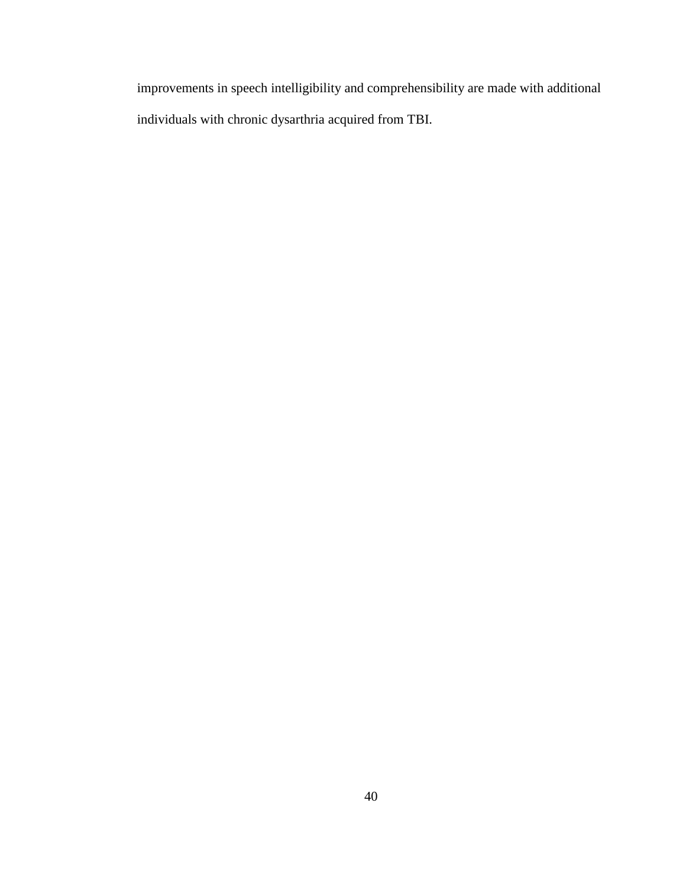improvements in speech intelligibility and comprehensibility are made with additional individuals with chronic dysarthria acquired from TBI.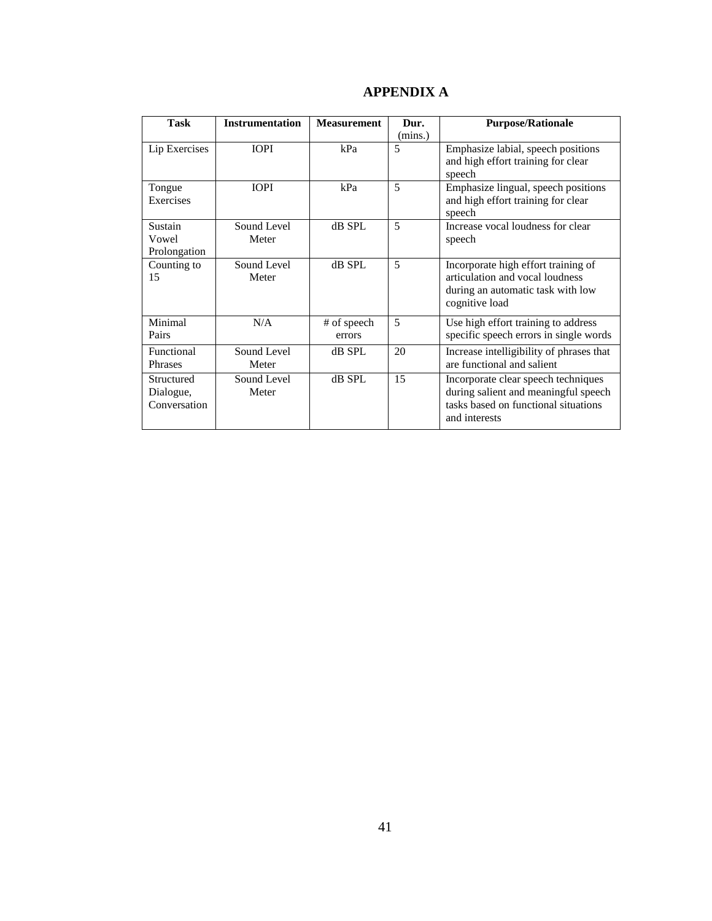# APPENDIX A

| Task | Instrumentation | Measurement | Dur. (mins.) | Purpose/Rationale |
|---|---|---|---|---|
| Lip Exercises | IOPI | kPa | 5 | Emphasize labial, speech positions and high effort training for clear speech |
| Tongue Exercises | IOPI | kPa | 5 | Emphasize lingual, speech positions and high effort training for clear speech |
| Sustain Vowel Prolongation | Sound Level Meter | dB SPL | 5 | Increase vocal loudness for clear speech |
| Counting to 15 | Sound Level Meter | dB SPL | 5 | Incorporate high effort training of articulation and vocal loudness during an automatic task with low cognitive load |
| Minimal Pairs | N/A | # of speech errors | 5 | Use high effort training to address specific speech errors in single words |
| Functional Phrases | Sound Level Meter | dB SPL | 20 | Increase intelligibility of phrases that are functional and salient |
| Structured Dialogue, Conversation | Sound Level Meter | dB SPL | 15 | Incorporate clear speech techniques during salient and meaningful speech tasks based on functional situations and interests |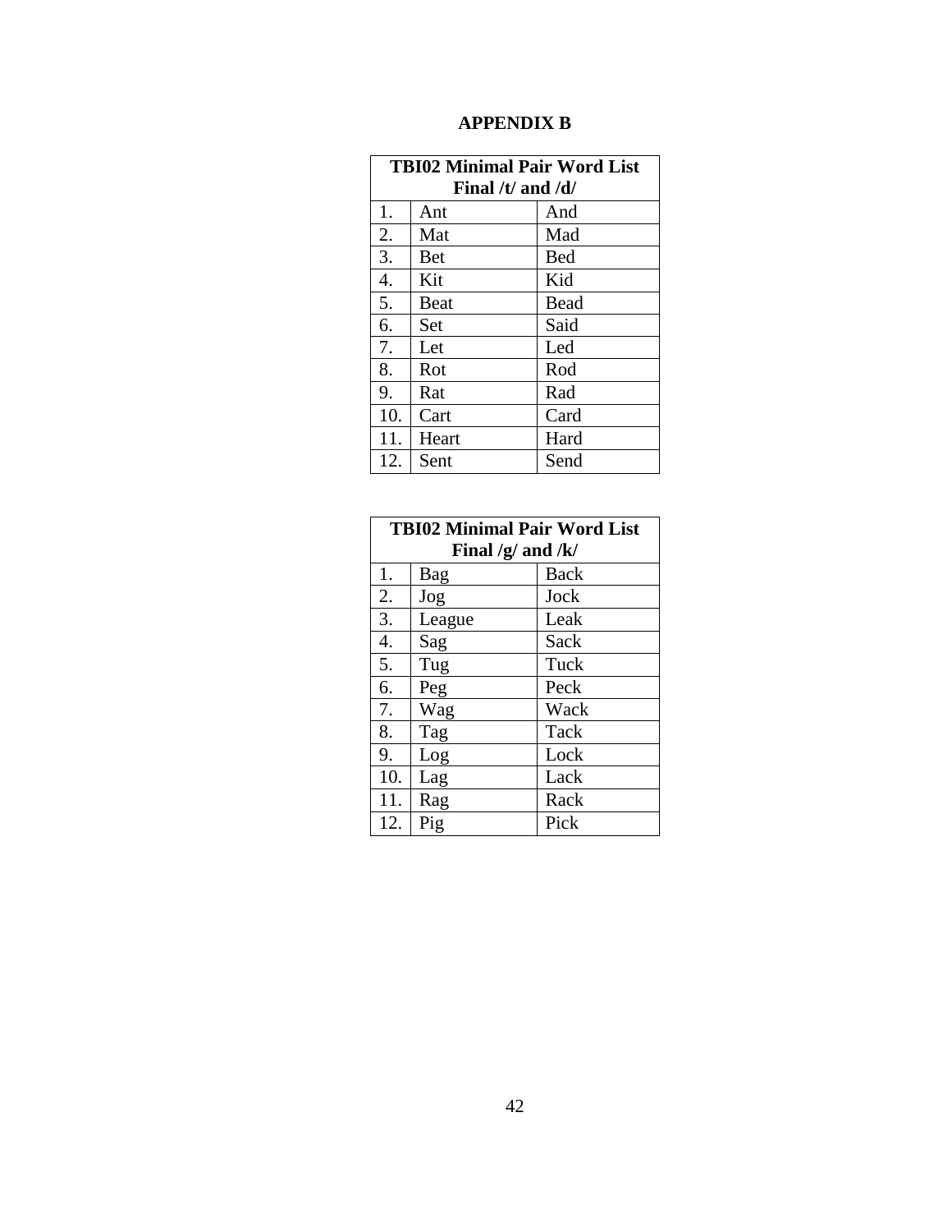# APPENDIX B

| TBI02 Minimal Pair Word List Final /t/ and /d/ | | |
|---|---|---|
| 1. | Ant | And |
| 2. | Mat | Mad |
| 3. | Bet | Bed |
| 4. | Kit | Kid |
| 5. | Beat | Bead |
| 6. | Set | Said |
| 7. | Let | Led |
| 8. | Rot | Rod |
| 9. | Rat | Rad |
| 10. | Cart | Card |
| 11. | Heart | Hard |
| 12. | Sent | Send |

| TBI02 Minimal Pair Word List Final /g/ and /k/ | | |
|---|---|---|
| 1. | Bag | Back |
| 2. | Jog | Jock |
| 3. | League | Leak |
| 4. | Sag | Sack |
| 5. | Tug | Tuck |
| 6. | Peg | Peck |
| 7. | Wag | Wack |
| 8. | Tag | Tack |
| 9. | Log | Lock |
| 10. | Lag | Lack |
| 11. | Rag | Rack |
| 12. | Pig | Pick |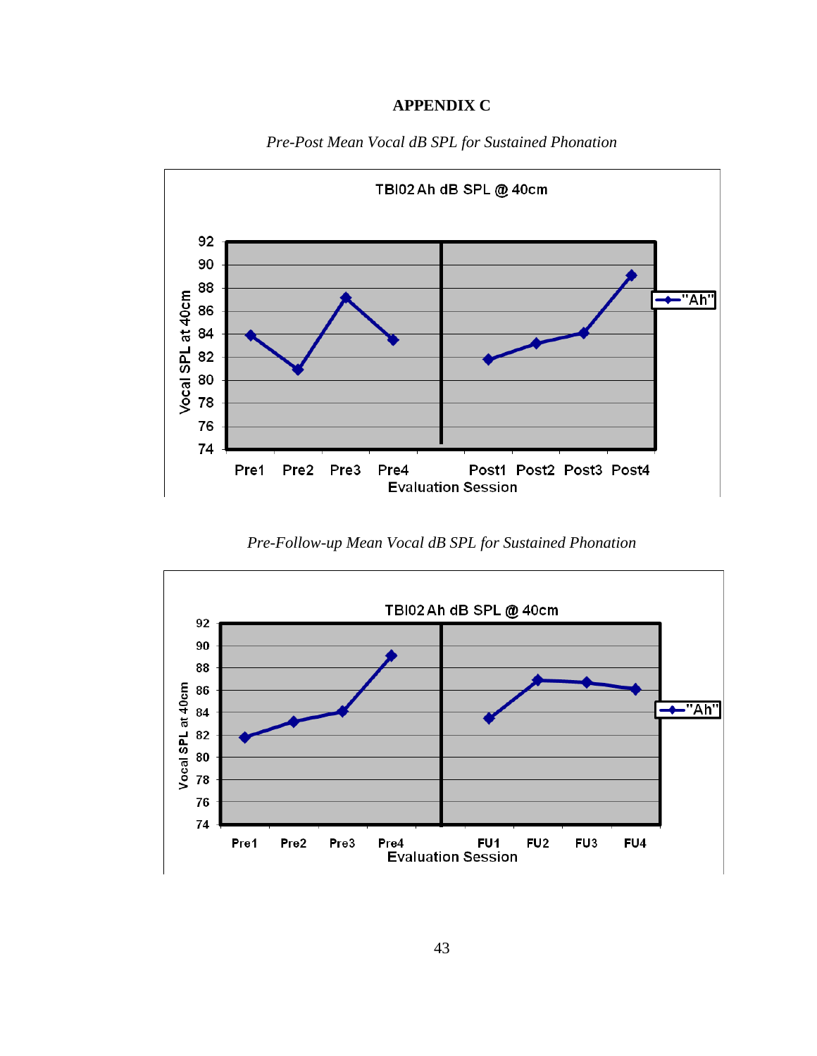# APPENDIX C

*Pre-Post Mean Vocal dB SPL for Sustained Phonation*

*Pre-Follow-up Mean Vocal dB SPL for Sustained Phonation*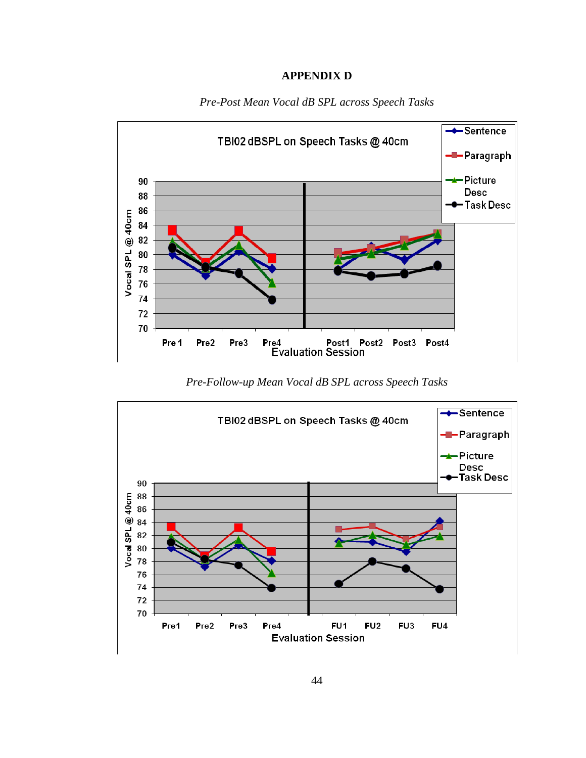## APPENDIX D

*Pre-Post Mean Vocal dB SPL across Speech Tasks*

*Pre-Follow-up Mean Vocal dB SPL across Speech Tasks*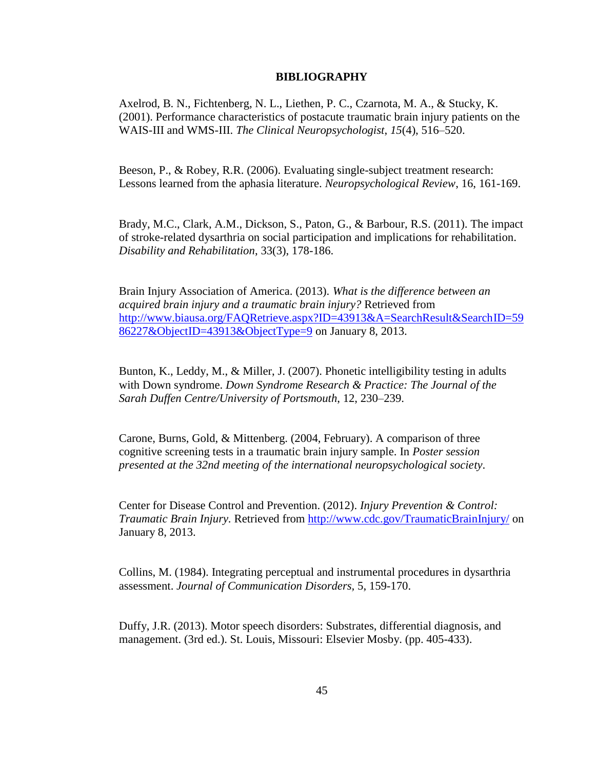# BIBLIOGRAPHY

Axelrod, B. N., Fichtenberg, N. L., Liethen, P. C., Czarnota, M. A., & Stucky, K. (2001). Performance characteristics of postacute traumatic brain injury patients on the WAIS-III and WMS-III. *The Clinical Neuropsychologist*, *15*(4), 516–520.

Beeson, P., & Robey, R.R. (2006). Evaluating single-subject treatment research: Lessons learned from the aphasia literature. *Neuropsychological Review*, 16, 161-169.

Brady, M.C., Clark, A.M., Dickson, S., Paton, G., & Barbour, R.S. (2011). The impact of stroke-related dysarthria on social participation and implications for rehabilitation. *Disability and Rehabilitation*, 33(3), 178-186.

Brain Injury Association of America. (2013). *What is the difference between an acquired brain injury and a traumatic brain injury?* Retrieved from http://www.biausa.org/FAQRetrieve.aspx?ID=43913&A=SearchResult&SearchID=5986227&ObjectID=43913&ObjectType=9 on January 8, 2013.

Bunton, K., Leddy, M., & Miller, J. (2007). Phonetic intelligibility testing in adults with Down syndrome. *Down Syndrome Research & Practice: The Journal of the Sarah Duffen Centre/University of Portsmouth*, 12, 230–239.

Carone, Burns, Gold, & Mittenberg. (2004, February). A comparison of three cognitive screening tests in a traumatic brain injury sample. In *Poster session presented at the 32nd meeting of the international neuropsychological society*.

Center for Disease Control and Prevention. (2012). *Injury Prevention & Control: Traumatic Brain Injury*. Retrieved from http://www.cdc.gov/TraumaticBrainInjury/ on January 8, 2013.

Collins, M. (1984). Integrating perceptual and instrumental procedures in dysarthria assessment. *Journal of Communication Disorders*, 5, 159-170.

Duffy, J.R. (2013). Motor speech disorders: Substrates, differential diagnosis, and management. (3rd ed.). St. Louis, Missouri: Elsevier Mosby. (pp. 405-433).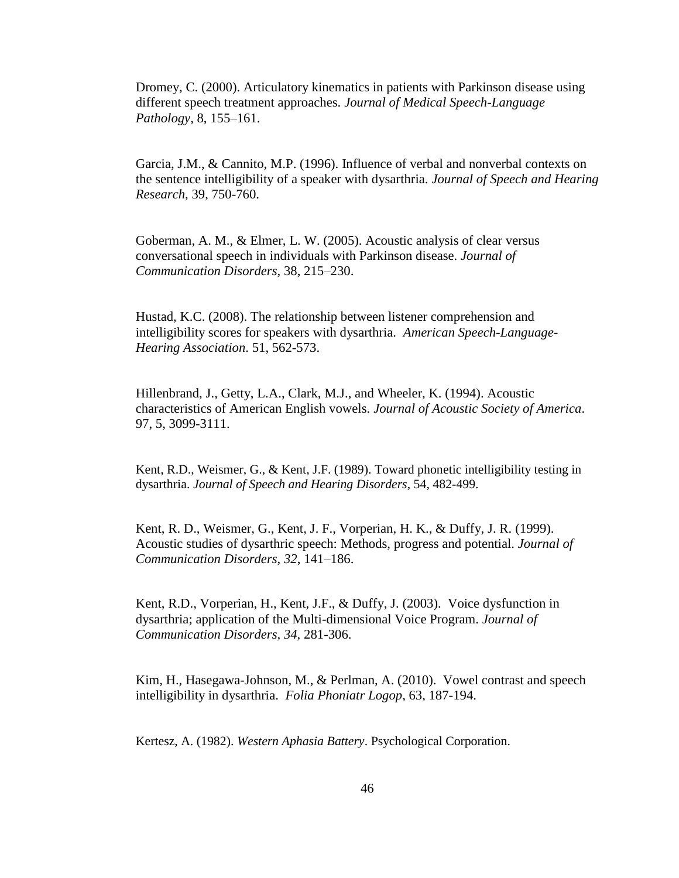Dromey, C. (2000). Articulatory kinematics in patients with Parkinson disease using different speech treatment approaches. *Journal of Medical Speech-Language Pathology*, 8, 155–161.

Garcia, J.M., & Cannito, M.P. (1996). Influence of verbal and nonverbal contexts on the sentence intelligibility of a speaker with dysarthria. *Journal of Speech and Hearing Research*, 39, 750-760.

Goberman, A. M., & Elmer, L. W. (2005). Acoustic analysis of clear versus conversational speech in individuals with Parkinson disease. *Journal of Communication Disorders*, 38, 215–230.

Hustad, K.C. (2008). The relationship between listener comprehension and intelligibility scores for speakers with dysarthria. *American Speech-Language-Hearing Association*. 51, 562-573.

Hillenbrand, J., Getty, L.A., Clark, M.J., and Wheeler, K. (1994). Acoustic characteristics of American English vowels. *Journal of Acoustic Society of America*. 97, 5, 3099-3111.

Kent, R.D., Weismer, G., & Kent, J.F. (1989). Toward phonetic intelligibility testing in dysarthria. *Journal of Speech and Hearing Disorders*, 54, 482-499.

Kent, R. D., Weismer, G., Kent, J. F., Vorperian, H. K., & Duffy, J. R. (1999). Acoustic studies of dysarthric speech: Methods, progress and potential. *Journal of Communication Disorders*, *32*, 141–186.

Kent, R.D., Vorperian, H., Kent, J.F., & Duffy, J. (2003). Voice dysfunction in dysarthria; application of the Multi-dimensional Voice Program. *Journal of Communication Disorders, 34,* 281-306.

Kim, H., Hasegawa-Johnson, M., & Perlman, A. (2010). Vowel contrast and speech intelligibility in dysarthria. *Folia Phoniatr Logop*, 63, 187-194.

Kertesz, A. (1982). *Western Aphasia Battery*. Psychological Corporation.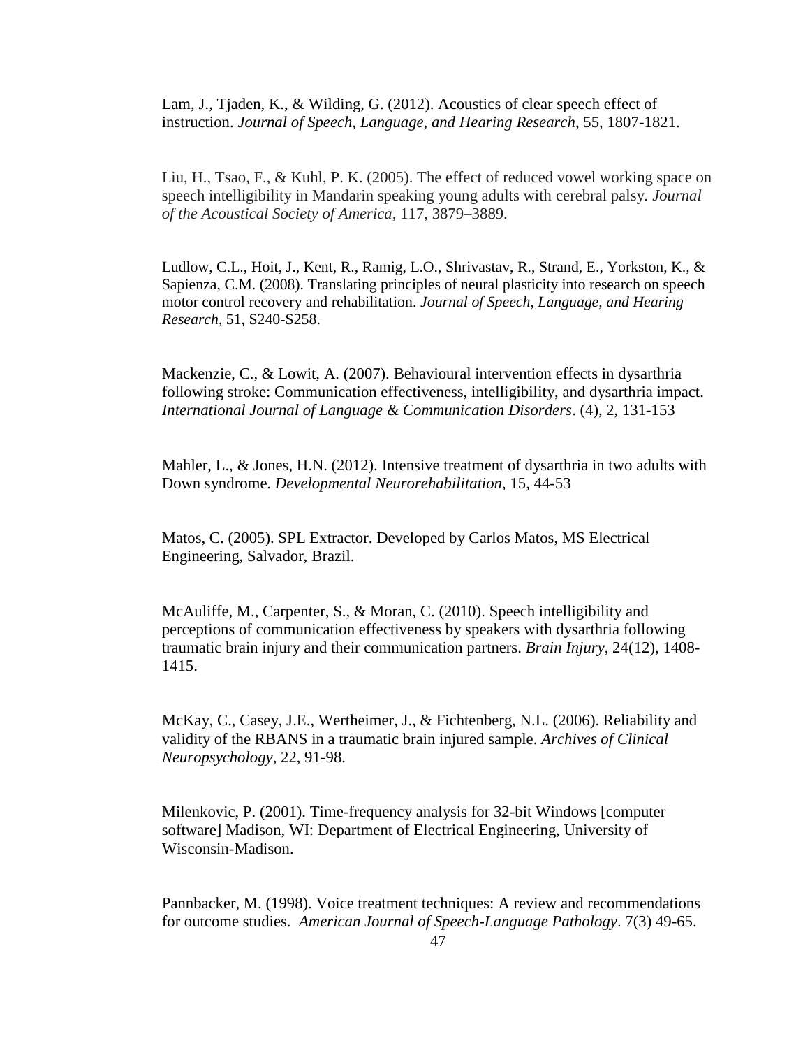Lam, J., Tjaden, K., & Wilding, G. (2012). Acoustics of clear speech effect of instruction. *Journal of Speech, Language, and Hearing Research*, 55, 1807-1821.

Liu, H., Tsao, F., & Kuhl, P. K. (2005). The effect of reduced vowel working space on speech intelligibility in Mandarin speaking young adults with cerebral palsy. *Journal of the Acoustical Society of America*, 117, 3879–3889.

Ludlow, C.L., Hoit, J., Kent, R., Ramig, L.O., Shrivastav, R., Strand, E., Yorkston, K., & Sapienza, C.M. (2008). Translating principles of neural plasticity into research on speech motor control recovery and rehabilitation. *Journal of Speech, Language, and Hearing Research*, 51, S240-S258.

Mackenzie, C., & Lowit, A. (2007). Behavioural intervention effects in dysarthria following stroke: Communication effectiveness, intelligibility, and dysarthria impact. *International Journal of Language & Communication Disorders*. (4), 2, 131-153

Mahler, L., & Jones, H.N. (2012). Intensive treatment of dysarthria in two adults with Down syndrome. *Developmental Neurorehabilitation*, 15, 44-53

Matos, C. (2005). SPL Extractor. Developed by Carlos Matos, MS Electrical Engineering, Salvador, Brazil.

McAuliffe, M., Carpenter, S., & Moran, C. (2010). Speech intelligibility and perceptions of communication effectiveness by speakers with dysarthria following traumatic brain injury and their communication partners. *Brain Injury*, 24(12), 1408-1415.

McKay, C., Casey, J.E., Wertheimer, J., & Fichtenberg, N.L. (2006). Reliability and validity of the RBANS in a traumatic brain injured sample. *Archives of Clinical Neuropsychology*, 22, 91-98.

Milenkovic, P. (2001). Time-frequency analysis for 32-bit Windows [computer software] Madison, WI: Department of Electrical Engineering, University of Wisconsin-Madison.

Pannbacker, M. (1998). Voice treatment techniques: A review and recommendations for outcome studies. *American Journal of Speech-Language Pathology*. 7(3) 49-65.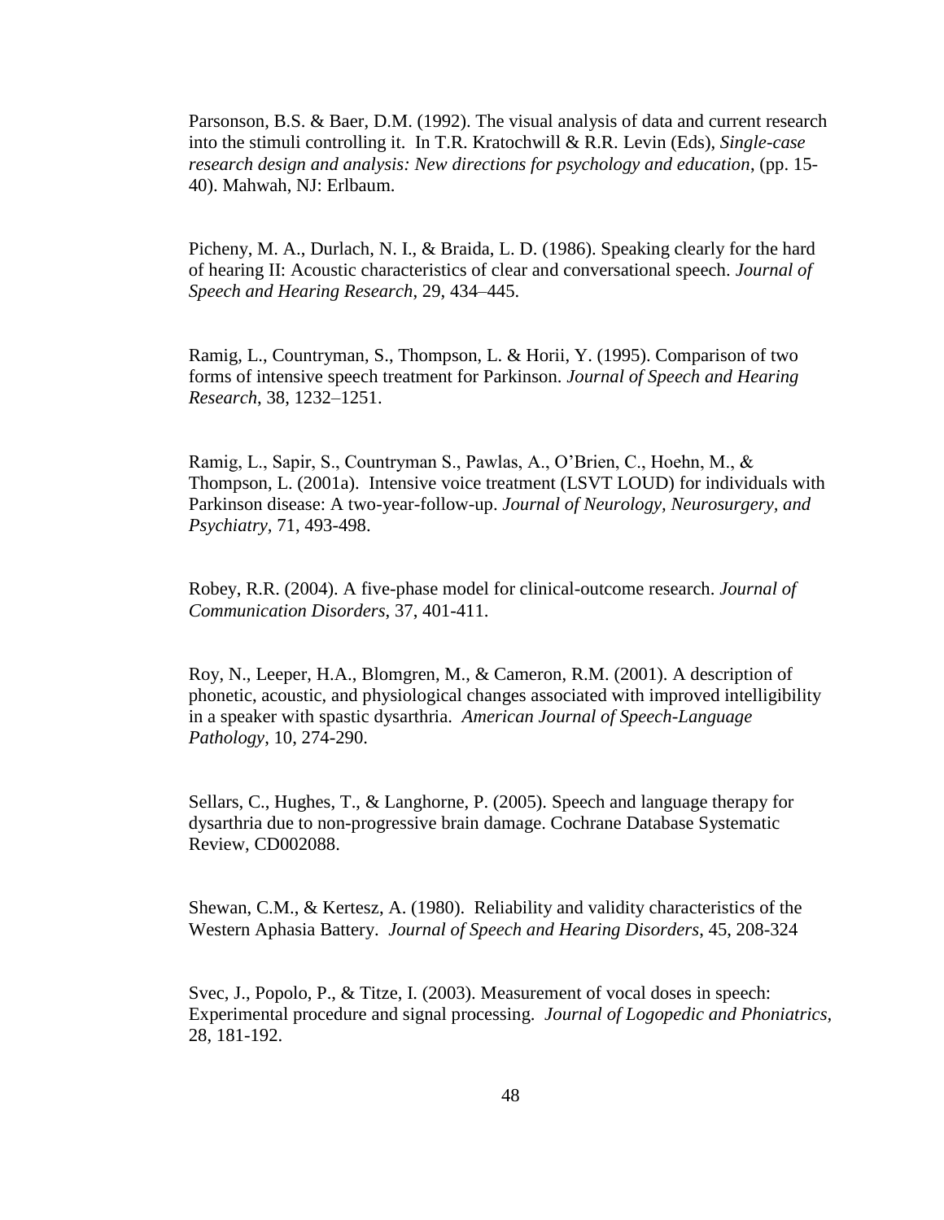Parsonson, B.S. & Baer, D.M. (1992). The visual analysis of data and current research into the stimuli controlling it. In T.R. Kratochwill & R.R. Levin (Eds), *Single-case research design and analysis: New directions for psychology and education*, (pp. 15-40). Mahwah, NJ: Erlbaum.

Picheny, M. A., Durlach, N. I., & Braida, L. D. (1986). Speaking clearly for the hard of hearing II: Acoustic characteristics of clear and conversational speech. *Journal of Speech and Hearing Research*, 29, 434–445.

Ramig, L., Countryman, S., Thompson, L. & Horii, Y. (1995). Comparison of two forms of intensive speech treatment for Parkinson. *Journal of Speech and Hearing Research*, 38, 1232–1251.

Ramig, L., Sapir, S., Countryman S., Pawlas, A., O'Brien, C., Hoehn, M., & Thompson, L. (2001a). Intensive voice treatment (LSVT LOUD) for individuals with Parkinson disease: A two-year-follow-up. *Journal of Neurology, Neurosurgery, and Psychiatry*, 71, 493-498.

Robey, R.R. (2004). A five-phase model for clinical-outcome research. *Journal of Communication Disorders*, 37, 401-411.

Roy, N., Leeper, H.A., Blomgren, M., & Cameron, R.M. (2001). A description of phonetic, acoustic, and physiological changes associated with improved intelligibility in a speaker with spastic dysarthria. *American Journal of Speech-Language Pathology*, 10, 274-290.

Sellars, C., Hughes, T., & Langhorne, P. (2005). Speech and language therapy for dysarthria due to non-progressive brain damage. Cochrane Database Systematic Review, CD002088.

Shewan, C.M., & Kertesz, A. (1980). Reliability and validity characteristics of the Western Aphasia Battery. *Journal of Speech and Hearing Disorders*, 45, 208-324

Svec, J., Popolo, P., & Titze, I. (2003). Measurement of vocal doses in speech: Experimental procedure and signal processing. *Journal of Logopedic and Phoniatrics*, 28, 181-192.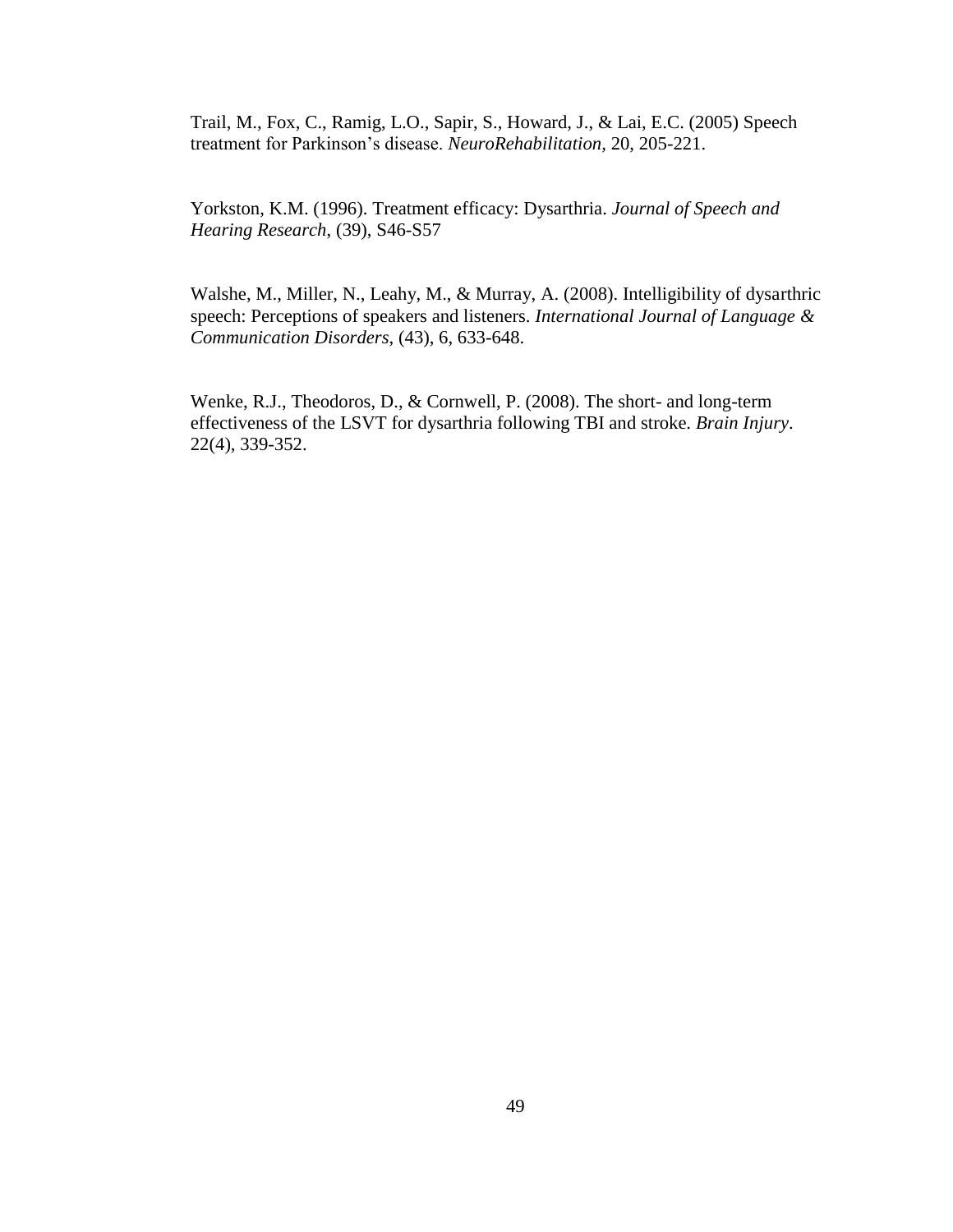Trail, M., Fox, C., Ramig, L.O., Sapir, S., Howard, J., & Lai, E.C. (2005) Speech treatment for Parkinson's disease. *NeuroRehabilitation,* 20, 205-221.

Yorkston, K.M. (1996). Treatment efficacy: Dysarthria. *Journal of Speech and Hearing Research*, (39), S46-S57

Walshe, M., Miller, N., Leahy, M., & Murray, A. (2008). Intelligibility of dysarthric speech: Perceptions of speakers and listeners. *International Journal of Language & Communication Disorders*, (43), 6, 633-648.

Wenke, R.J., Theodoros, D., & Cornwell, P. (2008). The short- and long-term effectiveness of the LSVT for dysarthria following TBI and stroke. *Brain Injury*. 22(4), 339-352.